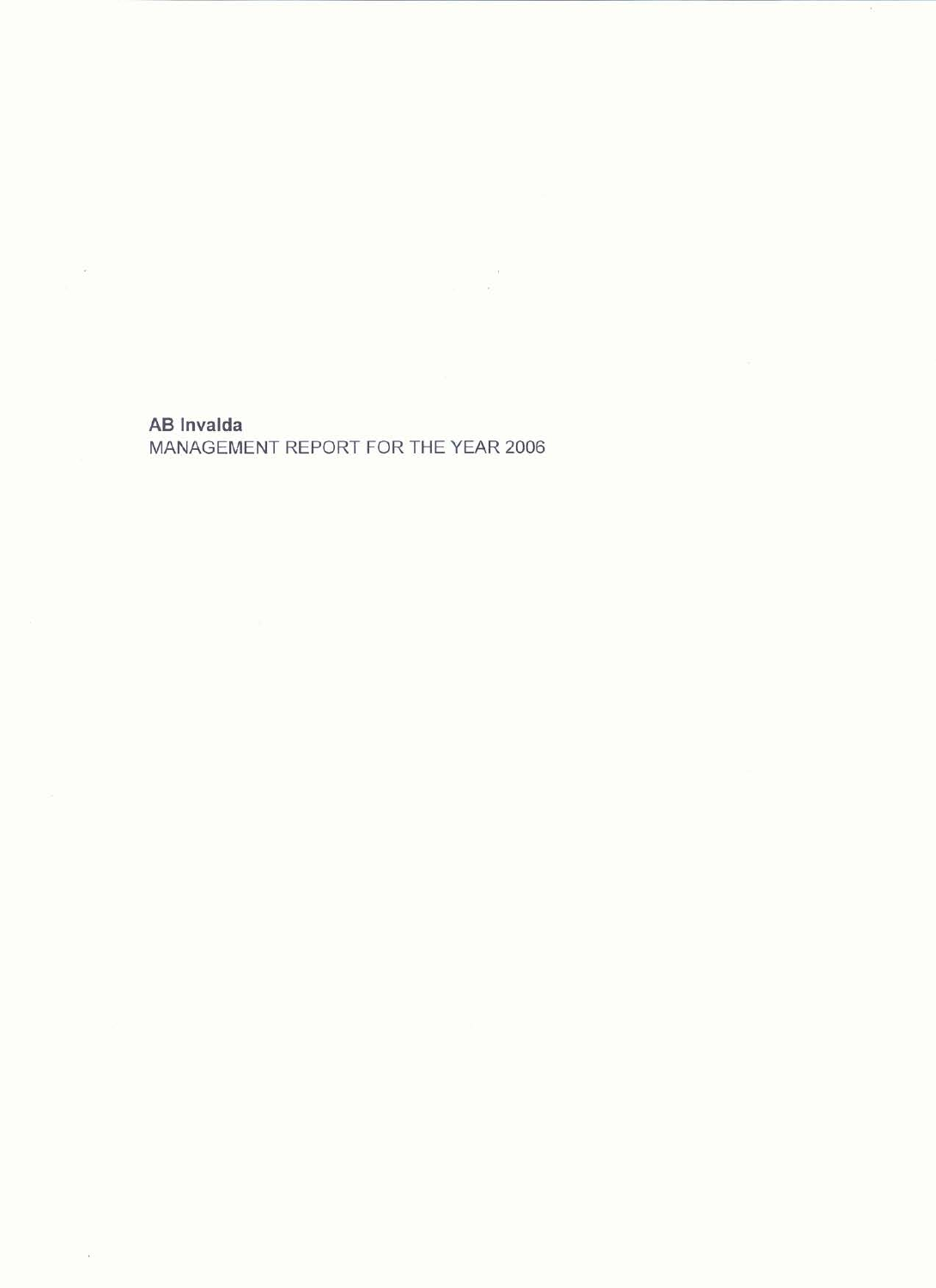**AB Invalda**

MANAGEMENT REPORT FOR THE YEAR 2006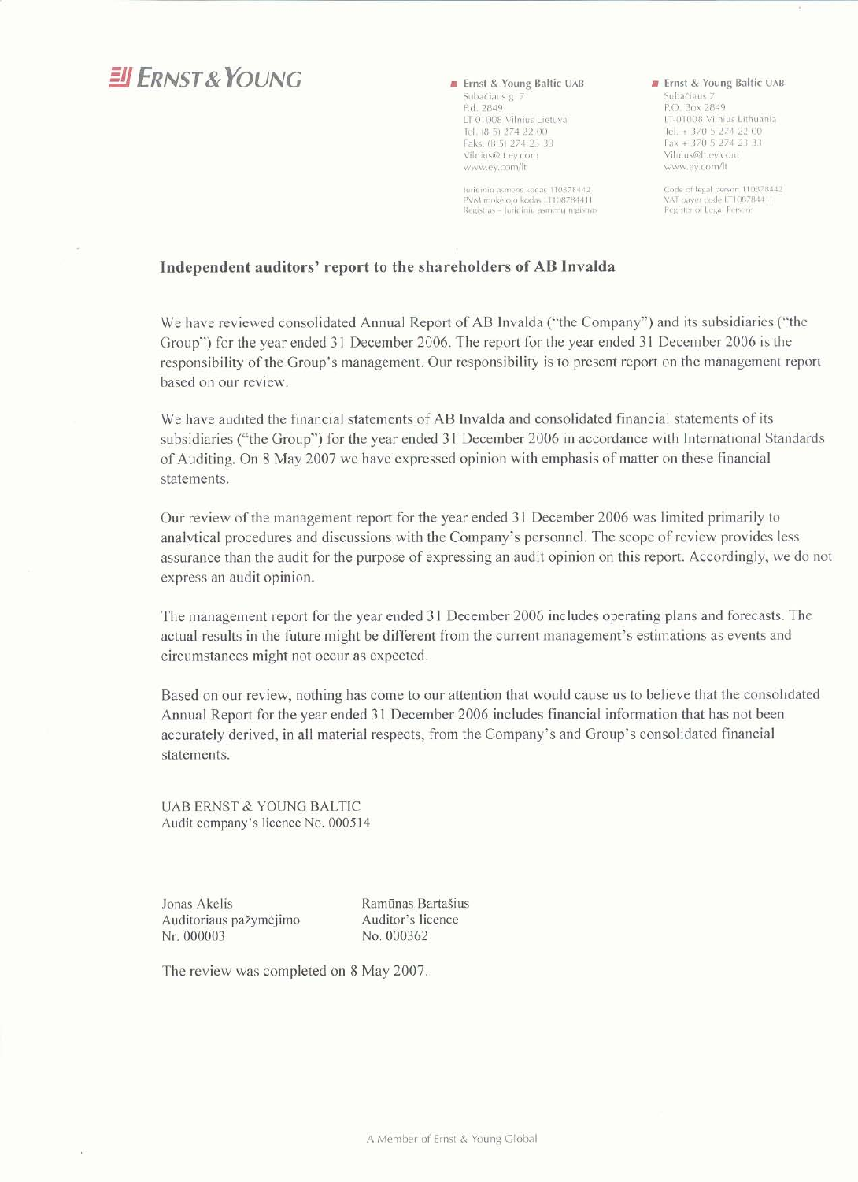**ERNST & YOUNG**

■ Ernst & Young Baltic UAB
Subačiaus g. 7
P.d. 2849
LT-01008 Vilnius Lietuva
Tel. (8 5) 274 22 00
Faks. (8 5) 274 23 33
Vilnius@lt.ey.com
www.ey.com/lt

Juridinio asmens kodas 110878442
PVM mokėtojo kodas LT108784411
Registras – Juridinių asmenų registras

■ Ernst & Young Baltic UAB
Subačiaus 7
P.O. Box 2849
LT-01008 Vilnius Lithuania
Tel. + 370 5 274 22 00
Fax + 370 5 274 23 33
Vilnius@lt.ey.com
www.ey.com/lt

Code of legal person 110878442
VAT payer code LT108784411
Register of Legal Persons

## Independent auditors' report to the shareholders of AB Invalda

We have reviewed consolidated Annual Report of AB Invalda ("the Company") and its subsidiaries ("the Group") for the year ended 31 December 2006. The report for the year ended 31 December 2006 is the responsibility of the Group's management. Our responsibility is to present report on the management report based on our review.

We have audited the financial statements of AB Invalda and consolidated financial statements of its subsidiaries ("the Group") for the year ended 31 December 2006 in accordance with International Standards of Auditing. On 8 May 2007 we have expressed opinion with emphasis of matter on these financial statements.

Our review of the management report for the year ended 31 December 2006 was limited primarily to analytical procedures and discussions with the Company's personnel. The scope of review provides less assurance than the audit for the purpose of expressing an audit opinion on this report. Accordingly, we do not express an audit opinion.

The management report for the year ended 31 December 2006 includes operating plans and forecasts. The actual results in the future might be different from the current management's estimations as events and circumstances might not occur as expected.

Based on our review, nothing has come to our attention that would cause us to believe that the consolidated Annual Report for the year ended 31 December 2006 includes financial information that has not been accurately derived, in all material respects, from the Company's and Group's consolidated financial statements.

UAB ERNST & YOUNG BALTIC
Audit company's licence No. 000514

Jonas Akelis
Auditoriaus pažymėjimo
Nr. 000003

Ramūnas Bartašius
Auditor's licence
No. 000362

The review was completed on 8 May 2007.

A Member of Ernst & Young Global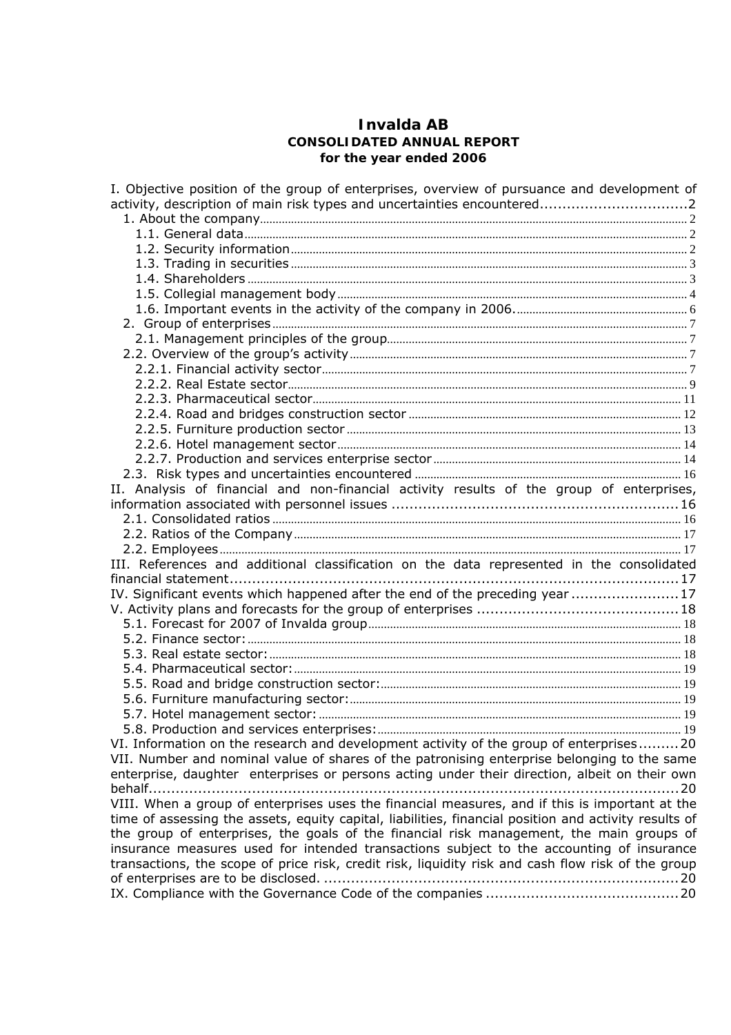# Invalda AB
## CONSOLIDATED ANNUAL REPORT
### for the year ended 2006

I. Objective position of the group of enterprises, overview of pursuance and development of activity, description of main risk types and uncertainties encountered ....................................2
- 1. About the company ............................................................................................2
  - 1.1. General data ..............................................................................................2
  - 1.2. Security information ..................................................................................2
  - 1.3. Trading in securities ..................................................................................3
  - 1.4. Shareholders .............................................................................................3
  - 1.5. Collegial management body .......................................................................4
  - 1.6. Important events in the activity of the company in 2006. ...........................6
- 2. Group of enterprises .........................................................................................7
  - 2.1. Management principles of the group ..........................................................7
- 2.2. Overview of the group's activity ........................................................................7
  - 2.2.1. Financial activity sector ............................................................................7
  - 2.2.2. Real Estate sector ....................................................................................9
  - 2.2.3. Pharmaceutical sector ............................................................................11
  - 2.2.4. Road and bridges construction sector ......................................................12
  - 2.2.5. Furniture production sector .....................................................................13
  - 2.2.6. Hotel management sector .......................................................................14
  - 2.2.7. Production and services enterprise sector ................................................14
- 2.3. Risk types and uncertainties encountered .........................................................16

II. Analysis of financial and non-financial activity results of the group of enterprises, information associated with personnel issues ....................................................................16
- 2.1. Consolidated ratios ..........................................................................................16
- 2.2. Ratios of the Company ......................................................................................17
- 2.2. Employees .......................................................................................................17

III. References and additional classification on the data represented in the consolidated financial statement ..........................................................................................................17

IV. Significant events which happened after the end of the preceding year ..........................17

V. Activity plans and forecasts for the group of enterprises ..................................................18
- 5.1. Forecast for 2007 of Invalda group ....................................................................18
- 5.2. Finance sector: ................................................................................................18
- 5.3. Real estate sector: ...........................................................................................18
- 5.4. Pharmaceutical sector: .....................................................................................19
- 5.5. Road and bridge construction sector: ..................................................................19
- 5.6. Furniture manufacturing sector: ........................................................................19
- 5.7. Hotel management sector: ...............................................................................19
- 5.8. Production and services enterprises: ..................................................................19

VI. Information on the research and development activity of the group of enterprises .........20

VII. Number and nominal value of shares of the patronising enterprise belonging to the same enterprise, daughter enterprises or persons acting under their direction, albeit on their own behalf ............................................................................................................................20

VIII. When a group of enterprises uses the financial measures, and if this is important at the time of assessing the assets, equity capital, liabilities, financial position and activity results of the group of enterprises, the goals of the financial risk management, the main groups of insurance measures used for intended transactions subject to the accounting of insurance transactions, the scope of price risk, credit risk, liquidity risk and cash flow risk of the group of enterprises are to be disclosed. ................................................................................20

IX. Compliance with the Governance Code of the companies ...............................................20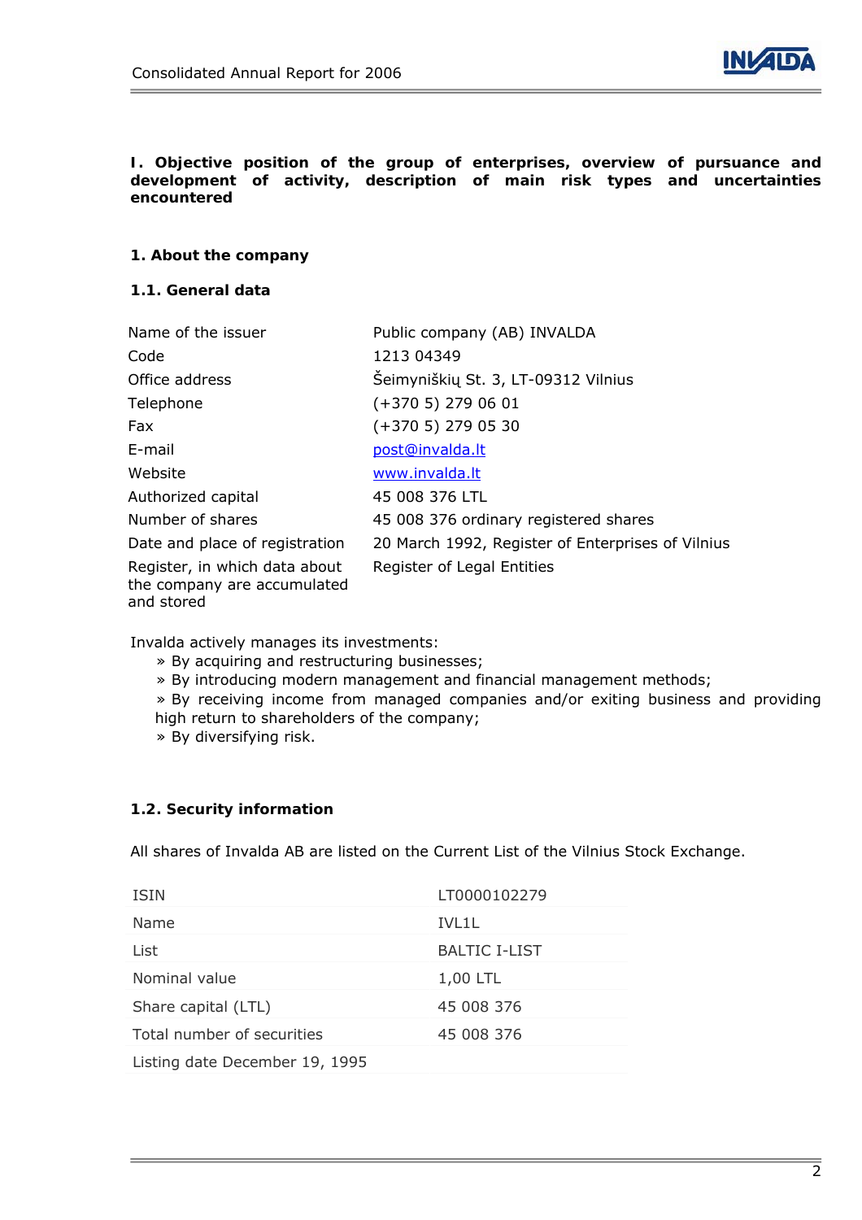## I. Objective position of the group of enterprises, overview of pursuance and development of activity, description of main risk types and uncertainties encountered

### 1. About the company

#### 1.1. General data

| | |
|---|---|
| Name of the issuer | Public company (AB) INVALDA |
| Code | 1213 04349 |
| Office address | Šeimyniškių St. 3, LT-09312 Vilnius |
| Telephone | (+370 5) 279 06 01 |
| Fax | (+370 5) 279 05 30 |
| E-mail | post@invalda.lt |
| Website | www.invalda.lt |
| Authorized capital | 45 008 376 LTL |
| Number of shares | 45 008 376 ordinary registered shares |
| Date and place of registration | 20 March 1992, Register of Enterprises of Vilnius |
| Register, in which data about the company are accumulated and stored | Register of Legal Entities |

Invalda actively manages its investments:

- By acquiring and restructuring businesses;
- By introducing modern management and financial management methods;
- By receiving income from managed companies and/or exiting business and providing high return to shareholders of the company;
- By diversifying risk.

#### 1.2. Security information

All shares of Invalda AB are listed on the Current List of the Vilnius Stock Exchange.

| | |
|---|---|
| ISIN | LT0000102279 |
| Name | IVL1L |
| List | BALTIC I-LIST |
| Nominal value | 1,00 LTL |
| Share capital (LTL) | 45 008 376 |
| Total number of securities | 45 008 376 |
| Listing date December 19, 1995 | |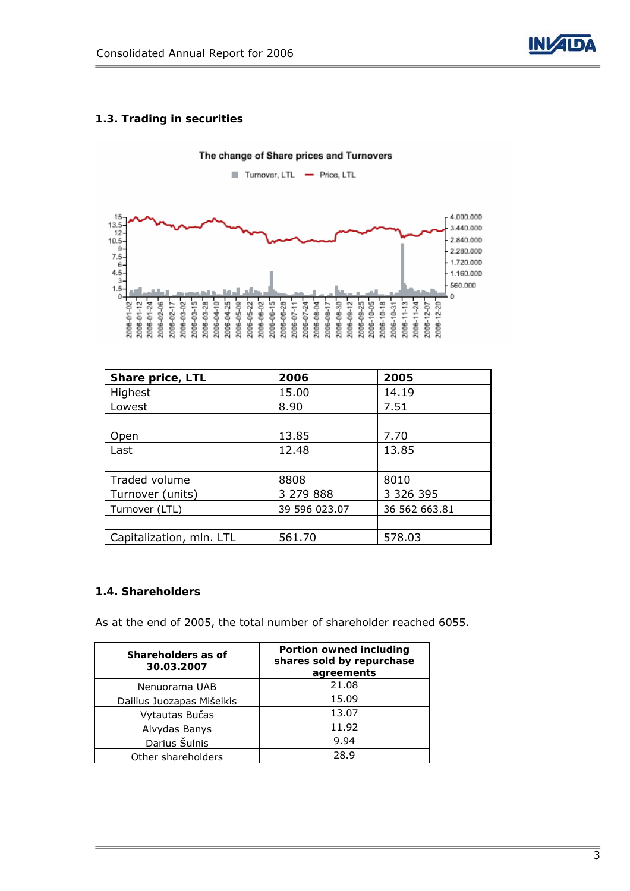## 1.3. Trading in securities

| Share price, LTL | 2006 | 2005 |
|---|---|---|
| Highest | 15.00 | 14.19 |
| Lowest | 8.90 | 7.51 |
| | | |
| Open | 13.85 | 7.70 |
| Last | 12.48 | 13.85 |
| | | |
| Traded volume | 8808 | 8010 |
| Turnover (units) | 3 279 888 | 3 326 395 |
| Turnover (LTL) | 39 596 023.07 | 36 562 663.81 |
| | | |
| Capitalization, mln. LTL | 561.70 | 578.03 |

## 1.4. Shareholders

As at the end of 2005, the total number of shareholder reached 6055.

| Shareholders as of 30.03.2007 | Portion owned including shares sold by repurchase agreements |
|---|---|
| Nenuorama UAB | 21.08 |
| Dailius Juozapas Mišeikis | 15.09 |
| Vytautas Bučas | 13.07 |
| Alvydas Banys | 11.92 |
| Darius Šulnis | 9.94 |
| Other shareholders | 28.9 |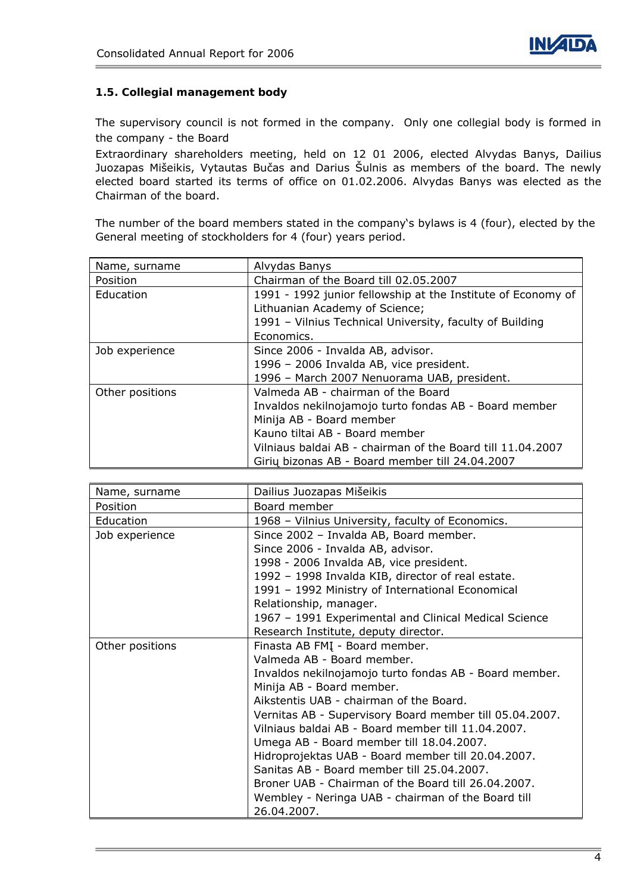### 1.5. Collegial management body

The supervisory council is not formed in the company. Only one collegial body is formed in the company - the Board

Extraordinary shareholders meeting, held on 12 01 2006, elected Alvydas Banys, Dailius Juozapas Mišeikis, Vytautas Bučas and Darius Šulnis as members of the board. The newly elected board started its terms of office on 01.02.2006. Alvydas Banys was elected as the Chairman of the board.

The number of the board members stated in the company's bylaws is 4 (four), elected by the General meeting of stockholders for 4 (four) years period.

| Name, surname | Alvydas Banys |
|---|---|
| Position | Chairman of the Board till 02.05.2007 |
| Education | 1991 - 1992 junior fellowship at the Institute of Economy of Lithuanian Academy of Science;<br>1991 – Vilnius Technical University, faculty of Building Economics. |
| Job experience | Since 2006 - Invalda AB, advisor.<br>1996 – 2006 Invalda AB, vice president.<br>1996 – March 2007 Nenuorama UAB, president. |
| Other positions | Valmeda AB - chairman of the Board<br>Invaldos nekilnojamojo turto fondas AB - Board member<br>Minija AB - Board member<br>Kauno tiltai AB - Board member<br>Vilniaus baldai AB - chairman of the Board till 11.04.2007<br>Girių bizonas AB - Board member till 24.04.2007 |

| Name, surname | Dailius Juozapas Mišeikis |
|---|---|
| Position | Board member |
| Education | 1968 – Vilnius University, faculty of Economics. |
| Job experience | Since 2002 – Invalda AB, Board member.<br>Since 2006 - Invalda AB, advisor.<br>1998 - 2006 Invalda AB, vice president.<br>1992 – 1998 Invalda KIB, director of real estate.<br>1991 – 1992 Ministry of International Economical Relationship, manager.<br>1967 – 1991 Experimental and Clinical Medical Science Research Institute, deputy director. |
| Other positions | Finasta AB FMĮ - Board member.<br>Valmeda AB - Board member.<br>Invaldos nekilnojamojo turto fondas AB - Board member.<br>Minija AB - Board member.<br>Aikstentis UAB - chairman of the Board.<br>Vernitas AB - Supervisory Board member till 05.04.2007.<br>Vilniaus baldai AB - Board member till 11.04.2007.<br>Umega AB - Board member till 18.04.2007.<br>Hidroprojektas UAB - Board member till 20.04.2007.<br>Sanitas AB - Board member till 25.04.2007.<br>Broner UAB - Chairman of the Board till 26.04.2007.<br>Wembley - Neringa UAB - chairman of the Board till 26.04.2007. |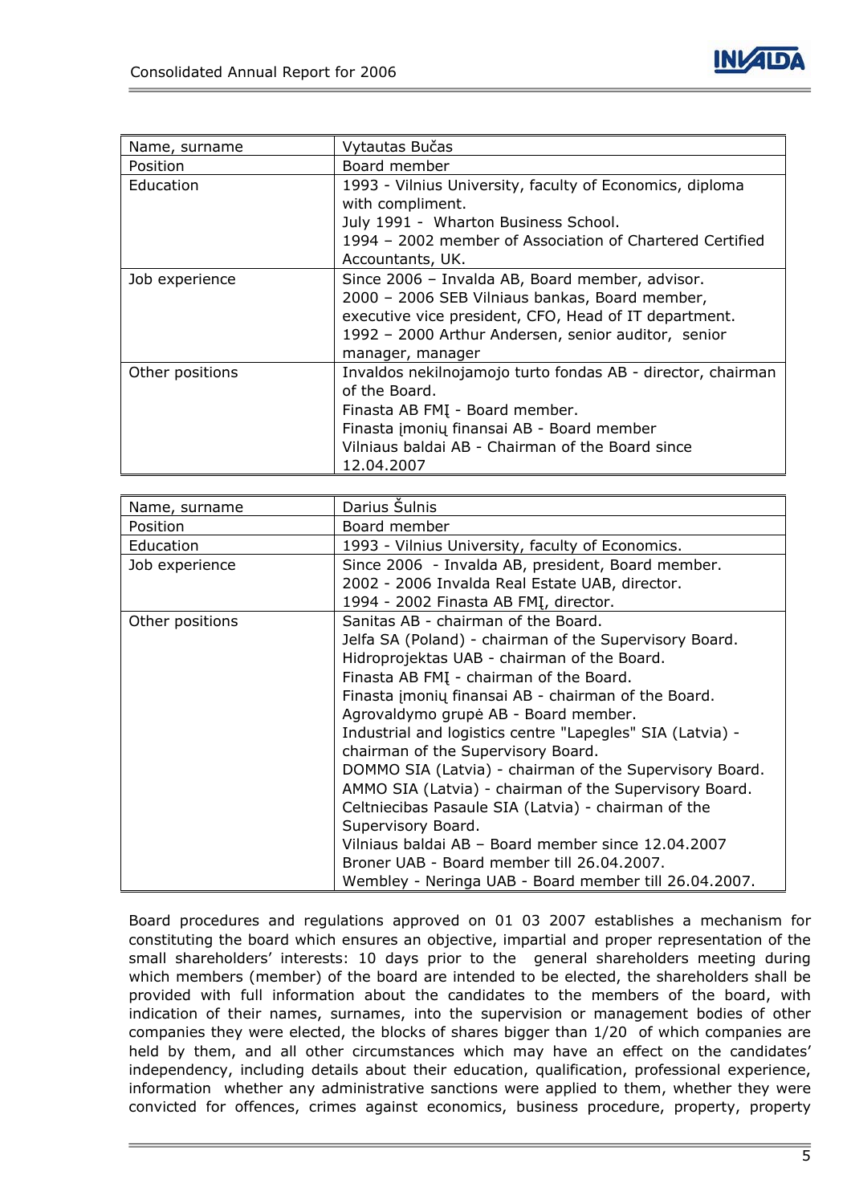| Name, surname | Vytautas Bučas |
|---|---|
| Position | Board member |
| Education | 1993 - Vilnius University, faculty of Economics, diploma with compliment.<br>July 1991 - Wharton Business School.<br>1994 – 2002 member of Association of Chartered Certified Accountants, UK. |
| Job experience | Since 2006 – Invalda AB, Board member, advisor.<br>2000 – 2006 SEB Vilniaus bankas, Board member, executive vice president, CFO, Head of IT department.<br>1992 – 2000 Arthur Andersen, senior auditor, senior manager, manager |
| Other positions | Invaldos nekilnojamojo turto fondas AB - director, chairman of the Board.<br>Finasta AB FMĮ - Board member.<br>Finasta įmonių finansai AB - Board member<br>Vilniaus baldai AB - Chairman of the Board since 12.04.2007 |

| Name, surname | Darius Šulnis |
|---|---|
| Position | Board member |
| Education | 1993 - Vilnius University, faculty of Economics. |
| Job experience | Since 2006 - Invalda AB, president, Board member.<br>2002 - 2006 Invalda Real Estate UAB, director.<br>1994 - 2002 Finasta AB FMĮ, director. |
| Other positions | Sanitas AB - chairman of the Board.<br>Jelfa SA (Poland) - chairman of the Supervisory Board.<br>Hidroprojektas UAB - chairman of the Board.<br>Finasta AB FMĮ - chairman of the Board.<br>Finasta įmonių finansai AB - chairman of the Board.<br>Agrovaldymo grupė AB - Board member.<br>Industrial and logistics centre "Lapegles" SIA (Latvia) - chairman of the Supervisory Board.<br>DOMMO SIA (Latvia) - chairman of the Supervisory Board.<br>AMMO SIA (Latvia) - chairman of the Supervisory Board.<br>Celtniecibas Pasaule SIA (Latvia) - chairman of the Supervisory Board.<br>Vilniaus baldai AB – Board member since 12.04.2007<br>Broner UAB - Board member till 26.04.2007.<br>Wembley - Neringa UAB - Board member till 26.04.2007. |

Board procedures and regulations approved on 01 03 2007 establishes a mechanism for constituting the board which ensures an objective, impartial and proper representation of the small shareholders' interests: 10 days prior to the general shareholders meeting during which members (member) of the board are intended to be elected, the shareholders shall be provided with full information about the candidates to the members of the board, with indication of their names, surnames, into the supervision or management bodies of other companies they were elected, the blocks of shares bigger than 1/20 of which companies are held by them, and all other circumstances which may have an effect on the candidates' independency, including details about their education, qualification, professional experience, information whether any administrative sanctions were applied to them, whether they were convicted for offences, crimes against economics, business procedure, property, property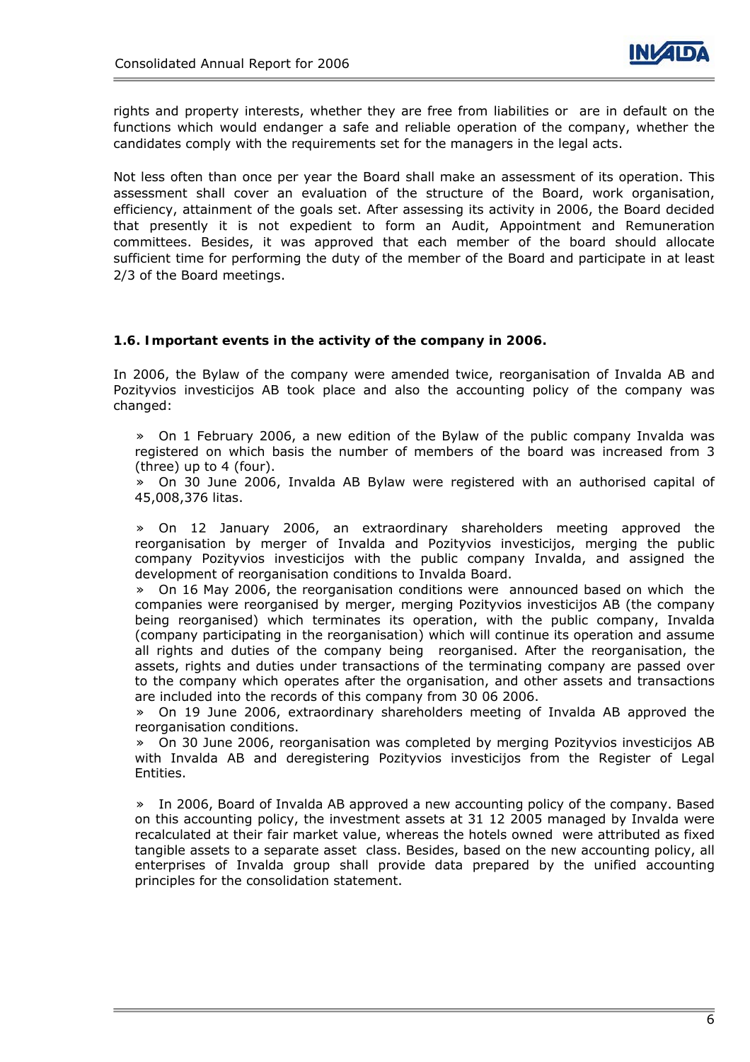rights and property interests, whether they are free from liabilities or are in default on the functions which would endanger a safe and reliable operation of the company, whether the candidates comply with the requirements set for the managers in the legal acts.

Not less often than once per year the Board shall make an assessment of its operation. This assessment shall cover an evaluation of the structure of the Board, work organisation, efficiency, attainment of the goals set. After assessing its activity in 2006, the Board decided that presently it is not expedient to form an Audit, Appointment and Remuneration committees. Besides, it was approved that each member of the board should allocate sufficient time for performing the duty of the member of the Board and participate in at least 2/3 of the Board meetings.

### 1.6. Important events in the activity of the company in 2006.

In 2006, the Bylaw of the company were amended twice, reorganisation of Invalda AB and Pozityvios investicijos AB took place and also the accounting policy of the company was changed:

» On 1 February 2006, a new edition of the Bylaw of the public company Invalda was registered on which basis the number of members of the board was increased from 3 (three) up to 4 (four).
» On 30 June 2006, Invalda AB Bylaw were registered with an authorised capital of 45,008,376 litas.

» On 12 January 2006, an extraordinary shareholders meeting approved the reorganisation by merger of Invalda and Pozityvios investicijos, merging the public company Pozityvios investicijos with the public company Invalda, and assigned the development of reorganisation conditions to Invalda Board.
» On 16 May 2006, the reorganisation conditions were announced based on which the companies were reorganised by merger, merging Pozityvios investicijos AB (the company being reorganised) which terminates its operation, with the public company, Invalda (company participating in the reorganisation) which will continue its operation and assume all rights and duties of the company being reorganised. After the reorganisation, the assets, rights and duties under transactions of the terminating company are passed over to the company which operates after the organisation, and other assets and transactions are included into the records of this company from 30 06 2006.
» On 19 June 2006, extraordinary shareholders meeting of Invalda AB approved the reorganisation conditions.
» On 30 June 2006, reorganisation was completed by merging Pozityvios investicijos AB with Invalda AB and deregistering Pozityvios investicijos from the Register of Legal Entities.

» In 2006, Board of Invalda AB approved a new accounting policy of the company. Based on this accounting policy, the investment assets at 31 12 2005 managed by Invalda were recalculated at their fair market value, whereas the hotels owned were attributed as fixed tangible assets to a separate asset class. Besides, based on the new accounting policy, all enterprises of Invalda group shall provide data prepared by the unified accounting principles for the consolidation statement.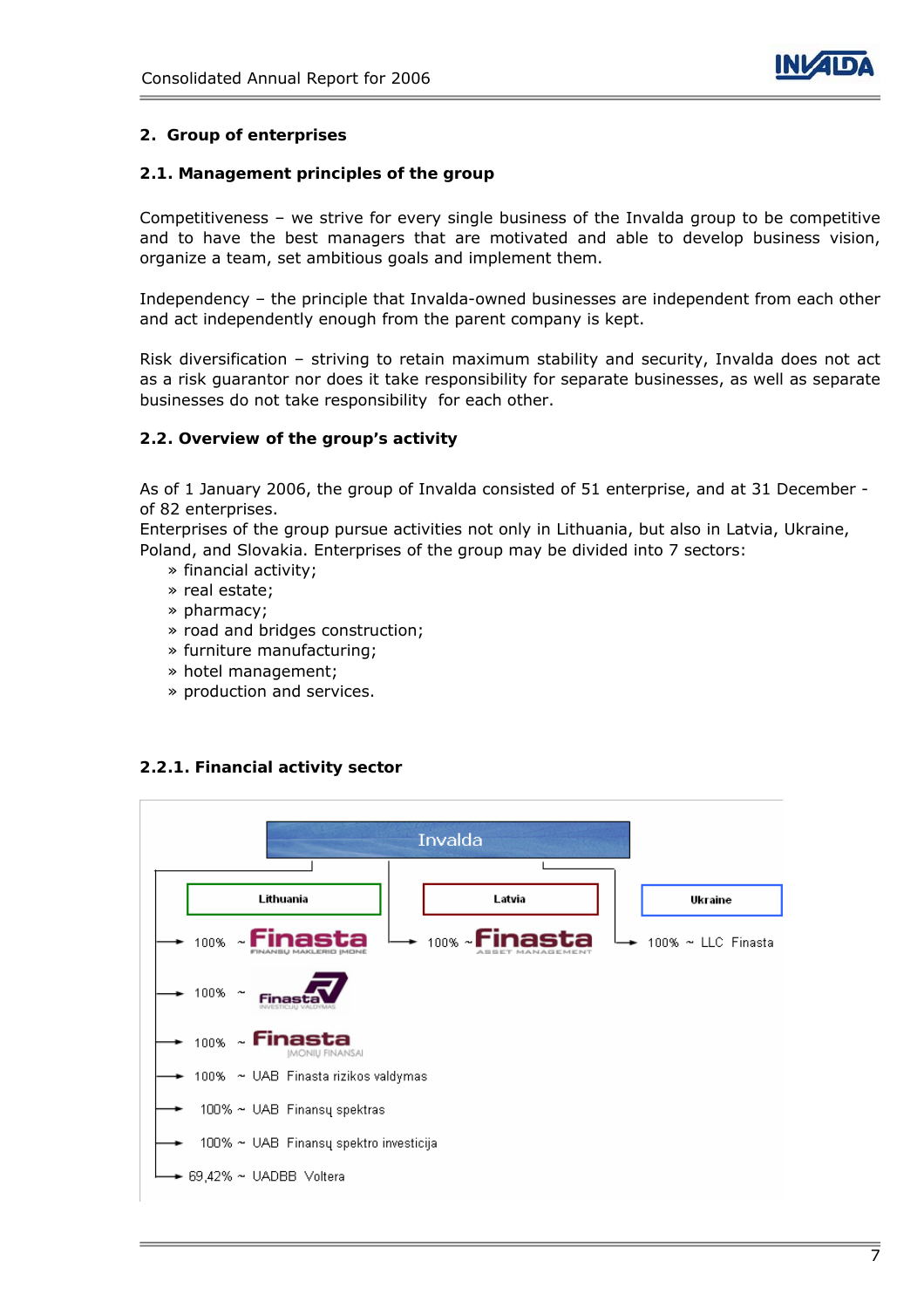## 2. Group of enterprises

### 2.1. Management principles of the group

Competitiveness – we strive for every single business of the Invalda group to be competitive and to have the best managers that are motivated and able to develop business vision, organize a team, set ambitious goals and implement them.

Independency – the principle that Invalda-owned businesses are independent from each other and act independently enough from the parent company is kept.

Risk diversification – striving to retain maximum stability and security, Invalda does not act as a risk guarantor nor does it take responsibility for separate businesses, as well as separate businesses do not take responsibility for each other.

### 2.2. Overview of the group's activity

As of 1 January 2006, the group of Invalda consisted of 51 enterprise, and at 31 December - of 82 enterprises.
Enterprises of the group pursue activities not only in Lithuania, but also in Latvia, Ukraine, Poland, and Slovakia. Enterprises of the group may be divided into 7 sectors:

- financial activity;
- real estate;
- pharmacy;
- road and bridges construction;
- furniture manufacturing;
- hotel management;
- production and services.

#### 2.2.1. Financial activity sector

Invalda

**Lithuania**
- 100% ~ Finasta Finansų maklerio įmonė
- 100% ~ Finasta Investicijų valdymas
- 100% ~ Finasta Įmonių finansai
- 100% ~ UAB Finasta rizikos valdymas
- 100% ~ UAB Finansų spektras
- 100% ~ UAB Finansų spektro investicija
- 69,42% ~ UADBB Voltera

**Latvia**
- 100% ~ Finasta Asset Management

**Ukraine**
- 100% ~ LLC Finasta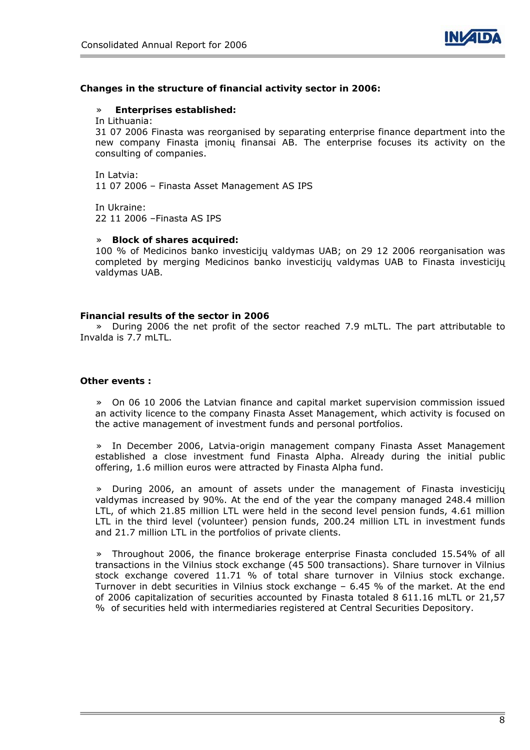**Changes in the structure of financial activity sector in 2006:**

» **Enterprises established:**

In Lithuania:
31 07 2006 Finasta was reorganised by separating enterprise finance department into the new company Finasta įmonių finansai AB. The enterprise focuses its activity on the consulting of companies.

In Latvia:
11 07 2006 – Finasta Asset Management AS IPS

In Ukraine:
22 11 2006 –Finasta AS IPS

» **Block of shares acquired:**

100 % of Medicinos banko investicijų valdymas UAB; on 29 12 2006 reorganisation was completed by merging Medicinos banko investicijų valdymas UAB to Finasta investicijų valdymas UAB.

**Financial results of the sector in 2006**

» During 2006 the net profit of the sector reached 7.9 mLTL. The part attributable to Invalda is 7.7 mLTL.

**Other events :**

» On 06 10 2006 the Latvian finance and capital market supervision commission issued an activity licence to the company Finasta Asset Management, which activity is focused on the active management of investment funds and personal portfolios.

» In December 2006, Latvia-origin management company Finasta Asset Management established a close investment fund Finasta Alpha. Already during the initial public offering, 1.6 million euros were attracted by Finasta Alpha fund.

» During 2006, an amount of assets under the management of Finasta investicijų valdymas increased by 90%. At the end of the year the company managed 248.4 million LTL, of which 21.85 million LTL were held in the second level pension funds, 4.61 million LTL in the third level (volunteer) pension funds, 200.24 million LTL in investment funds and 21.7 million LTL in the portfolios of private clients.

» Throughout 2006, the finance brokerage enterprise Finasta concluded 15.54% of all transactions in the Vilnius stock exchange (45 500 transactions). Share turnover in Vilnius stock exchange covered 11.71 % of total share turnover in Vilnius stock exchange. Turnover in debt securities in Vilnius stock exchange – 6.45 % of the market. At the end of 2006 capitalization of securities accounted by Finasta totaled 8 611.16 mLTL or 21,57 % of securities held with intermediaries registered at Central Securities Depository.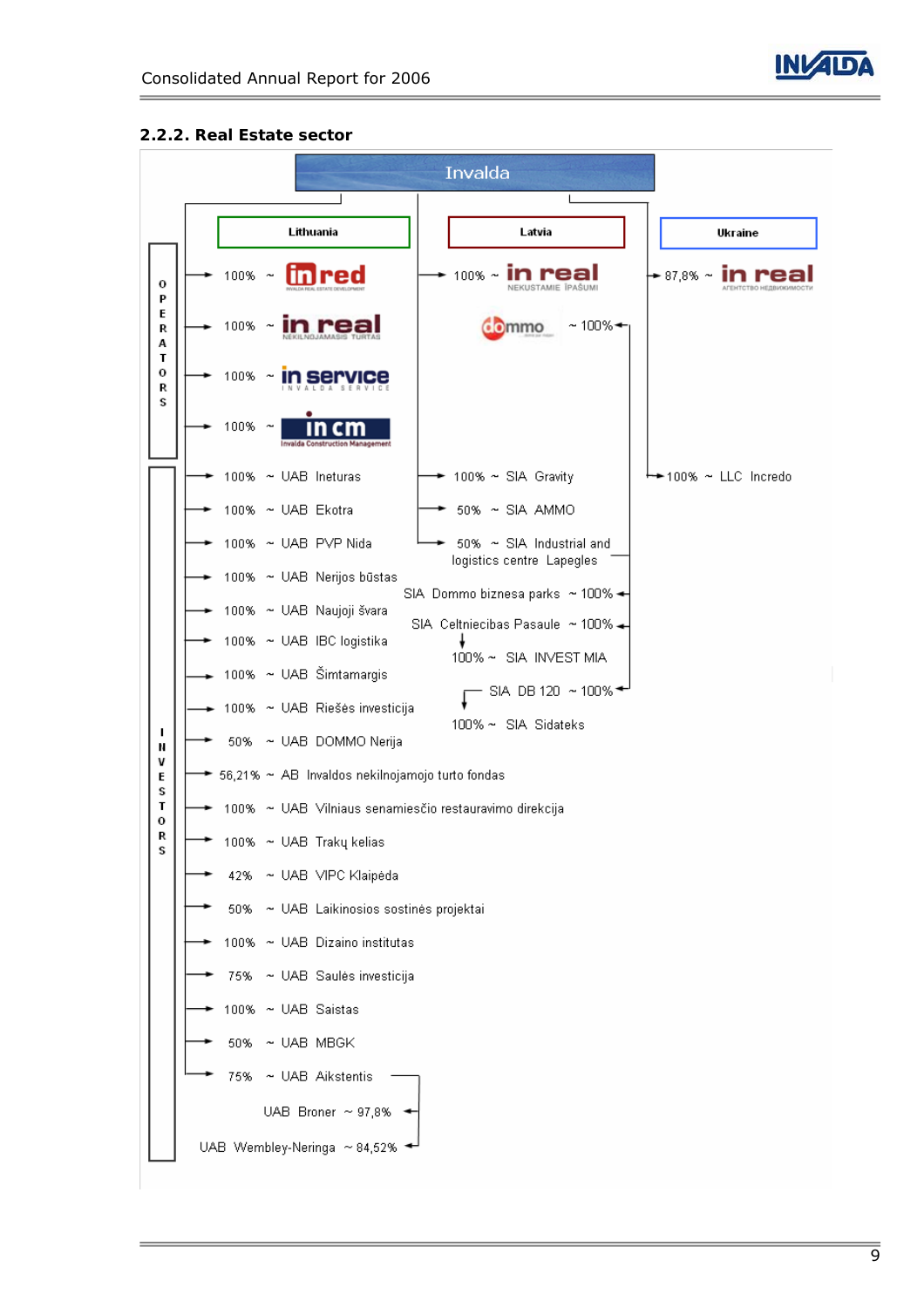## 2.2.2. Real Estate sector

Invalda

**OPERATORS**

**Lithuania**

- 100% ~ inred
- 100% ~ in real (NEKILNOJAMASIS TURTAS)
- 100% ~ in service (INVALDA SERVICE)
- 100% ~ in cm (Invalda Construction Management)

**INVESTORS**

- 100% ~ UAB Ineturas
- 100% ~ UAB Ekotra
- 100% ~ UAB PVP Nida
- 100% ~ UAB Nerijos būstas
- 100% ~ UAB Naujoji švara
- 100% ~ UAB IBC logistika
- 100% ~ UAB Šimtamargis
- 100% ~ UAB Riešės investicija
- 50% ~ UAB DOMMO Nerija
- 56,21% ~ AB Invaldos nekilnojamojo turto fondas
- 100% ~ UAB Vilniaus senamiesčio restauravimo direkcija
- 100% ~ UAB Trakų kelias
- 42% ~ UAB VIPC Klaipėda
- 50% ~ UAB Laikinosios sostinės projektai
- 100% ~ UAB Dizaino institutas
- 75% ~ UAB Saulės investicija
- 100% ~ UAB Saistas
- 50% ~ UAB MBGK
- 75% ~ UAB Aikstentis
  - UAB Broner ~ 97,8%
  - UAB Wembley-Neringa ~ 84,52%

**Latvia**

- 100% ~ in real (NEKUSTAMIE ĪPAŠUMI)
- dommo ~ 100%
  - SIA Dommo biznesa parks ~ 100%
  - SIA Celtniecibas Pasaule ~ 100%
    - 100% ~ SIA INVEST MIA
  - SIA DB 120 ~ 100%
    - 100% ~ SIA Sidateks
- 100% ~ SIA Gravity
- 50% ~ SIA AMMO
- 50% ~ SIA Industrial and logistics centre Lapegles

**Ukraine**

- 87,8% ~ in real (АГЕНТСТВО НЕДВИЖИМОСТИ)
- 100% ~ LLC Incredo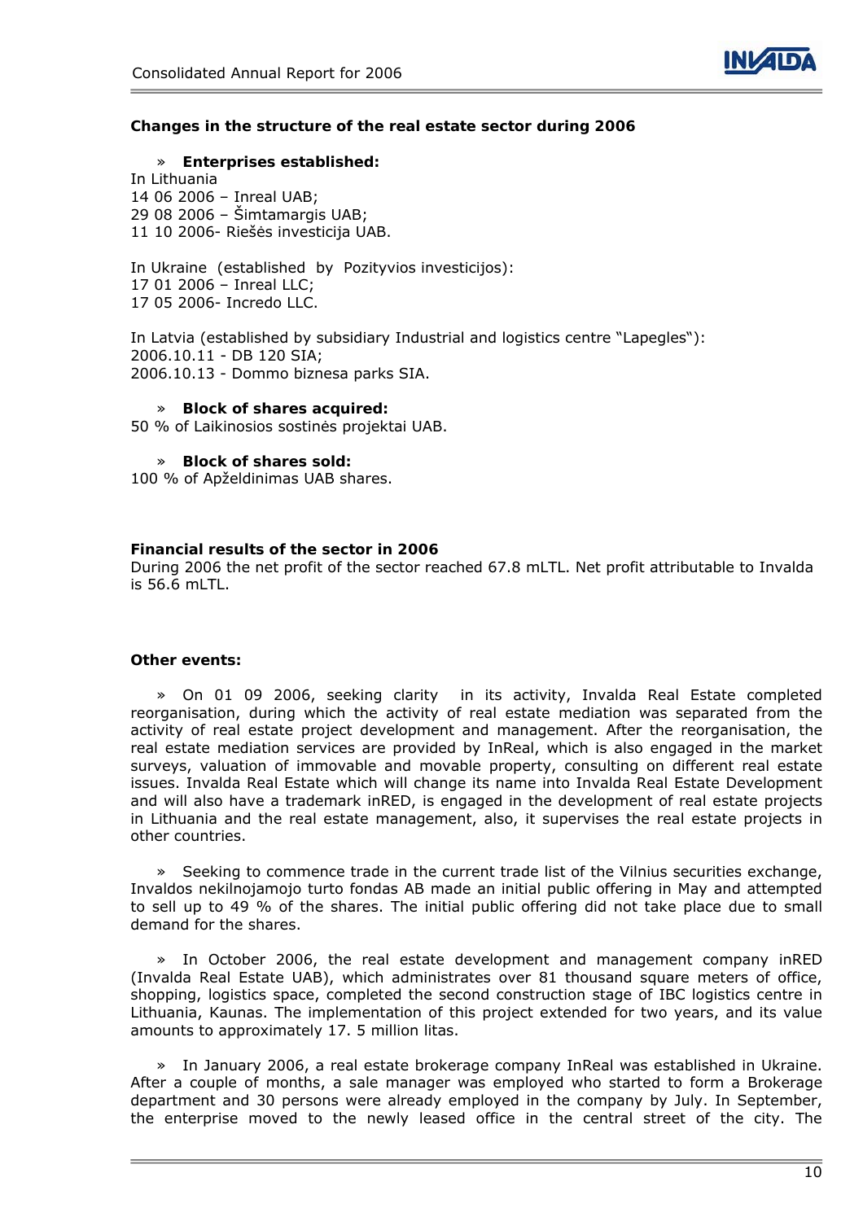**Changes in the structure of the real estate sector during 2006**

» **Enterprises established:**

In Lithuania
14 06 2006 – Inreal UAB;
29 08 2006 – Šimtamargis UAB;
11 10 2006- Riešės investicija UAB.

In Ukraine (established by Pozityvios investicijos):
17 01 2006 – Inreal LLC;
17 05 2006- Incredo LLC.

In Latvia (established by subsidiary Industrial and logistics centre "Lapegles"):
2006.10.11 - DB 120 SIA;
2006.10.13 - Dommo biznesa parks SIA.

» **Block of shares acquired:**

50 % of Laikinosios sostinės projektai UAB.

» **Block of shares sold:**

100 % of Apželdinimas UAB shares.

**Financial results of the sector in 2006**

During 2006 the net profit of the sector reached 67.8 mLTL. Net profit attributable to Invalda is 56.6 mLTL.

**Other events:**

» On 01 09 2006, seeking clarity in its activity, Invalda Real Estate completed reorganisation, during which the activity of real estate mediation was separated from the activity of real estate project development and management. After the reorganisation, the real estate mediation services are provided by InReal, which is also engaged in the market surveys, valuation of immovable and movable property, consulting on different real estate issues. Invalda Real Estate which will change its name into Invalda Real Estate Development and will also have a trademark inRED, is engaged in the development of real estate projects in Lithuania and the real estate management, also, it supervises the real estate projects in other countries.

» Seeking to commence trade in the current trade list of the Vilnius securities exchange, Invaldos nekilnojamojo turto fondas AB made an initial public offering in May and attempted to sell up to 49 % of the shares. The initial public offering did not take place due to small demand for the shares.

» In October 2006, the real estate development and management company inRED (Invalda Real Estate UAB), which administrates over 81 thousand square meters of office, shopping, logistics space, completed the second construction stage of IBC logistics centre in Lithuania, Kaunas. The implementation of this project extended for two years, and its value amounts to approximately 17. 5 million litas.

» In January 2006, a real estate brokerage company InReal was established in Ukraine. After a couple of months, a sale manager was employed who started to form a Brokerage department and 30 persons were already employed in the company by July. In September, the enterprise moved to the newly leased office in the central street of the city. The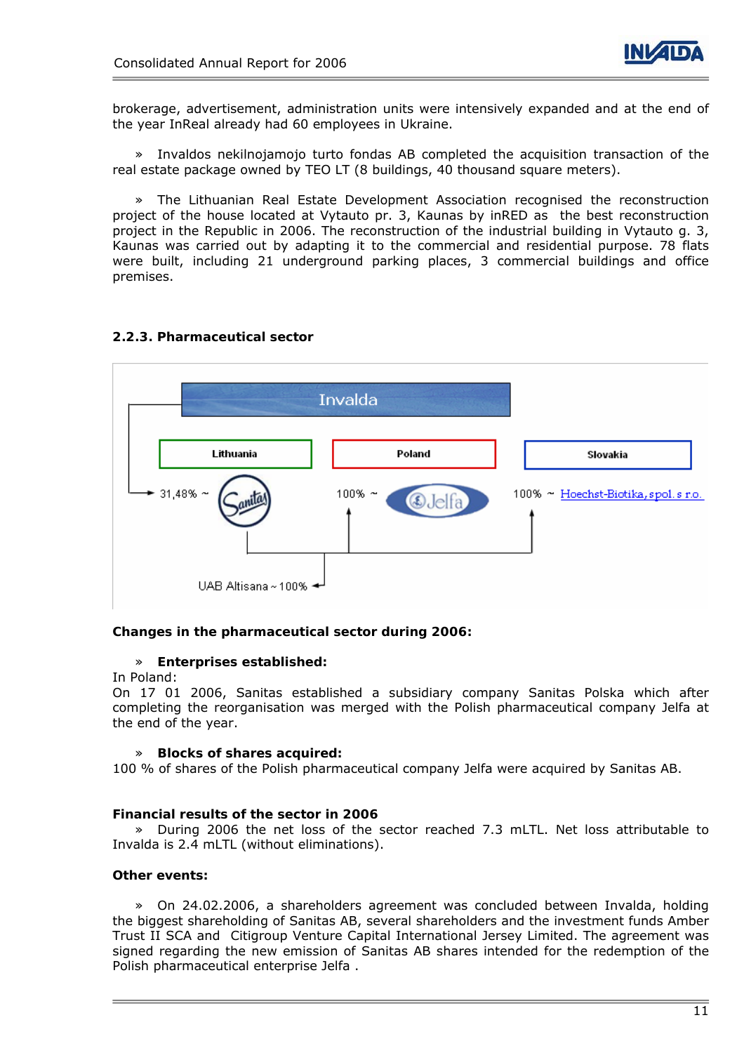brokerage, advertisement, administration units were intensively expanded and at the end of the year InReal already had 60 employees in Ukraine.

» Invaldos nekilnojamojo turto fondas AB completed the acquisition transaction of the real estate package owned by TEO LT (8 buildings, 40 thousand square meters).

» The Lithuanian Real Estate Development Association recognised the reconstruction project of the house located at Vytauto pr. 3, Kaunas by inRED as the best reconstruction project in the Republic in 2006. The reconstruction of the industrial building in Vytauto g. 3, Kaunas was carried out by adapting it to the commercial and residential purpose. 78 flats were built, including 21 underground parking places, 3 commercial buildings and office premises.

### 2.2.3. Pharmaceutical sector

Invalda

Lithuania — 31,48% ~ Sanitas

Poland — 100% ~ Jelfa

Slovakia — 100% ~ Hoechst-Biotika, spol. s r.o.

UAB Altisana ~ 100%

**Changes in the pharmaceutical sector during 2006:**

» **Enterprises established:**

In Poland:

On 17 01 2006, Sanitas established a subsidiary company Sanitas Polska which after completing the reorganisation was merged with the Polish pharmaceutical company Jelfa at the end of the year.

» **Blocks of shares acquired:**

100 % of shares of the Polish pharmaceutical company Jelfa were acquired by Sanitas AB.

**Financial results of the sector in 2006**

» During 2006 the net loss of the sector reached 7.3 mLTL. Net loss attributable to Invalda is 2.4 mLTL (without eliminations).

**Other events:**

» On 24.02.2006, a shareholders agreement was concluded between Invalda, holding the biggest shareholding of Sanitas AB, several shareholders and the investment funds Amber Trust II SCA and Citigroup Venture Capital International Jersey Limited. The agreement was signed regarding the new emission of Sanitas AB shares intended for the redemption of the Polish pharmaceutical enterprise Jelfa .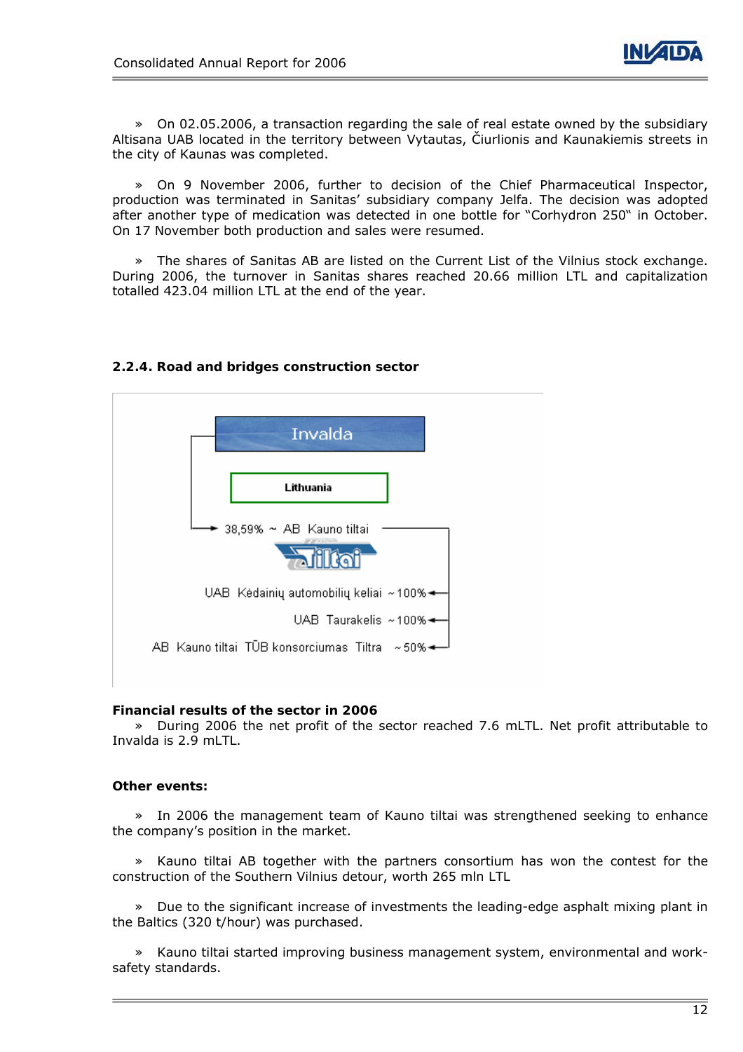» On 02.05.2006, a transaction regarding the sale of real estate owned by the subsidiary Altisana UAB located in the territory between Vytautas, Čiurlionis and Kaunakiemis streets in the city of Kaunas was completed.

» On 9 November 2006, further to decision of the Chief Pharmaceutical Inspector, production was terminated in Sanitas' subsidiary company Jelfa. The decision was adopted after another type of medication was detected in one bottle for "Corhydron 250" in October. On 17 November both production and sales were resumed.

» The shares of Sanitas AB are listed on the Current List of the Vilnius stock exchange. During 2006, the turnover in Sanitas shares reached 20.66 million LTL and capitalization totalled 423.04 million LTL at the end of the year.

### 2.2.4. Road and bridges construction sector

Invalda

Lithuania

38,59% ~ AB Kauno tiltai

UAB Kėdainių automobilių keliai ~100%

UAB Taurakelis ~100%

AB Kauno tiltai TŪB konsorciumas Tiltra ~50%

**Financial results of the sector in 2006**

» During 2006 the net profit of the sector reached 7.6 mLTL. Net profit attributable to Invalda is 2.9 mLTL.

**Other events:**

» In 2006 the management team of Kauno tiltai was strengthened seeking to enhance the company's position in the market.

» Kauno tiltai AB together with the partners consortium has won the contest for the construction of the Southern Vilnius detour, worth 265 mln LTL

» Due to the significant increase of investments the leading-edge asphalt mixing plant in the Baltics (320 t/hour) was purchased.

» Kauno tiltai started improving business management system, environmental and work-safety standards.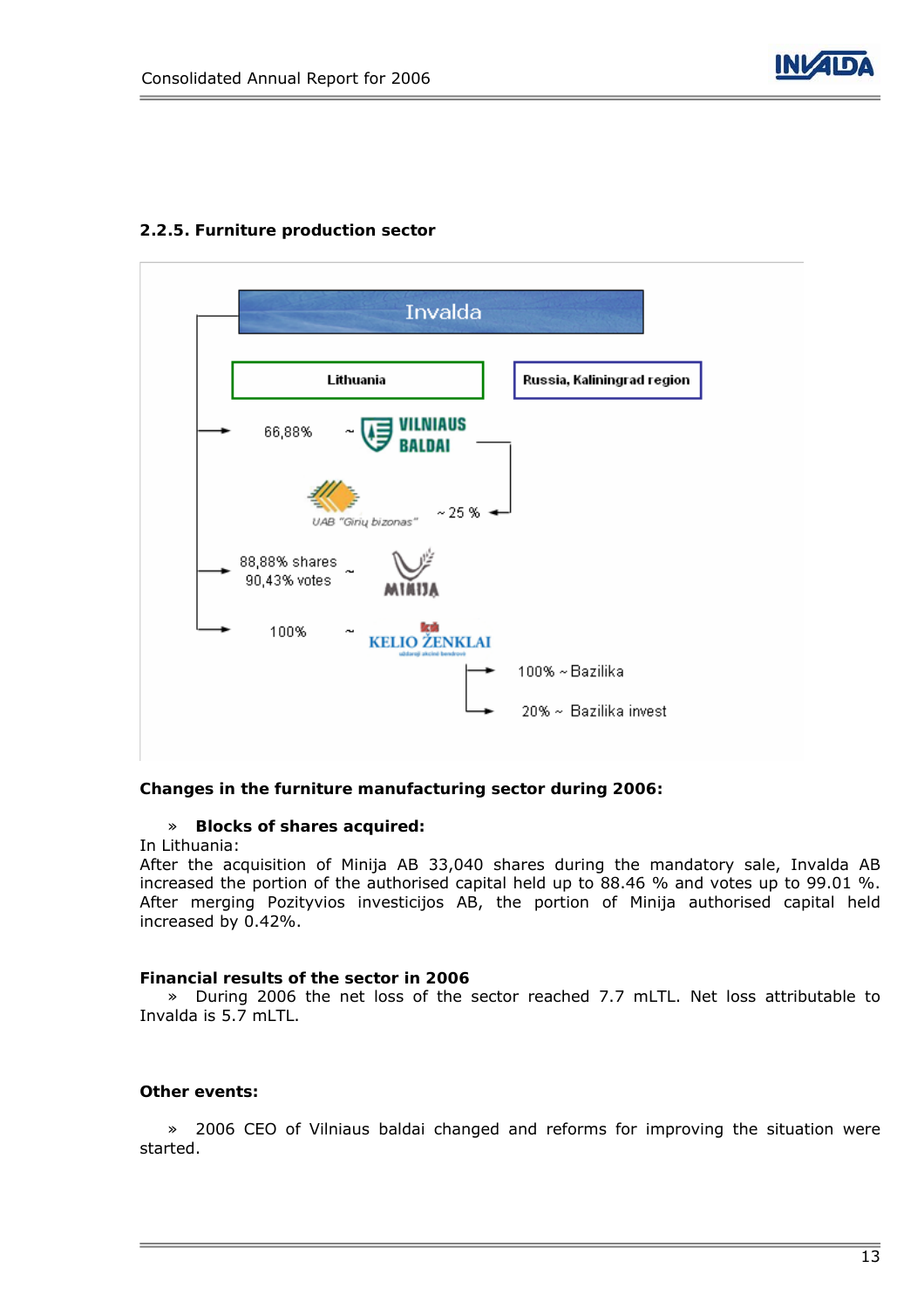### 2.2.5. Furniture production sector

Invalda

Lithuania | Russia, Kaliningrad region

- 66,88% ~ VILNIAUS BALDAI
  - ~ 25 % UAB "Girių bizonas"
- 88,88% shares 90,43% votes ~ MINIJA
- 100% ~ KELIO ŽENKLAI
  - 100% ~ Bazilika
  - 20% ~ Bazilika invest

**Changes in the furniture manufacturing sector during 2006:**

» **Blocks of shares acquired:**

In Lithuania:

After the acquisition of Minija AB 33,040 shares during the mandatory sale, Invalda AB increased the portion of the authorised capital held up to 88.46 % and votes up to 99.01 %. After merging Pozityvios investicijos AB, the portion of Minija authorised capital held increased by 0.42%.

**Financial results of the sector in 2006**

» During 2006 the net loss of the sector reached 7.7 mLTL. Net loss attributable to Invalda is 5.7 mLTL.

**Other events:**

» 2006 CEO of Vilniaus baldai changed and reforms for improving the situation were started.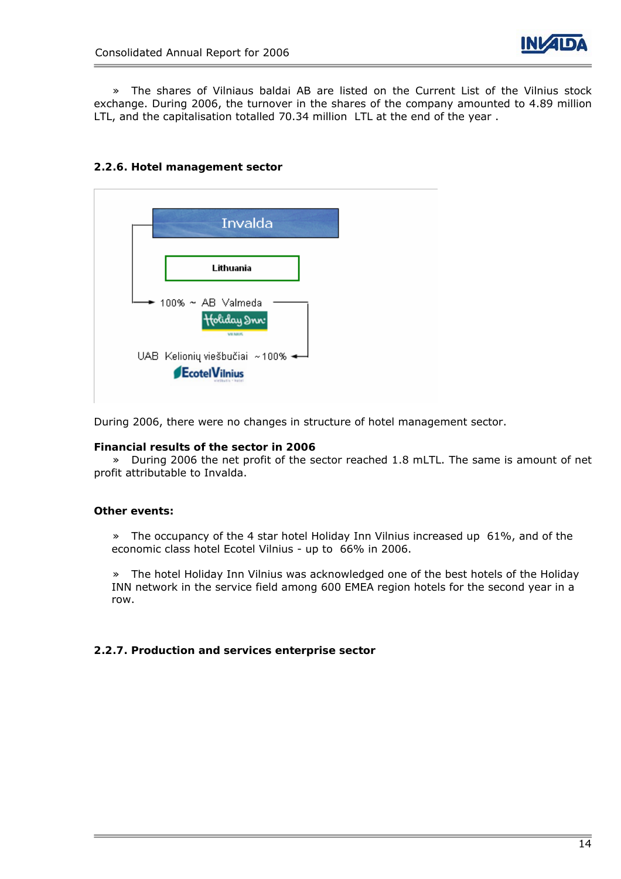» The shares of Vilniaus baldai AB are listed on the Current List of the Vilnius stock exchange. During 2006, the turnover in the shares of the company amounted to 4.89 million LTL, and the capitalisation totalled 70.34 million LTL at the end of the year .

### 2.2.6. Hotel management sector

Invalda

Lithuania

100% ~ AB Valmeda

UAB Kelionių viešbučiai ~ 100%

During 2006, there were no changes in structure of hotel management sector.

**Financial results of the sector in 2006**

» During 2006 the net profit of the sector reached 1.8 mLTL. The same is amount of net profit attributable to Invalda.

**Other events:**

» The occupancy of the 4 star hotel Holiday Inn Vilnius increased up 61%, and of the economic class hotel Ecotel Vilnius - up to 66% in 2006.

» The hotel Holiday Inn Vilnius was acknowledged one of the best hotels of the Holiday INN network in the service field among 600 EMEA region hotels for the second year in a row.

### 2.2.7. Production and services enterprise sector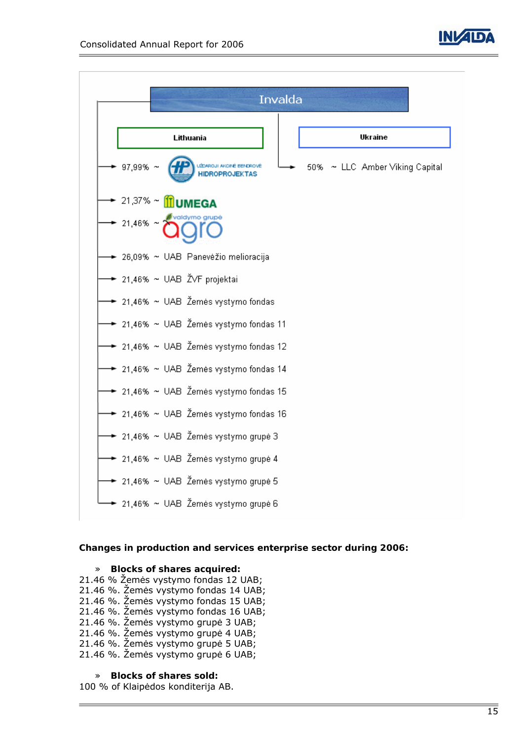Invalda

**Lithuania**

- 97,99% ~ Uždaroji akcinė bendrovė HIDROPROJEKTAS
- 21,37% ~ UMEGA
- 21,46% ~ valdymo grupė agro
- 26,09% ~ UAB Panevėžio melioracija
- 21,46% ~ UAB ŽVF projektai
- 21,46% ~ UAB Žemės vystymo fondas
- 21,46% ~ UAB Žemės vystymo fondas 11
- 21,46% ~ UAB Žemės vystymo fondas 12
- 21,46% ~ UAB Žemės vystymo fondas 14
- 21,46% ~ UAB Žemės vystymo fondas 15
- 21,46% ~ UAB Žemės vystymo fondas 16
- 21,46% ~ UAB Žemės vystymo grupė 3
- 21,46% ~ UAB Žemės vystymo grupė 4
- 21,46% ~ UAB Žemės vystymo grupė 5
- 21,46% ~ UAB Žemės vystymo grupė 6

**Ukraine**

- 50% ~ LLC Amber Viking Capital

**Changes in production and services enterprise sector during 2006:**

» **Blocks of shares acquired:**

21.46 % Žemės vystymo fondas 12 UAB;
21.46 %. Žemės vystymo fondas 14 UAB;
21.46 %. Žemės vystymo fondas 15 UAB;
21.46 %. Žemės vystymo fondas 16 UAB;
21.46 %. Žemės vystymo grupė 3 UAB;
21.46 %. Žemės vystymo grupė 4 UAB;
21.46 %. Žemės vystymo grupė 5 UAB;
21.46 %. Žemės vystymo grupė 6 UAB;

» **Blocks of shares sold:**

100 % of Klaipėdos konditerija AB.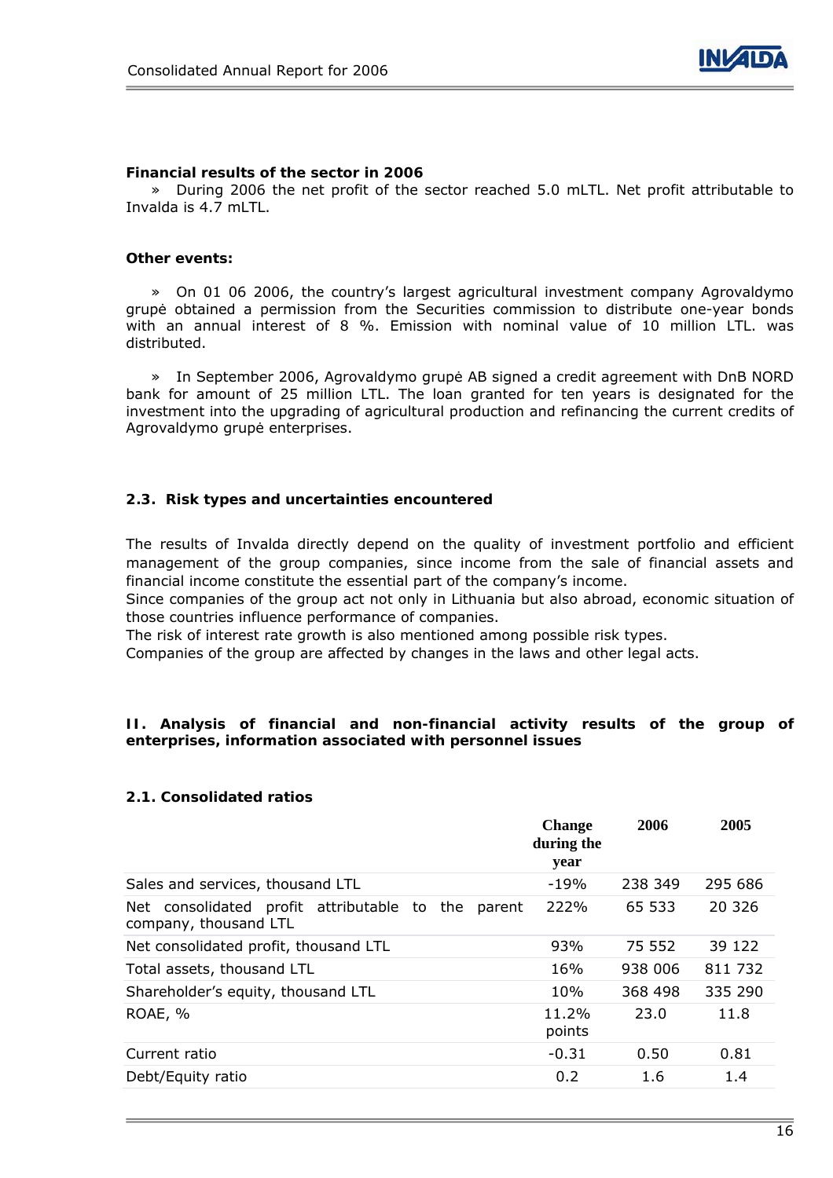**Financial results of the sector in 2006**

» During 2006 the net profit of the sector reached 5.0 mLTL. Net profit attributable to Invalda is 4.7 mLTL.

**Other events:**

» On 01 06 2006, the country's largest agricultural investment company Agrovaldymo grupė obtained a permission from the Securities commission to distribute one-year bonds with an annual interest of 8 %. Emission with nominal value of 10 million LTL. was distributed.

» In September 2006, Agrovaldymo grupė AB signed a credit agreement with DnB NORD bank for amount of 25 million LTL. The loan granted for ten years is designated for the investment into the upgrading of agricultural production and refinancing the current credits of Agrovaldymo grupė enterprises.

### 2.3. Risk types and uncertainties encountered

The results of Invalda directly depend on the quality of investment portfolio and efficient management of the group companies, since income from the sale of financial assets and financial income constitute the essential part of the company's income.
Since companies of the group act not only in Lithuania but also abroad, economic situation of those countries influence performance of companies.
The risk of interest rate growth is also mentioned among possible risk types.
Companies of the group are affected by changes in the laws and other legal acts.

## II. Analysis of financial and non-financial activity results of the group of enterprises, information associated with personnel issues

### 2.1. Consolidated ratios

| | Change during the year | 2006 | 2005 |
|---|---|---|---|
| Sales and services, thousand LTL | -19% | 238 349 | 295 686 |
| Net consolidated profit attributable to the parent company, thousand LTL | 222% | 65 533 | 20 326 |
| Net consolidated profit, thousand LTL | 93% | 75 552 | 39 122 |
| Total assets, thousand LTL | 16% | 938 006 | 811 732 |
| Shareholder's equity, thousand LTL | 10% | 368 498 | 335 290 |
| ROAE, % | 11.2% points | 23.0 | 11.8 |
| Current ratio | -0.31 | 0.50 | 0.81 |
| Debt/Equity ratio | 0.2 | 1.6 | 1.4 |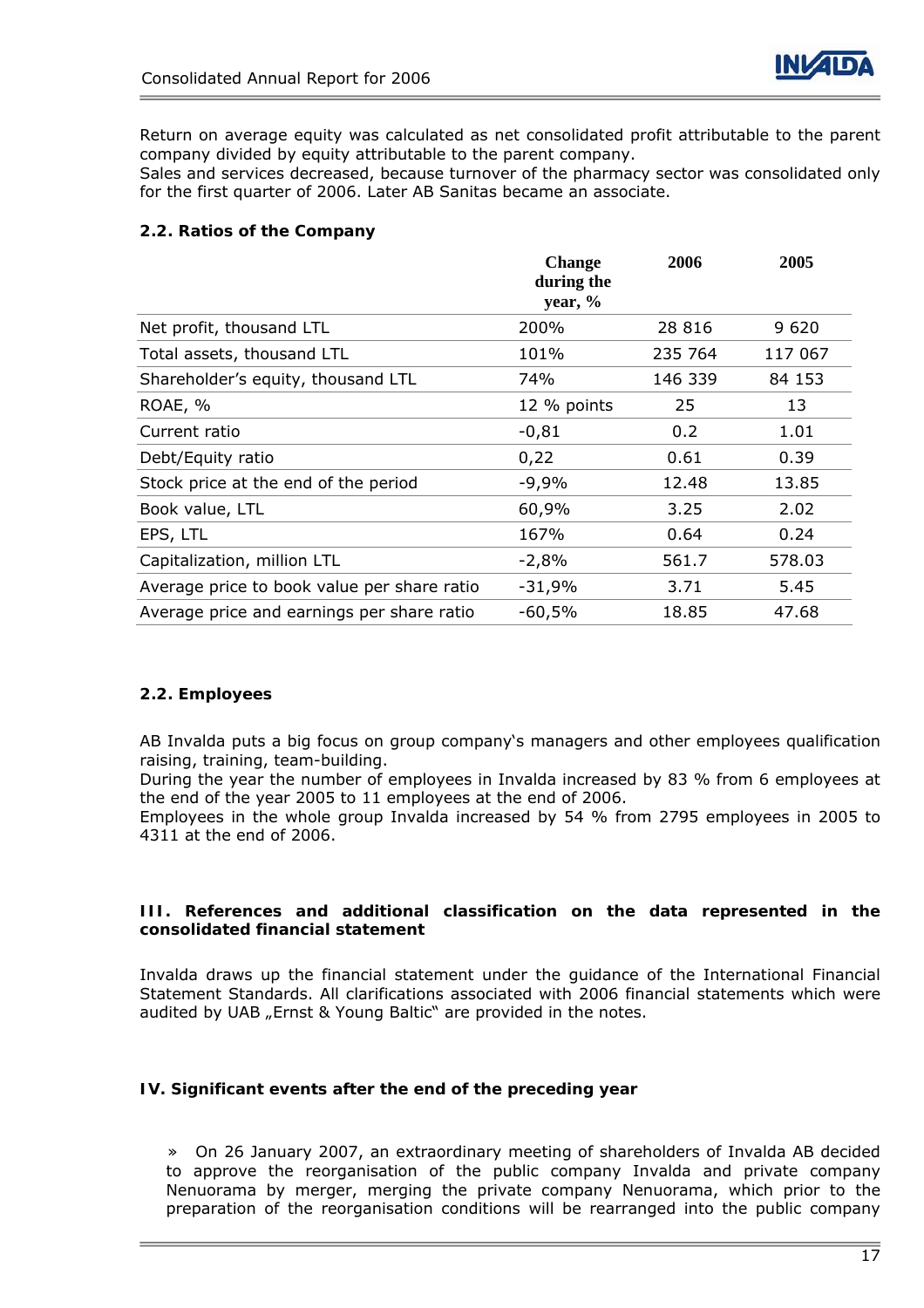Return on average equity was calculated as net consolidated profit attributable to the parent company divided by equity attributable to the parent company.
Sales and services decreased, because turnover of the pharmacy sector was consolidated only for the first quarter of 2006. Later AB Sanitas became an associate.

### 2.2. Ratios of the Company

| | Change during the year, % | 2006 | 2005 |
|---|---|---|---|
| Net profit, thousand LTL | 200% | 28 816 | 9 620 |
| Total assets, thousand LTL | 101% | 235 764 | 117 067 |
| Shareholder's equity, thousand LTL | 74% | 146 339 | 84 153 |
| ROAE, % | 12 % points | 25 | 13 |
| Current ratio | -0,81 | 0.2 | 1.01 |
| Debt/Equity ratio | 0,22 | 0.61 | 0.39 |
| Stock price at the end of the period | -9,9% | 12.48 | 13.85 |
| Book value, LTL | 60,9% | 3.25 | 2.02 |
| EPS, LTL | 167% | 0.64 | 0.24 |
| Capitalization, million LTL | -2,8% | 561.7 | 578.03 |
| Average price to book value per share ratio | -31,9% | 3.71 | 5.45 |
| Average price and earnings per share ratio | -60,5% | 18.85 | 47.68 |

### 2.2. Employees

AB Invalda puts a big focus on group company's managers and other employees qualification raising, training, team-building.
During the year the number of employees in Invalda increased by 83 % from 6 employees at the end of the year 2005 to 11 employees at the end of 2006.
Employees in the whole group Invalda increased by 54 % from 2795 employees in 2005 to 4311 at the end of 2006.

## III. References and additional classification on the data represented in the consolidated financial statement

Invalda draws up the financial statement under the guidance of the International Financial Statement Standards. All clarifications associated with 2006 financial statements which were audited by UAB „Ernst & Young Baltic" are provided in the notes.

## IV. Significant events after the end of the preceding year

» On 26 January 2007, an extraordinary meeting of shareholders of Invalda AB decided to approve the reorganisation of the public company Invalda and private company Nenuorama by merger, merging the private company Nenuorama, which prior to the preparation of the reorganisation conditions will be rearranged into the public company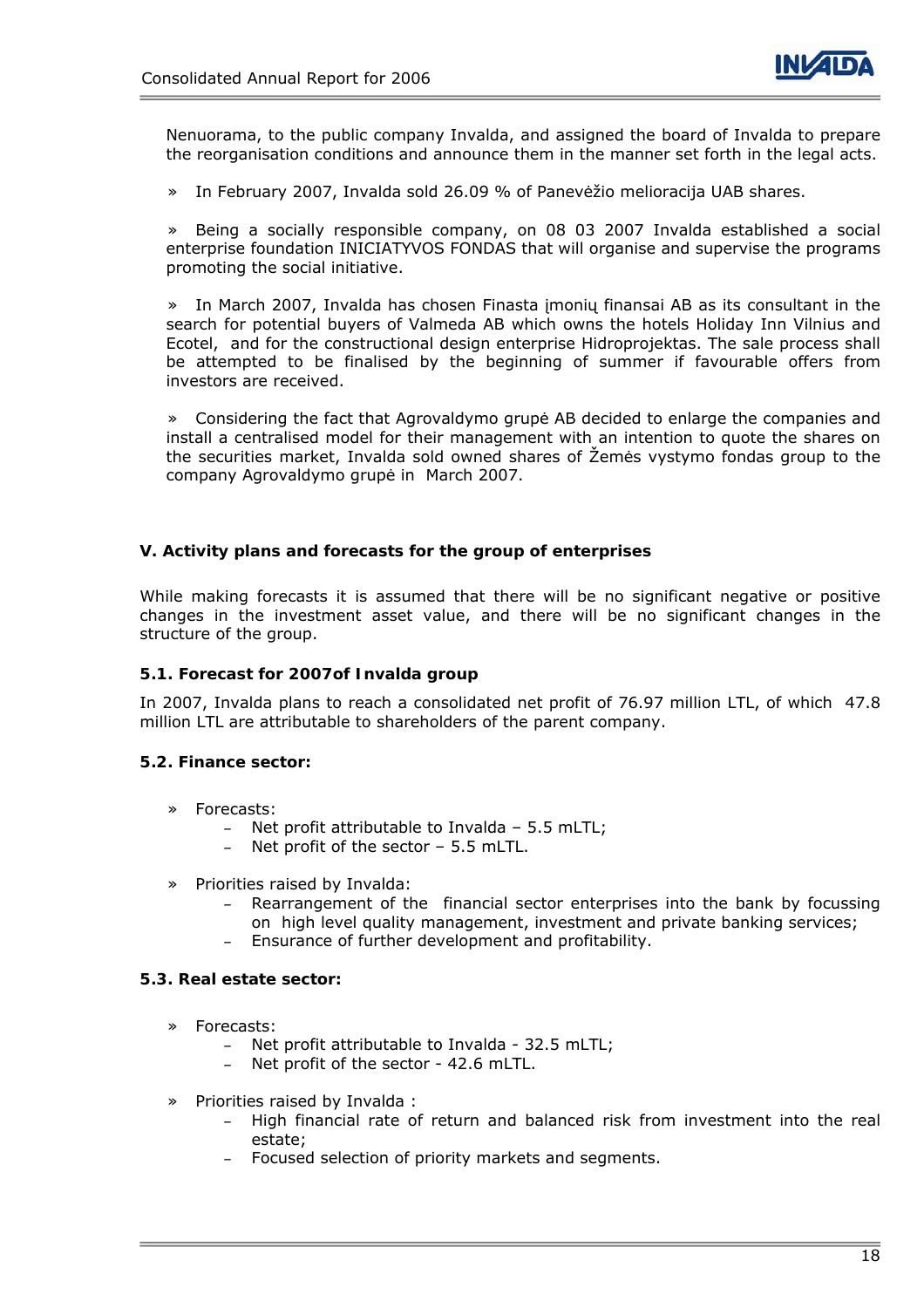Nenuorama, to the public company Invalda, and assigned the board of Invalda to prepare the reorganisation conditions and announce them in the manner set forth in the legal acts.

» In February 2007, Invalda sold 26.09 % of Panevėžio melioracija UAB shares.

» Being a socially responsible company, on 08 03 2007 Invalda established a social enterprise foundation INICIATYVOS FONDAS that will organise and supervise the programs promoting the social initiative.

» In March 2007, Invalda has chosen Finasta įmonių finansai AB as its consultant in the search for potential buyers of Valmeda AB which owns the hotels Holiday Inn Vilnius and Ecotel, and for the constructional design enterprise Hidroprojektas. The sale process shall be attempted to be finalised by the beginning of summer if favourable offers from investors are received.

» Considering the fact that Agrovaldymo grupė AB decided to enlarge the companies and install a centralised model for their management with an intention to quote the shares on the securities market, Invalda sold owned shares of Žemės vystymo fondas group to the company Agrovaldymo grupė in March 2007.

## V. Activity plans and forecasts for the group of enterprises

While making forecasts it is assumed that there will be no significant negative or positive changes in the investment asset value, and there will be no significant changes in the structure of the group.

### 5.1. Forecast for 2007of Invalda group

In 2007, Invalda plans to reach a consolidated net profit of 76.97 million LTL, of which 47.8 million LTL are attributable to shareholders of the parent company.

### 5.2. Finance sector:

- Forecasts:
  - Net profit attributable to Invalda – 5.5 mLTL;
  - Net profit of the sector – 5.5 mLTL.
- Priorities raised by Invalda:
  - Rearrangement of the financial sector enterprises into the bank by focussing on high level quality management, investment and private banking services;
  - Ensurance of further development and profitability.

### 5.3. Real estate sector:

- Forecasts:
  - Net profit attributable to Invalda - 32.5 mLTL;
  - Net profit of the sector - 42.6 mLTL.
- Priorities raised by Invalda :
  - High financial rate of return and balanced risk from investment into the real estate;
  - Focused selection of priority markets and segments.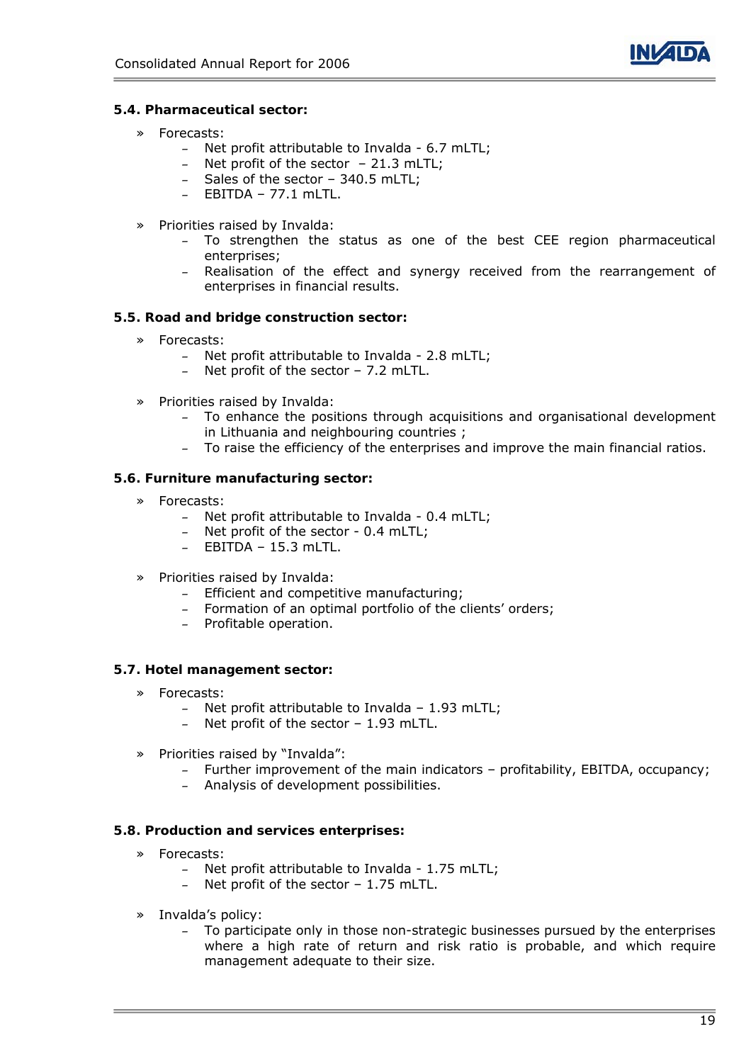### 5.4. Pharmaceutical sector:

- Forecasts:
  - Net profit attributable to Invalda - 6.7 mLTL;
  - Net profit of the sector – 21.3 mLTL;
  - Sales of the sector – 340.5 mLTL;
  - EBITDA – 77.1 mLTL.

- Priorities raised by Invalda:
  - To strengthen the status as one of the best CEE region pharmaceutical enterprises;
  - Realisation of the effect and synergy received from the rearrangement of enterprises in financial results.

### 5.5. Road and bridge construction sector:

- Forecasts:
  - Net profit attributable to Invalda - 2.8 mLTL;
  - Net profit of the sector – 7.2 mLTL.

- Priorities raised by Invalda:
  - To enhance the positions through acquisitions and organisational development in Lithuania and neighbouring countries ;
  - To raise the efficiency of the enterprises and improve the main financial ratios.

### 5.6. Furniture manufacturing sector:

- Forecasts:
  - Net profit attributable to Invalda - 0.4 mLTL;
  - Net profit of the sector - 0.4 mLTL;
  - EBITDA – 15.3 mLTL.

- Priorities raised by Invalda:
  - Efficient and competitive manufacturing;
  - Formation of an optimal portfolio of the clients' orders;
  - Profitable operation.

### 5.7. Hotel management sector:

- Forecasts:
  - Net profit attributable to Invalda – 1.93 mLTL;
  - Net profit of the sector – 1.93 mLTL.

- Priorities raised by "Invalda":
  - Further improvement of the main indicators – profitability, EBITDA, occupancy;
  - Analysis of development possibilities.

### 5.8. Production and services enterprises:

- Forecasts:
  - Net profit attributable to Invalda - 1.75 mLTL;
  - Net profit of the sector – 1.75 mLTL.

- Invalda's policy:
  - To participate only in those non-strategic businesses pursued by the enterprises where a high rate of return and risk ratio is probable, and which require management adequate to their size.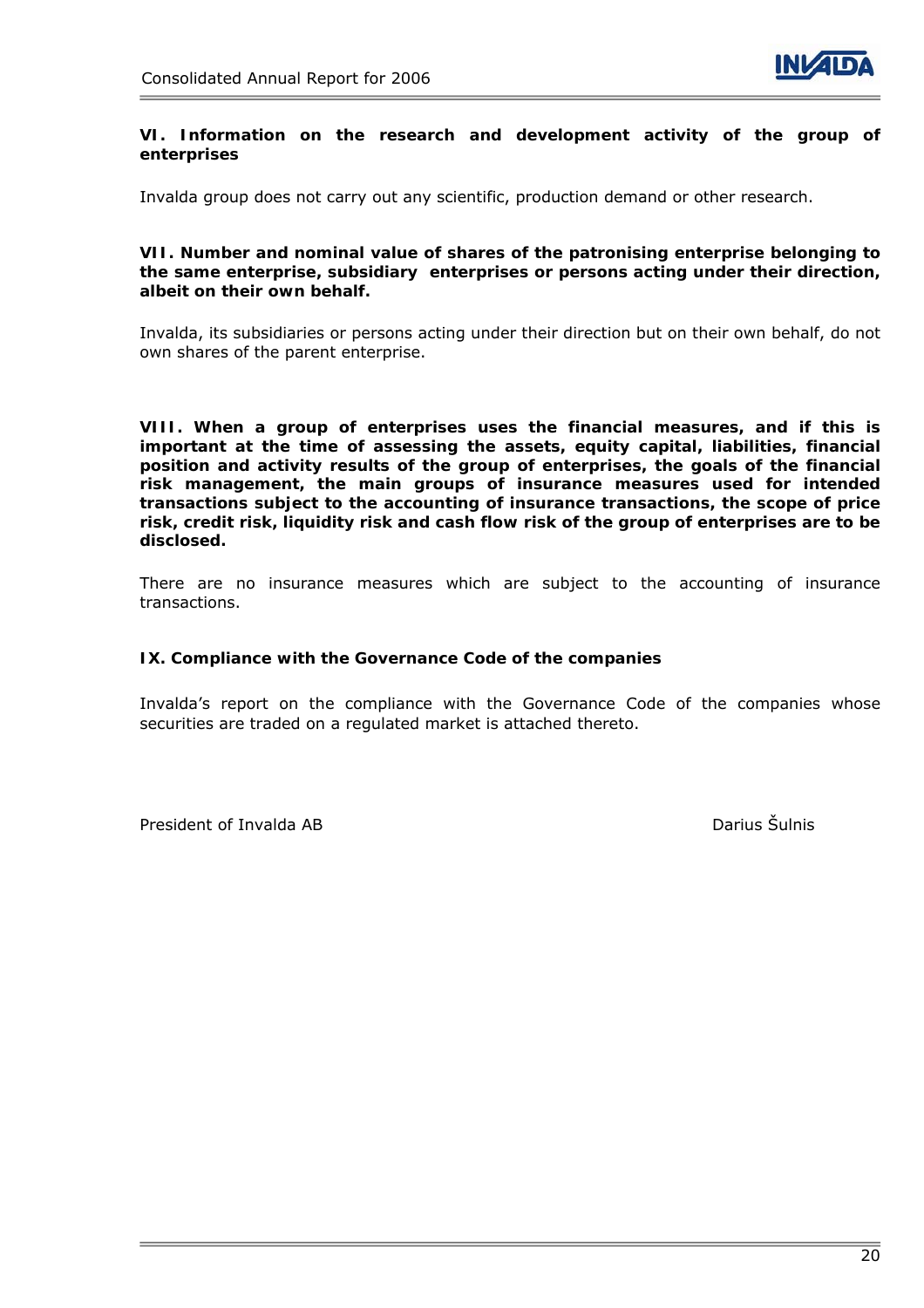### VI. Information on the research and development activity of the group of enterprises

Invalda group does not carry out any scientific, production demand or other research.

### VII. Number and nominal value of shares of the patronising enterprise belonging to the same enterprise, subsidiary enterprises or persons acting under their direction, albeit on their own behalf.

Invalda, its subsidiaries or persons acting under their direction but on their own behalf, do not own shares of the parent enterprise.

### VIII. When a group of enterprises uses the financial measures, and if this is important at the time of assessing the assets, equity capital, liabilities, financial position and activity results of the group of enterprises, the goals of the financial risk management, the main groups of insurance measures used for intended transactions subject to the accounting of insurance transactions, the scope of price risk, credit risk, liquidity risk and cash flow risk of the group of enterprises are to be disclosed.

There are no insurance measures which are subject to the accounting of insurance transactions.

### IX. Compliance with the Governance Code of the companies

Invalda's report on the compliance with the Governance Code of the companies whose securities are traded on a regulated market is attached thereto.

President of Invalda AB Darius Šulnis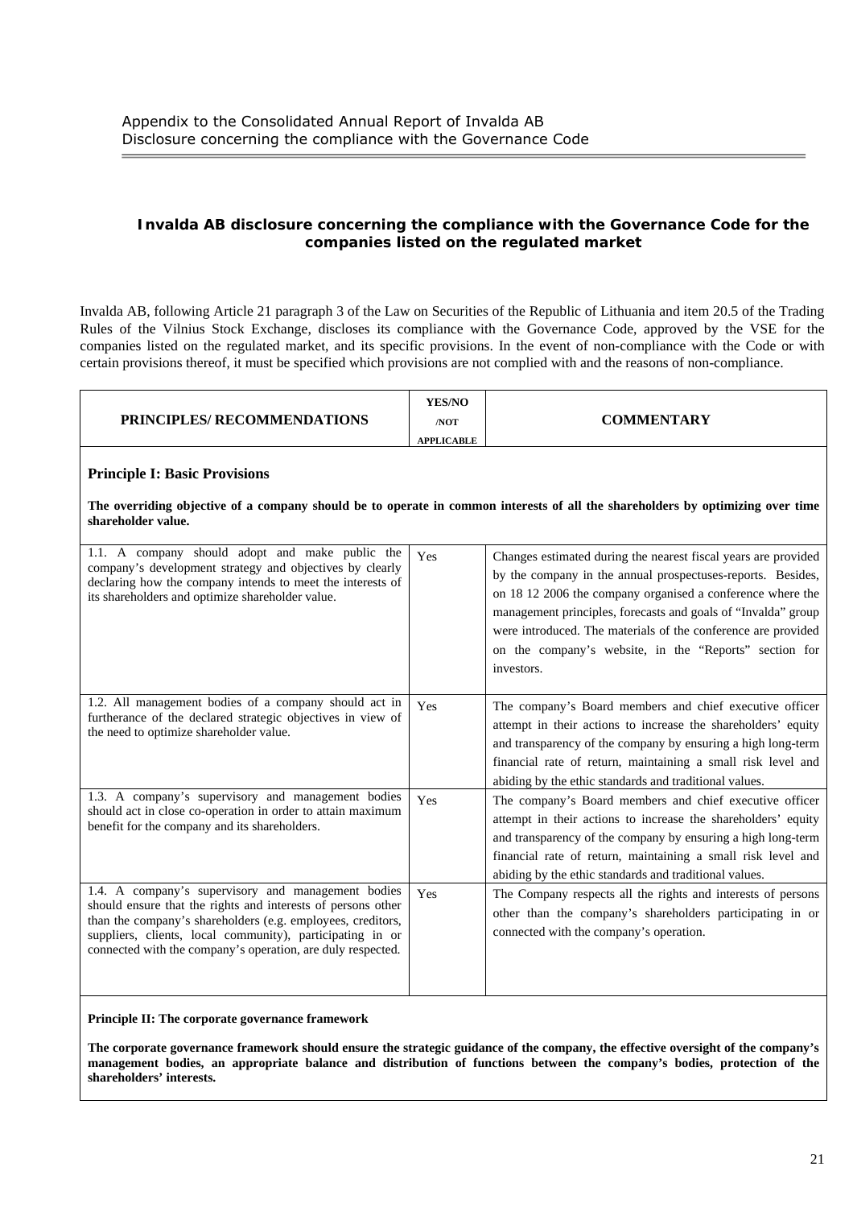Appendix to the Consolidated Annual Report of Invalda AB
Disclosure concerning the compliance with the Governance Code

## Invalda AB disclosure concerning the compliance with the Governance Code for the companies listed on the regulated market

Invalda AB, following Article 21 paragraph 3 of the Law on Securities of the Republic of Lithuania and item 20.5 of the Trading Rules of the Vilnius Stock Exchange, discloses its compliance with the Governance Code, approved by the VSE for the companies listed on the regulated market, and its specific provisions. In the event of non-compliance with the Code or with certain provisions thereof, it must be specified which provisions are not complied with and the reasons of non-compliance.

| PRINCIPLES/ RECOMMENDATIONS | YES/NO /NOT APPLICABLE | COMMENTARY |
|---|---|---|
| **Principle I: Basic Provisions** | | |
| **The overriding objective of a company should be to operate in common interests of all the shareholders by optimizing over time shareholder value.** | | |
| 1.1. A company should adopt and make public the company's development strategy and objectives by clearly declaring how the company intends to meet the interests of its shareholders and optimize shareholder value. | Yes | Changes estimated during the nearest fiscal years are provided by the company in the annual prospectuses-reports. Besides, on 18 12 2006 the company organised a conference where the management principles, forecasts and goals of "Invalda" group were introduced. The materials of the conference are provided on the company's website, in the "Reports" section for investors. |
| 1.2. All management bodies of a company should act in furtherance of the declared strategic objectives in view of the need to optimize shareholder value. | Yes | The company's Board members and chief executive officer attempt in their actions to increase the shareholders' equity and transparency of the company by ensuring a high long-term financial rate of return, maintaining a small risk level and abiding by the ethic standards and traditional values. |
| 1.3. A company's supervisory and management bodies should act in close co-operation in order to attain maximum benefit for the company and its shareholders. | Yes | The company's Board members and chief executive officer attempt in their actions to increase the shareholders' equity and transparency of the company by ensuring a high long-term financial rate of return, maintaining a small risk level and abiding by the ethic standards and traditional values. |
| 1.4. A company's supervisory and management bodies should ensure that the rights and interests of persons other than the company's shareholders (e.g. employees, creditors, suppliers, clients, local community), participating in or connected with the company's operation, are duly respected. | Yes | The Company respects all the rights and interests of persons other than the company's shareholders participating in or connected with the company's operation. |
| **Principle II: The corporate governance framework** | | |
| **The corporate governance framework should ensure the strategic guidance of the company, the effective oversight of the company's management bodies, an appropriate balance and distribution of functions between the company's bodies, protection of the shareholders' interests.** | | |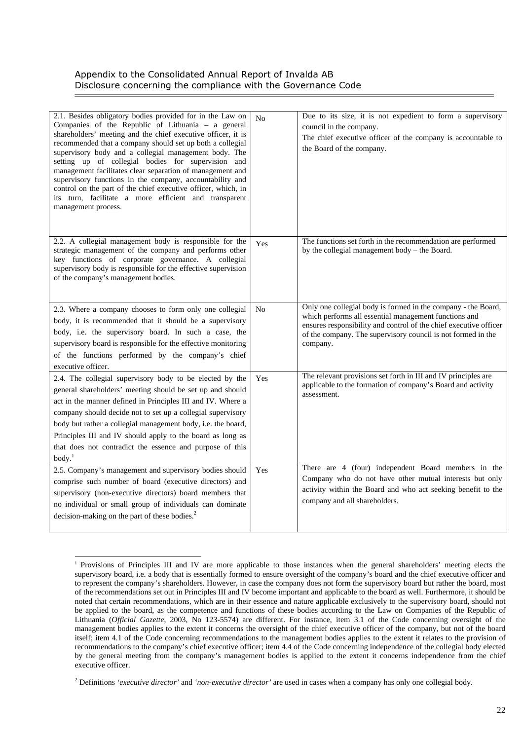| | | |
|---|---|---|
| 2.1. Besides obligatory bodies provided for in the Law on Companies of the Republic of Lithuania – a general shareholders' meeting and the chief executive officer, it is recommended that a company should set up both a collegial supervisory body and a collegial management body. The setting up of collegial bodies for supervision and management facilitates clear separation of management and supervisory functions in the company, accountability and control on the part of the chief executive officer, which, in its turn, facilitate a more efficient and transparent management process. | No | Due to its size, it is not expedient to form a supervisory council in the company. The chief executive officer of the company is accountable to the Board of the company. |
| 2.2. A collegial management body is responsible for the strategic management of the company and performs other key functions of corporate governance. A collegial supervisory body is responsible for the effective supervision of the company's management bodies. | Yes | The functions set forth in the recommendation are performed by the collegial management body – the Board. |
| 2.3. Where a company chooses to form only one collegial body, it is recommended that it should be a supervisory body, i.e. the supervisory board. In such a case, the supervisory board is responsible for the effective monitoring of the functions performed by the company's chief executive officer. | No | Only one collegial body is formed in the company - the Board, which performs all essential management functions and ensures responsibility and control of the chief executive officer of the company. The supervisory council is not formed in the company. |
| 2.4. The collegial supervisory body to be elected by the general shareholders' meeting should be set up and should act in the manner defined in Principles III and IV. Where a company should decide not to set up a collegial supervisory body but rather a collegial management body, i.e. the board, Principles III and IV should apply to the board as long as that does not contradict the essence and purpose of this body.[1] | Yes | The relevant provisions set forth in III and IV principles are applicable to the formation of company's Board and activity assessment. |
| 2.5. Company's management and supervisory bodies should comprise such number of board (executive directors) and supervisory (non-executive directors) board members that no individual or small group of individuals can dominate decision-making on the part of these bodies.[2] | Yes | There are 4 (four) independent Board members in the Company who do not have other mutual interests but only activity within the Board and who act seeking benefit to the company and all shareholders. |

[1] Provisions of Principles III and IV are more applicable to those instances when the general shareholders' meeting elects the supervisory board, i.e. a body that is essentially formed to ensure oversight of the company's board and the chief executive officer and to represent the company's shareholders. However, in case the company does not form the supervisory board but rather the board, most of the recommendations set out in Principles III and IV become important and applicable to the board as well. Furthermore, it should be noted that certain recommendations, which are in their essence and nature applicable exclusively to the supervisory board, should not be applied to the board, as the competence and functions of these bodies according to the Law on Companies of the Republic of Lithuania (*Official Gazette*, 2003, No 123-5574) are different. For instance, item 3.1 of the Code concerning oversight of the management bodies applies to the extent it concerns the oversight of the chief executive officer of the company, but not of the board itself; item 4.1 of the Code concerning recommendations to the management bodies applies to the extent it relates to the provision of recommendations to the company's chief executive officer; item 4.4 of the Code concerning independence of the collegial body elected by the general meeting from the company's management bodies is applied to the extent it concerns independence from the chief executive officer.

[2] Definitions *'executive director'* and *'non-executive director'* are used in cases when a company has only one collegial body.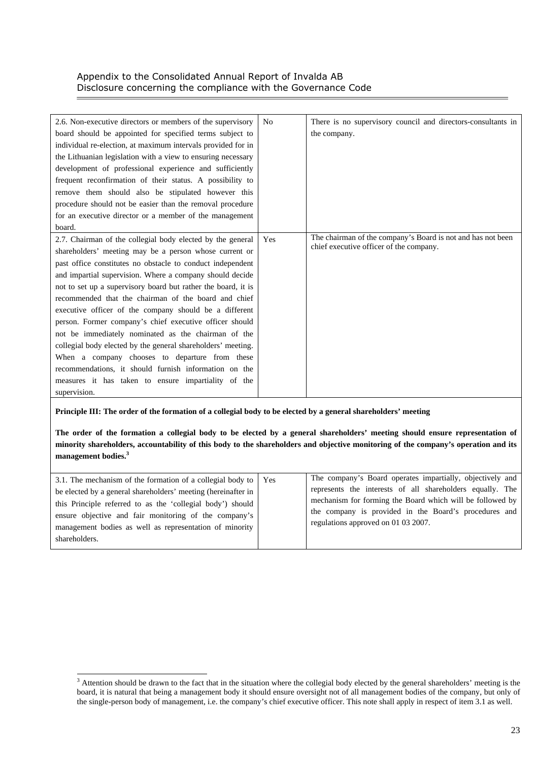| | | |
|---|---|---|
| 2.6. Non-executive directors or members of the supervisory board should be appointed for specified terms subject to individual re-election, at maximum intervals provided for in the Lithuanian legislation with a view to ensuring necessary development of professional experience and sufficiently frequent reconfirmation of their status. A possibility to remove them should also be stipulated however this procedure should not be easier than the removal procedure for an executive director or a member of the management board. | No | There is no supervisory council and directors-consultants in the company. |
| 2.7. Chairman of the collegial body elected by the general shareholders' meeting may be a person whose current or past office constitutes no obstacle to conduct independent and impartial supervision. Where a company should decide not to set up a supervisory board but rather the board, it is recommended that the chairman of the board and chief executive officer of the company should be a different person. Former company's chief executive officer should not be immediately nominated as the chairman of the collegial body elected by the general shareholders' meeting. When a company chooses to departure from these recommendations, it should furnish information on the measures it has taken to ensure impartiality of the supervision. | Yes | The chairman of the company's Board is not and has not been chief executive officer of the company. |

**Principle III: The order of the formation of a collegial body to be elected by a general shareholders' meeting**

**The order of the formation a collegial body to be elected by a general shareholders' meeting should ensure representation of minority shareholders, accountability of this body to the shareholders and objective monitoring of the company's operation and its management bodies.[3]**

| | | |
|---|---|---|
| 3.1. The mechanism of the formation of a collegial body to be elected by a general shareholders' meeting (hereinafter in this Principle referred to as the 'collegial body') should ensure objective and fair monitoring of the company's management bodies as well as representation of minority shareholders. | Yes | The company's Board operates impartially, objectively and represents the interests of all shareholders equally. The mechanism for forming the Board which will be followed by the company is provided in the Board's procedures and regulations approved on 01 03 2007. |

[3] Attention should be drawn to the fact that in the situation where the collegial body elected by the general shareholders' meeting is the board, it is natural that being a management body it should ensure oversight not of all management bodies of the company, but only of the single-person body of management, i.e. the company's chief executive officer. This note shall apply in respect of item 3.1 as well.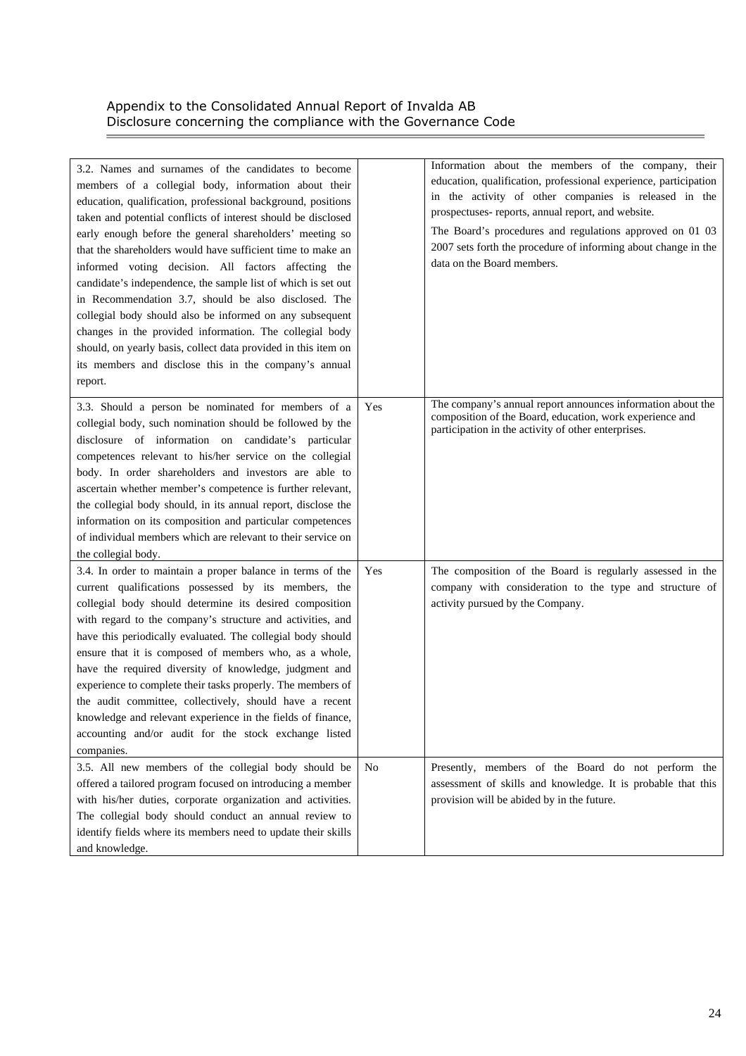| | | |
|---|---|---|
| 3.2. Names and surnames of the candidates to become members of a collegial body, information about their education, qualification, professional background, positions taken and potential conflicts of interest should be disclosed early enough before the general shareholders' meeting so that the shareholders would have sufficient time to make an informed voting decision. All factors affecting the candidate's independence, the sample list of which is set out in Recommendation 3.7, should be also disclosed. The collegial body should also be informed on any subsequent changes in the provided information. The collegial body should, on yearly basis, collect data provided in this item on its members and disclose this in the company's annual report. | | Information about the members of the company, their education, qualification, professional experience, participation in the activity of other companies is released in the prospectuses- reports, annual report, and website.<br>The Board's procedures and regulations approved on 01 03 2007 sets forth the procedure of informing about change in the data on the Board members. |
| 3.3. Should a person be nominated for members of a collegial body, such nomination should be followed by the disclosure of information on candidate's particular competences relevant to his/her service on the collegial body. In order shareholders and investors are able to ascertain whether member's competence is further relevant, the collegial body should, in its annual report, disclose the information on its composition and particular competences of individual members which are relevant to their service on the collegial body. | Yes | The company's annual report announces information about the composition of the Board, education, work experience and participation in the activity of other enterprises. |
| 3.4. In order to maintain a proper balance in terms of the current qualifications possessed by its members, the collegial body should determine its desired composition with regard to the company's structure and activities, and have this periodically evaluated. The collegial body should ensure that it is composed of members who, as a whole, have the required diversity of knowledge, judgment and experience to complete their tasks properly. The members of the audit committee, collectively, should have a recent knowledge and relevant experience in the fields of finance, accounting and/or audit for the stock exchange listed companies. | Yes | The composition of the Board is regularly assessed in the company with consideration to the type and structure of activity pursued by the Company. |
| 3.5. All new members of the collegial body should be offered a tailored program focused on introducing a member with his/her duties, corporate organization and activities. The collegial body should conduct an annual review to identify fields where its members need to update their skills and knowledge. | No | Presently, members of the Board do not perform the assessment of skills and knowledge. It is probable that this provision will be abided by in the future. |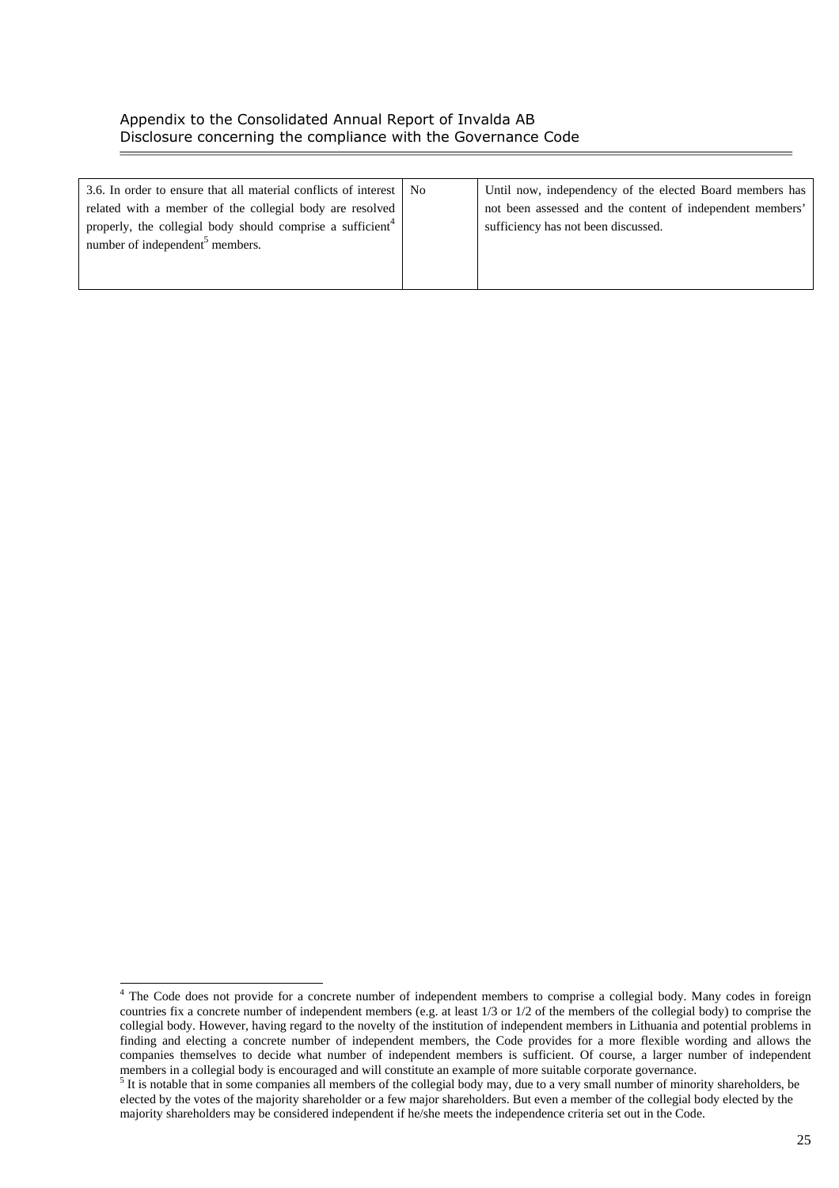| 3.6. In order to ensure that all material conflicts of interest related with a member of the collegial body are resolved properly, the collegial body should comprise a sufficient[4] number of independent[5] members. | No | Until now, independency of the elected Board members has not been assessed and the content of independent members' sufficiency has not been discussed. |
|---|---|---|

[4] The Code does not provide for a concrete number of independent members to comprise a collegial body. Many codes in foreign countries fix a concrete number of independent members (e.g. at least 1/3 or 1/2 of the members of the collegial body) to comprise the collegial body. However, having regard to the novelty of the institution of independent members in Lithuania and potential problems in finding and electing a concrete number of independent members, the Code provides for a more flexible wording and allows the companies themselves to decide what number of independent members is sufficient. Of course, a larger number of independent members in a collegial body is encouraged and will constitute an example of more suitable corporate governance.

[5] It is notable that in some companies all members of the collegial body may, due to a very small number of minority shareholders, be elected by the votes of the majority shareholder or a few major shareholders. But even a member of the collegial body elected by the majority shareholders may be considered independent if he/she meets the independence criteria set out in the Code.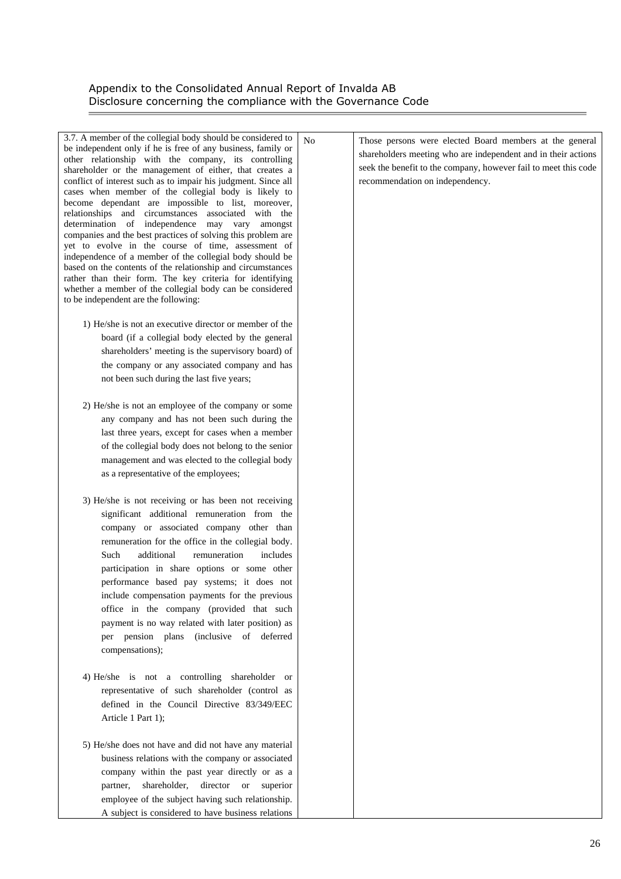| | | |
|---|---|---|
| 3.7. A member of the collegial body should be considered to be independent only if he is free of any business, family or other relationship with the company, its controlling shareholder or the management of either, that creates a conflict of interest such as to impair his judgment. Since all cases when member of the collegial body is likely to become dependant are impossible to list, moreover, relationships and circumstances associated with the determination of independence may vary amongst companies and the best practices of solving this problem are yet to evolve in the course of time, assessment of independence of a member of the collegial body should be based on the contents of the relationship and circumstances rather than their form. The key criteria for identifying whether a member of the collegial body can be considered to be independent are the following:<br><br>1) He/she is not an executive director or member of the board (if a collegial body elected by the general shareholders' meeting is the supervisory board) of the company or any associated company and has not been such during the last five years;<br><br>2) He/she is not an employee of the company or some any company and has not been such during the last three years, except for cases when a member of the collegial body does not belong to the senior management and was elected to the collegial body as a representative of the employees;<br><br>3) He/she is not receiving or has been not receiving significant additional remuneration from the company or associated company other than remuneration for the office in the collegial body. Such additional remuneration includes participation in share options or some other performance based pay systems; it does not include compensation payments for the previous office in the company (provided that such payment is no way related with later position) as per pension plans (inclusive of deferred compensations);<br><br>4) He/she is not a controlling shareholder or representative of such shareholder (control as defined in the Council Directive 83/349/EEC Article 1 Part 1);<br><br>5) He/she does not have and did not have any material business relations with the company or associated company within the past year directly or as a partner, shareholder, director or superior employee of the subject having such relationship. A subject is considered to have business relations | No | Those persons were elected Board members at the general shareholders meeting who are independent and in their actions seek the benefit to the company, however fail to meet this code recommendation on independency. |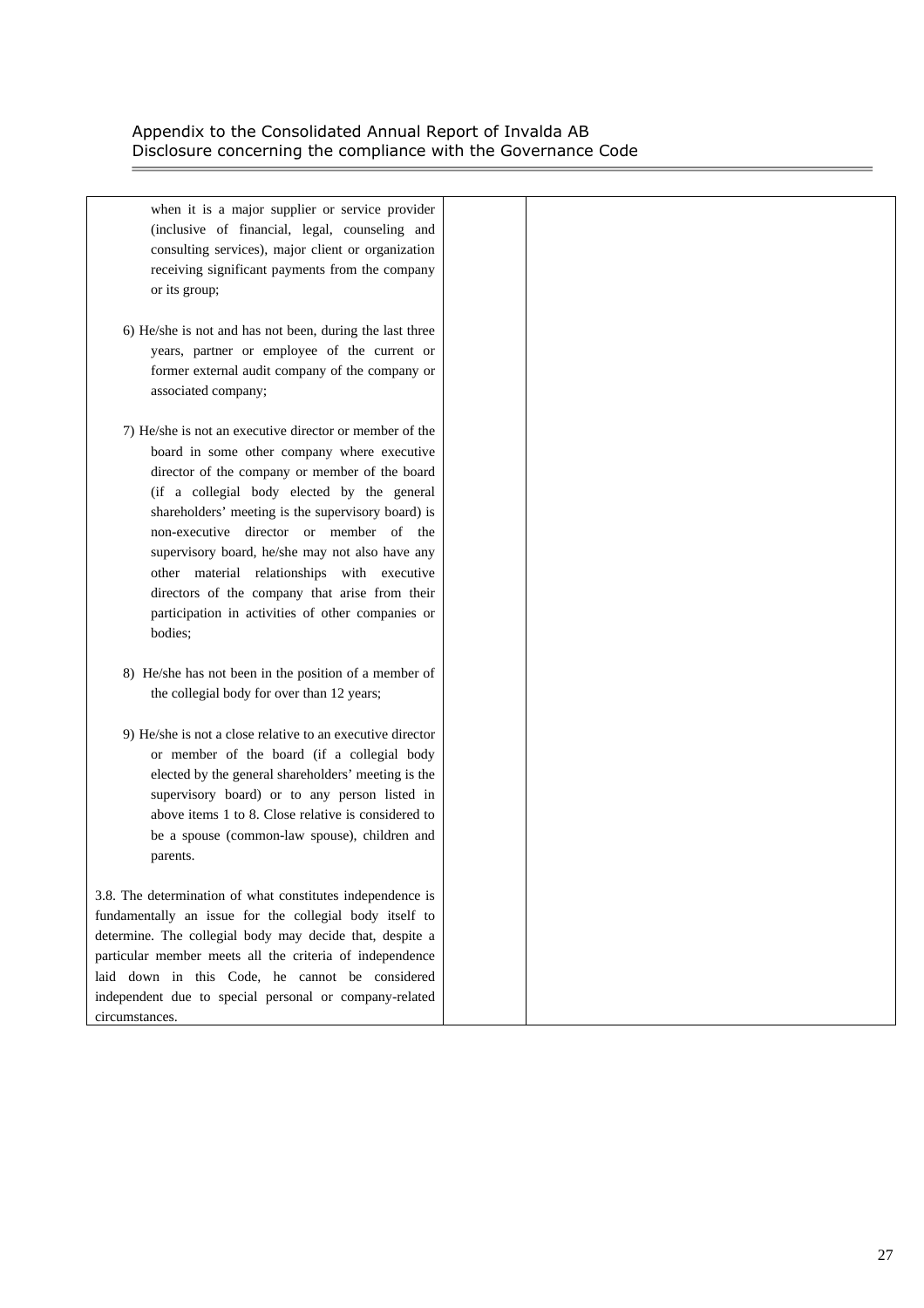| | | |
|---|---|---|
| when it is a major supplier or service provider (inclusive of financial, legal, counseling and consulting services), major client or organization receiving significant payments from the company or its group;<br><br>6) He/she is not and has not been, during the last three years, partner or employee of the current or former external audit company of the company or associated company;<br><br>7) He/she is not an executive director or member of the board in some other company where executive director of the company or member of the board (if a collegial body elected by the general shareholders' meeting is the supervisory board) is non-executive director or member of the supervisory board, he/she may not also have any other material relationships with executive directors of the company that arise from their participation in activities of other companies or bodies;<br><br>8) He/she has not been in the position of a member of the collegial body for over than 12 years;<br><br>9) He/she is not a close relative to an executive director or member of the board (if a collegial body elected by the general shareholders' meeting is the supervisory board) or to any person listed in above items 1 to 8. Close relative is considered to be a spouse (common-law spouse), children and parents.<br><br>3.8. The determination of what constitutes independence is fundamentally an issue for the collegial body itself to determine. The collegial body may decide that, despite a particular member meets all the criteria of independence laid down in this Code, he cannot be considered independent due to special personal or company-related circumstances. | | |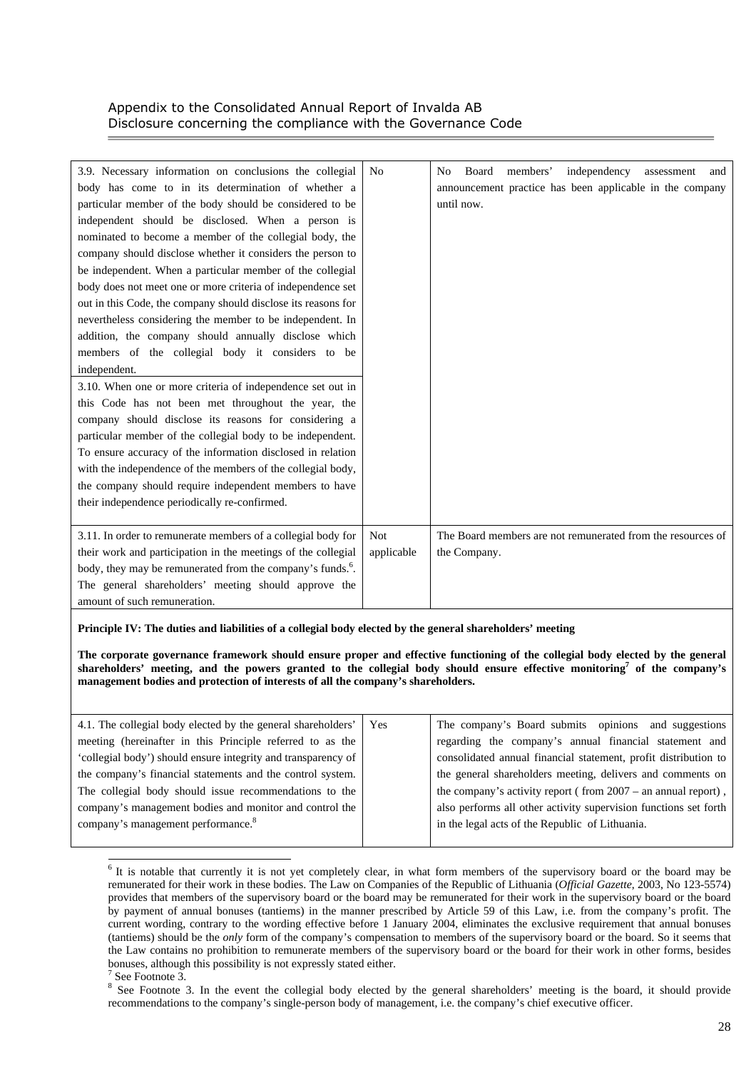| | | |
|---|---|---|
| 3.9. Necessary information on conclusions the collegial body has come to in its determination of whether a particular member of the body should be considered to be independent should be disclosed. When a person is nominated to become a member of the collegial body, the company should disclose whether it considers the person to be independent. When a particular member of the collegial body does not meet one or more criteria of independence set out in this Code, the company should disclose its reasons for nevertheless considering the member to be independent. In addition, the company should annually disclose which members of the collegial body it considers to be independent.<br>3.10. When one or more criteria of independence set out in this Code has not been met throughout the year, the company should disclose its reasons for considering a particular member of the collegial body to be independent. To ensure accuracy of the information disclosed in relation with the independence of the members of the collegial body, the company should require independent members to have their independence periodically re-confirmed. | No | No Board members' independency assessment and announcement practice has been applicable in the company until now. |
| 3.11. In order to remunerate members of a collegial body for their work and participation in the meetings of the collegial body, they may be remunerated from the company's funds.[6]. The general shareholders' meeting should approve the amount of such remuneration. | Not applicable | The Board members are not remunerated from the resources of the Company. |

**Principle IV: The duties and liabilities of a collegial body elected by the general shareholders' meeting**

**The corporate governance framework should ensure proper and effective functioning of the collegial body elected by the general shareholders' meeting, and the powers granted to the collegial body should ensure effective monitoring[7] of the company's management bodies and protection of interests of all the company's shareholders.**

| | | |
|---|---|---|
| 4.1. The collegial body elected by the general shareholders' meeting (hereinafter in this Principle referred to as the 'collegial body') should ensure integrity and transparency of the company's financial statements and the control system. The collegial body should issue recommendations to the company's management bodies and monitor and control the company's management performance.[8] | Yes | The company's Board submits opinions and suggestions regarding the company's annual financial statement and consolidated annual financial statement, profit distribution to the general shareholders meeting, delivers and comments on the company's activity report ( from 2007 – an annual report) , also performs all other activity supervision functions set forth in the legal acts of the Republic of Lithuania. |

[6] It is notable that currently it is not yet completely clear, in what form members of the supervisory board or the board may be remunerated for their work in these bodies. The Law on Companies of the Republic of Lithuania (*Official Gazette*, 2003, No 123-5574) provides that members of the supervisory board or the board may be remunerated for their work in the supervisory board or the board by payment of annual bonuses (tantiems) in the manner prescribed by Article 59 of this Law, i.e. from the company's profit. The current wording, contrary to the wording effective before 1 January 2004, eliminates the exclusive requirement that annual bonuses (tantiems) should be the *only* form of the company's compensation to members of the supervisory board or the board. So it seems that the Law contains no prohibition to remunerate members of the supervisory board or the board for their work in other forms, besides bonuses, although this possibility is not expressly stated either.

[7] See Footnote 3.

[8] See Footnote 3. In the event the collegial body elected by the general shareholders' meeting is the board, it should provide recommendations to the company's single-person body of management, i.e. the company's chief executive officer.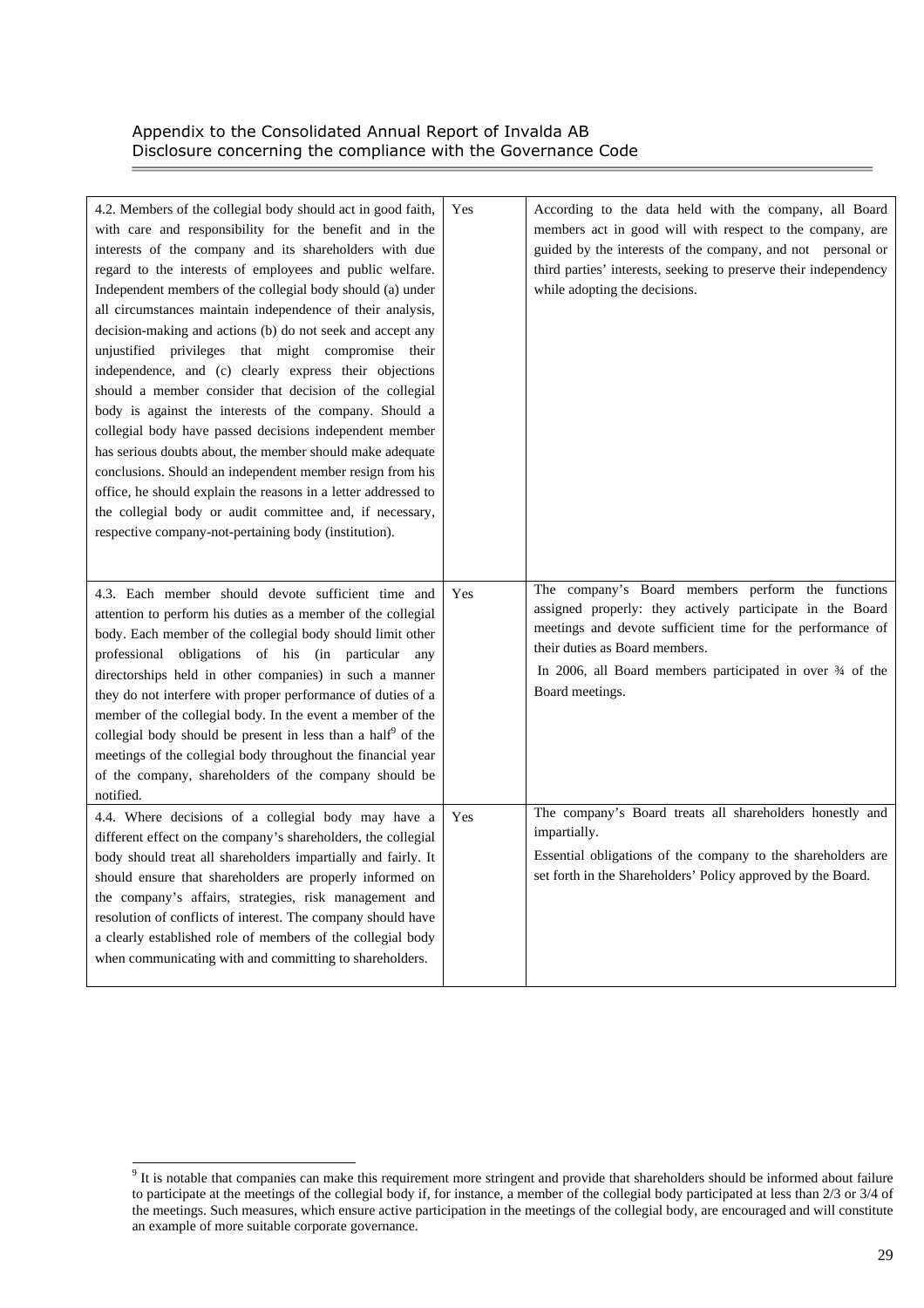| | | |
|---|---|---|
| 4.2. Members of the collegial body should act in good faith, with care and responsibility for the benefit and in the interests of the company and its shareholders with due regard to the interests of employees and public welfare. Independent members of the collegial body should (a) under all circumstances maintain independence of their analysis, decision-making and actions (b) do not seek and accept any unjustified privileges that might compromise their independence, and (c) clearly express their objections should a member consider that decision of the collegial body is against the interests of the company. Should a collegial body have passed decisions independent member has serious doubts about, the member should make adequate conclusions. Should an independent member resign from his office, he should explain the reasons in a letter addressed to the collegial body or audit committee and, if necessary, respective company-not-pertaining body (institution). | Yes | According to the data held with the company, all Board members act in good will with respect to the company, are guided by the interests of the company, and not personal or third parties' interests, seeking to preserve their independency while adopting the decisions. |
| 4.3. Each member should devote sufficient time and attention to perform his duties as a member of the collegial body. Each member of the collegial body should limit other professional obligations of his (in particular any directorships held in other companies) in such a manner they do not interfere with proper performance of duties of a member of the collegial body. In the event a member of the collegial body should be present in less than a half[9] of the meetings of the collegial body throughout the financial year of the company, shareholders of the company should be notified. | Yes | The company's Board members perform the functions assigned properly: they actively participate in the Board meetings and devote sufficient time for the performance of their duties as Board members.<br>In 2006, all Board members participated in over ¾ of the Board meetings. |
| 4.4. Where decisions of a collegial body may have a different effect on the company's shareholders, the collegial body should treat all shareholders impartially and fairly. It should ensure that shareholders are properly informed on the company's affairs, strategies, risk management and resolution of conflicts of interest. The company should have a clearly established role of members of the collegial body when communicating with and committing to shareholders. | Yes | The company's Board treats all shareholders honestly and impartially.<br>Essential obligations of the company to the shareholders are set forth in the Shareholders' Policy approved by the Board. |

[9] It is notable that companies can make this requirement more stringent and provide that shareholders should be informed about failure to participate at the meetings of the collegial body if, for instance, a member of the collegial body participated at less than 2/3 or 3/4 of the meetings. Such measures, which ensure active participation in the meetings of the collegial body, are encouraged and will constitute an example of more suitable corporate governance.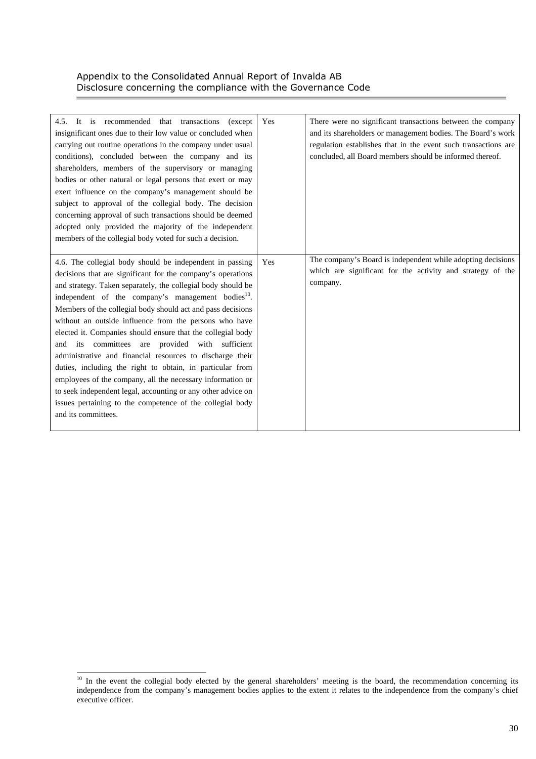| | | |
|---|---|---|
| 4.5. It is recommended that transactions (except insignificant ones due to their low value or concluded when carrying out routine operations in the company under usual conditions), concluded between the company and its shareholders, members of the supervisory or managing bodies or other natural or legal persons that exert or may exert influence on the company's management should be subject to approval of the collegial body. The decision concerning approval of such transactions should be deemed adopted only provided the majority of the independent members of the collegial body voted for such a decision. | Yes | There were no significant transactions between the company and its shareholders or management bodies. The Board's work regulation establishes that in the event such transactions are concluded, all Board members should be informed thereof. |
| 4.6. The collegial body should be independent in passing decisions that are significant for the company's operations and strategy. Taken separately, the collegial body should be independent of the company's management bodies[10]. Members of the collegial body should act and pass decisions without an outside influence from the persons who have elected it. Companies should ensure that the collegial body and its committees are provided with sufficient administrative and financial resources to discharge their duties, including the right to obtain, in particular from employees of the company, all the necessary information or to seek independent legal, accounting or any other advice on issues pertaining to the competence of the collegial body and its committees. | Yes | The company's Board is independent while adopting decisions which are significant for the activity and strategy of the company. |

[10] In the event the collegial body elected by the general shareholders' meeting is the board, the recommendation concerning its independence from the company's management bodies applies to the extent it relates to the independence from the company's chief executive officer.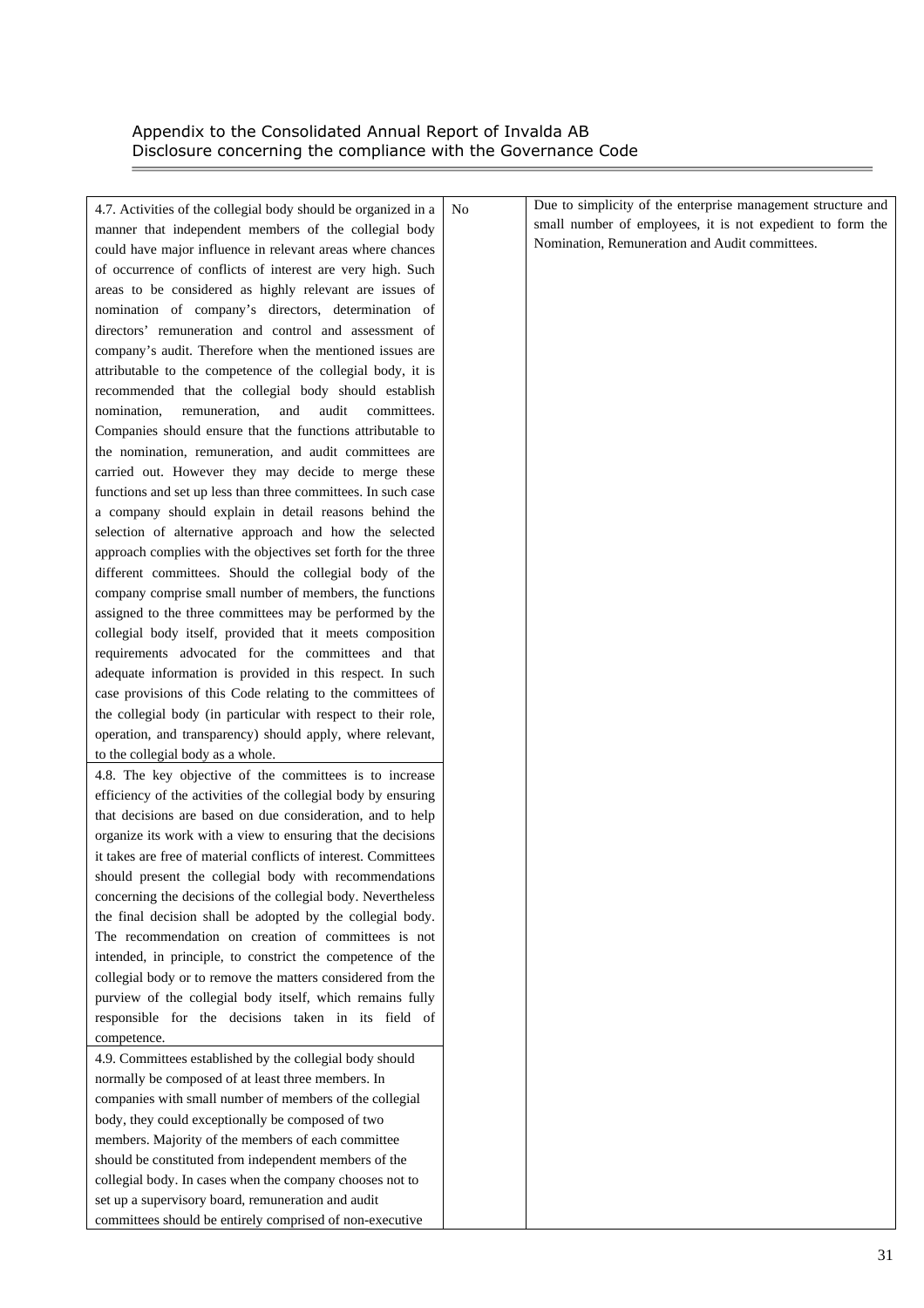| | | |
|---|---|---|
| 4.7. Activities of the collegial body should be organized in a manner that independent members of the collegial body could have major influence in relevant areas where chances of occurrence of conflicts of interest are very high. Such areas to be considered as highly relevant are issues of nomination of company's directors, determination of directors' remuneration and control and assessment of company's audit. Therefore when the mentioned issues are attributable to the competence of the collegial body, it is recommended that the collegial body should establish nomination, remuneration, and audit committees. Companies should ensure that the functions attributable to the nomination, remuneration, and audit committees are carried out. However they may decide to merge these functions and set up less than three committees. In such case a company should explain in detail reasons behind the selection of alternative approach and how the selected approach complies with the objectives set forth for the three different committees. Should the collegial body of the company comprise small number of members, the functions assigned to the three committees may be performed by the collegial body itself, provided that it meets composition requirements advocated for the committees and that adequate information is provided in this respect. In such case provisions of this Code relating to the committees of the collegial body (in particular with respect to their role, operation, and transparency) should apply, where relevant, to the collegial body as a whole. | No | Due to simplicity of the enterprise management structure and small number of employees, it is not expedient to form the Nomination, Remuneration and Audit committees. |
| 4.8. The key objective of the committees is to increase efficiency of the activities of the collegial body by ensuring that decisions are based on due consideration, and to help organize its work with a view to ensuring that the decisions it takes are free of material conflicts of interest. Committees should present the collegial body with recommendations concerning the decisions of the collegial body. Nevertheless the final decision shall be adopted by the collegial body. The recommendation on creation of committees is not intended, in principle, to constrict the competence of the collegial body or to remove the matters considered from the purview of the collegial body itself, which remains fully responsible for the decisions taken in its field of competence. | | |
| 4.9. Committees established by the collegial body should normally be composed of at least three members. In companies with small number of members of the collegial body, they could exceptionally be composed of two members. Majority of the members of each committee should be constituted from independent members of the collegial body. In cases when the company chooses not to set up a supervisory board, remuneration and audit committees should be entirely comprised of non-executive | | |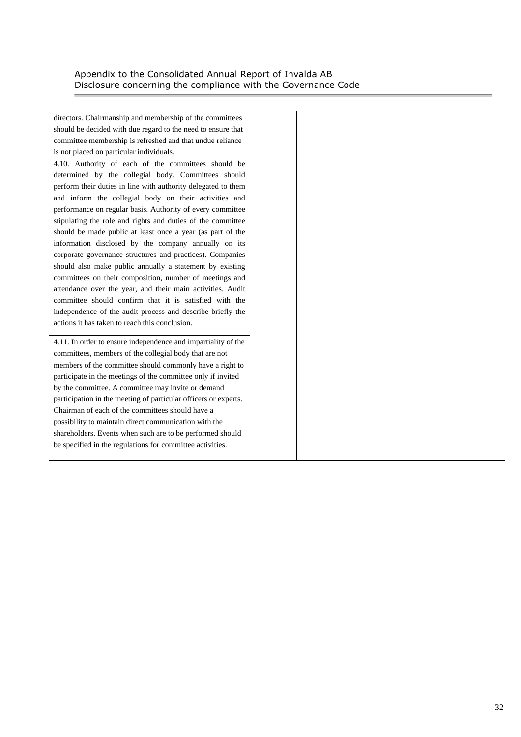| | | |
|---|---|---|
| directors. Chairmanship and membership of the committees should be decided with due regard to the need to ensure that committee membership is refreshed and that undue reliance is not placed on particular individuals. | | |
| 4.10. Authority of each of the committees should be determined by the collegial body. Committees should perform their duties in line with authority delegated to them and inform the collegial body on their activities and performance on regular basis. Authority of every committee stipulating the role and rights and duties of the committee should be made public at least once a year (as part of the information disclosed by the company annually on its corporate governance structures and practices). Companies should also make public annually a statement by existing committees on their composition, number of meetings and attendance over the year, and their main activities. Audit committee should confirm that it is satisfied with the independence of the audit process and describe briefly the actions it has taken to reach this conclusion. | | |
| 4.11. In order to ensure independence and impartiality of the committees, members of the collegial body that are not members of the committee should commonly have a right to participate in the meetings of the committee only if invited by the committee. A committee may invite or demand participation in the meeting of particular officers or experts. Chairman of each of the committees should have a possibility to maintain direct communication with the shareholders. Events when such are to be performed should be specified in the regulations for committee activities. | | |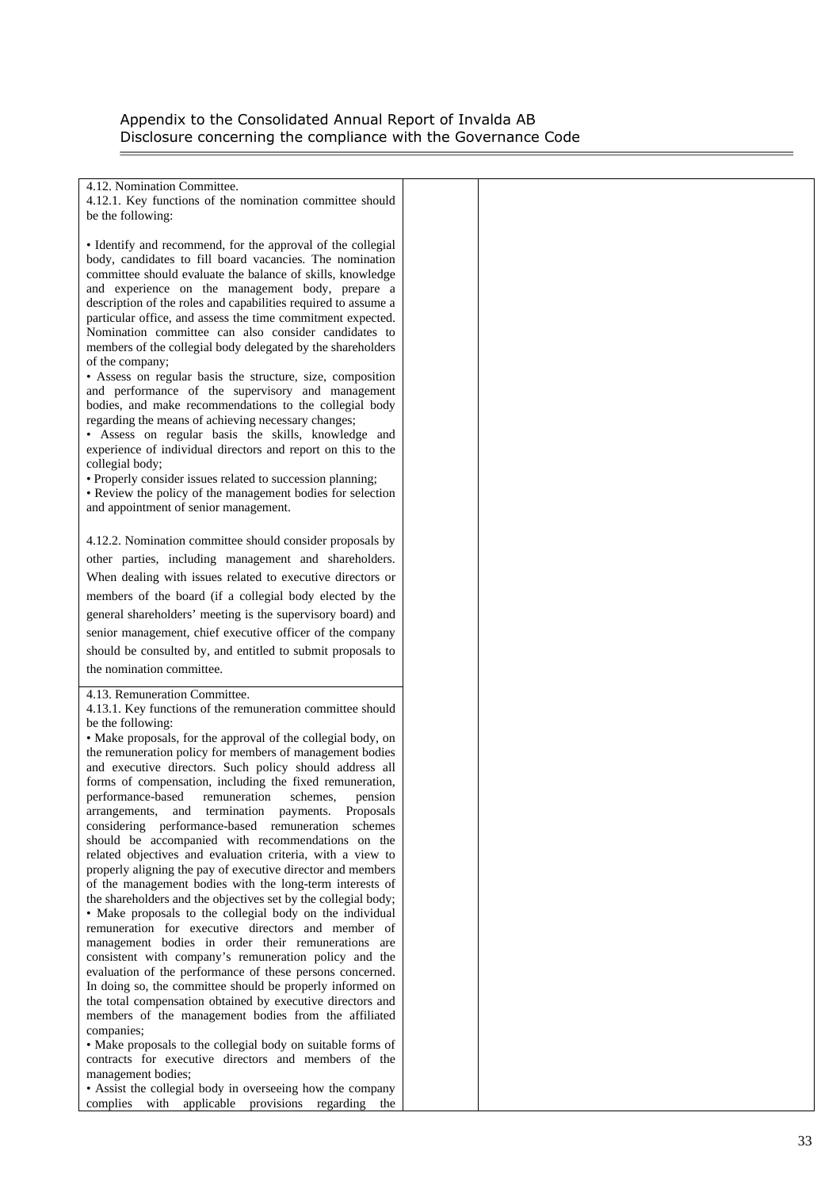| | | |
|---|---|---|
| 4.12. Nomination Committee.<br>4.12.1. Key functions of the nomination committee should be the following:<br><br>• Identify and recommend, for the approval of the collegial body, candidates to fill board vacancies. The nomination committee should evaluate the balance of skills, knowledge and experience on the management body, prepare a description of the roles and capabilities required to assume a particular office, and assess the time commitment expected. Nomination committee can also consider candidates to members of the collegial body delegated by the shareholders of the company;<br>• Assess on regular basis the structure, size, composition and performance of the supervisory and management bodies, and make recommendations to the collegial body regarding the means of achieving necessary changes;<br>• Assess on regular basis the skills, knowledge and experience of individual directors and report on this to the collegial body;<br>• Properly consider issues related to succession planning;<br>• Review the policy of the management bodies for selection and appointment of senior management.<br><br>4.12.2. Nomination committee should consider proposals by other parties, including management and shareholders. When dealing with issues related to executive directors or members of the board (if a collegial body elected by the general shareholders' meeting is the supervisory board) and senior management, chief executive officer of the company should be consulted by, and entitled to submit proposals to the nomination committee. | | |
| 4.13. Remuneration Committee.<br>4.13.1. Key functions of the remuneration committee should be the following:<br>• Make proposals, for the approval of the collegial body, on the remuneration policy for members of management bodies and executive directors. Such policy should address all forms of compensation, including the fixed remuneration, performance-based remuneration schemes, pension arrangements, and termination payments. Proposals considering performance-based remuneration schemes should be accompanied with recommendations on the related objectives and evaluation criteria, with a view to properly aligning the pay of executive director and members of the management bodies with the long-term interests of the shareholders and the objectives set by the collegial body;<br>• Make proposals to the collegial body on the individual remuneration for executive directors and member of management bodies in order their remunerations are consistent with company's remuneration policy and the evaluation of the performance of these persons concerned. In doing so, the committee should be properly informed on the total compensation obtained by executive directors and members of the management bodies from the affiliated companies;<br>• Make proposals to the collegial body on suitable forms of contracts for executive directors and members of the management bodies;<br>• Assist the collegial body in overseeing how the company complies with applicable provisions regarding the | | |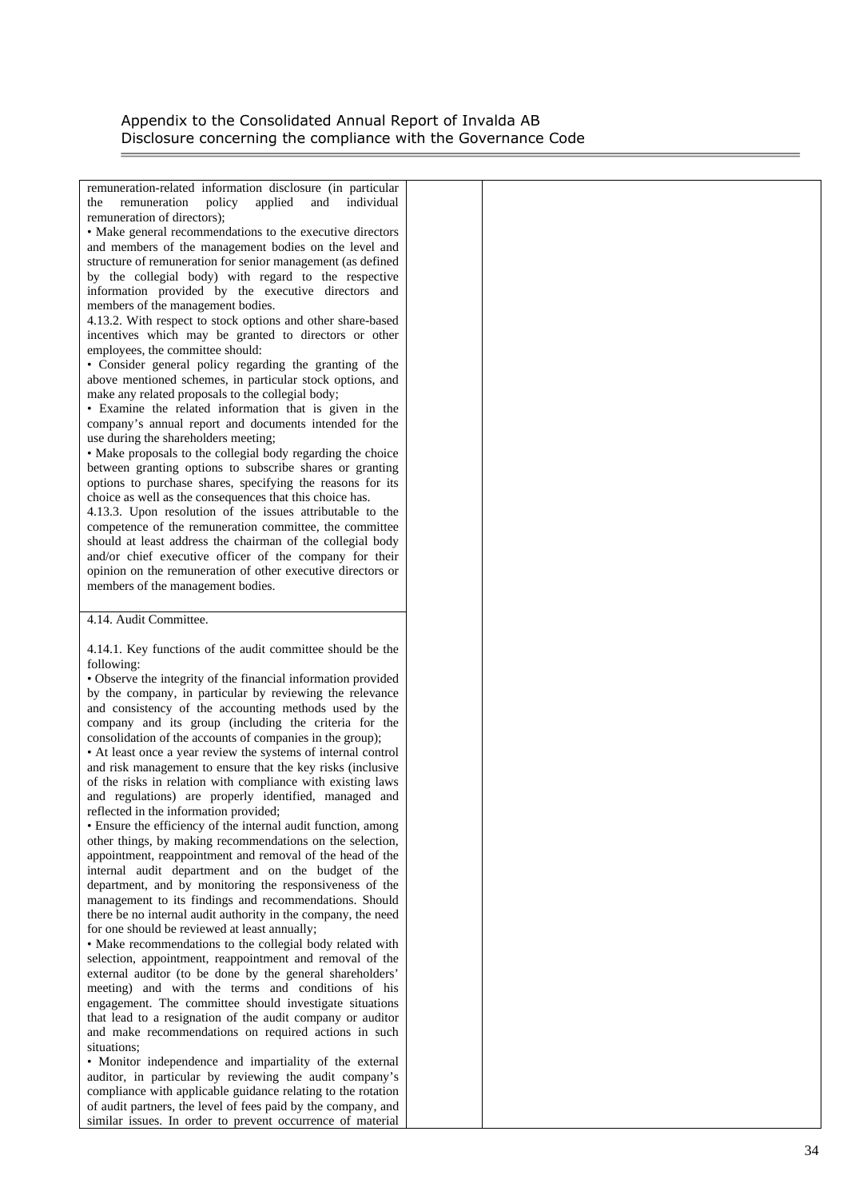| | | |
|---|---|---|
| remuneration-related information disclosure (in particular the remuneration policy applied and individual remuneration of directors);<br>• Make general recommendations to the executive directors and members of the management bodies on the level and structure of remuneration for senior management (as defined by the collegial body) with regard to the respective information provided by the executive directors and members of the management bodies.<br>4.13.2. With respect to stock options and other share-based incentives which may be granted to directors or other employees, the committee should:<br>• Consider general policy regarding the granting of the above mentioned schemes, in particular stock options, and make any related proposals to the collegial body;<br>• Examine the related information that is given in the company's annual report and documents intended for the use during the shareholders meeting;<br>• Make proposals to the collegial body regarding the choice between granting options to subscribe shares or granting options to purchase shares, specifying the reasons for its choice as well as the consequences that this choice has.<br>4.13.3. Upon resolution of the issues attributable to the competence of the remuneration committee, the committee should at least address the chairman of the collegial body and/or chief executive officer of the company for their opinion on the remuneration of other executive directors or members of the management bodies. | | |
| 4.14. Audit Committee.<br><br>4.14.1. Key functions of the audit committee should be the following:<br>• Observe the integrity of the financial information provided by the company, in particular by reviewing the relevance and consistency of the accounting methods used by the company and its group (including the criteria for the consolidation of the accounts of companies in the group);<br>• At least once a year review the systems of internal control and risk management to ensure that the key risks (inclusive of the risks in relation with compliance with existing laws and regulations) are properly identified, managed and reflected in the information provided;<br>• Ensure the efficiency of the internal audit function, among other things, by making recommendations on the selection, appointment, reappointment and removal of the head of the internal audit department and on the budget of the department, and by monitoring the responsiveness of the management to its findings and recommendations. Should there be no internal audit authority in the company, the need for one should be reviewed at least annually;<br>• Make recommendations to the collegial body related with selection, appointment, reappointment and removal of the external auditor (to be done by the general shareholders' meeting) and with the terms and conditions of his engagement. The committee should investigate situations that lead to a resignation of the audit company or auditor and make recommendations on required actions in such situations;<br>• Monitor independence and impartiality of the external auditor, in particular by reviewing the audit company's compliance with applicable guidance relating to the rotation of audit partners, the level of fees paid by the company, and similar issues. In order to prevent occurrence of material | | |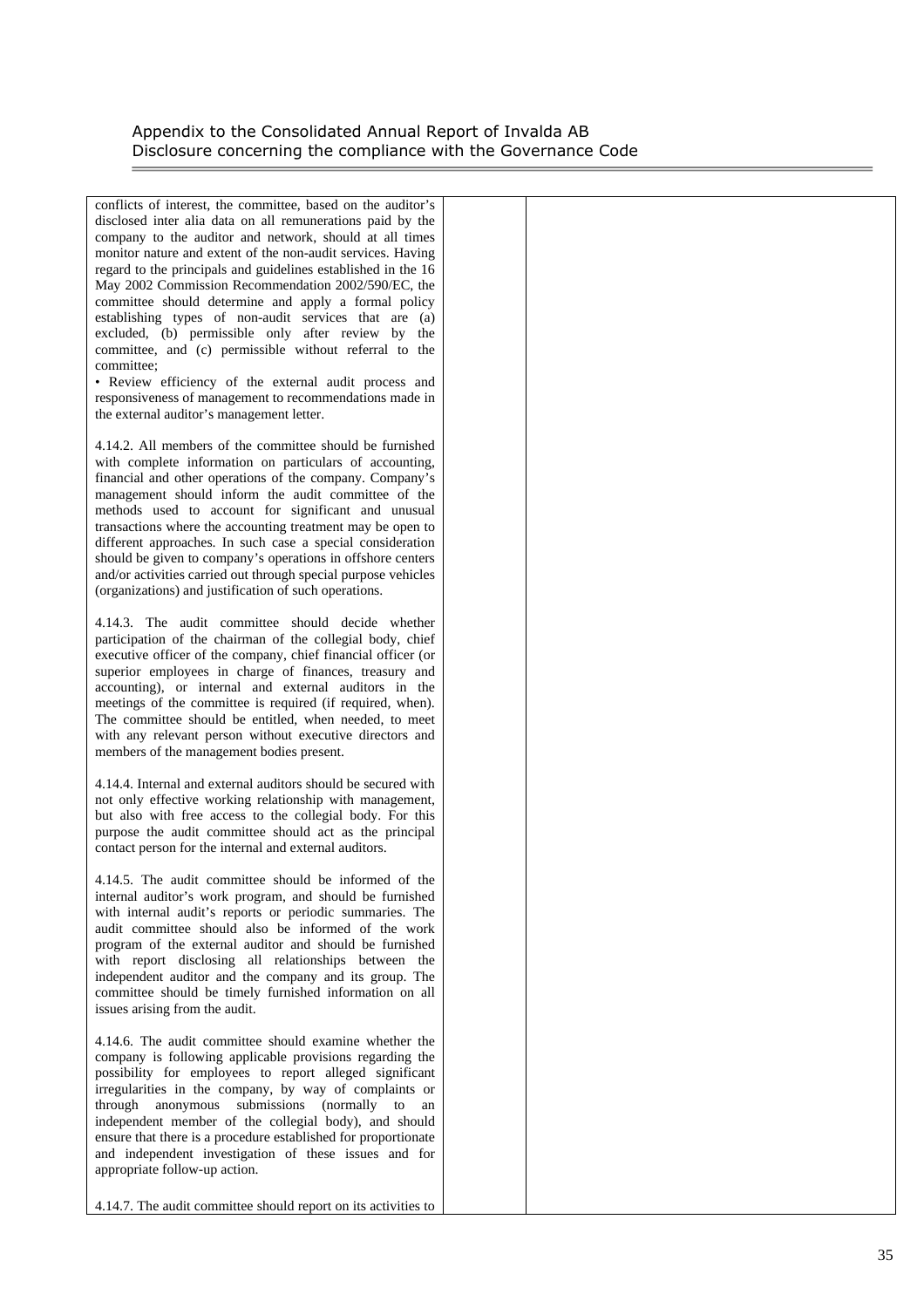| | | |
|---|---|---|
| conflicts of interest, the committee, based on the auditor's disclosed inter alia data on all remunerations paid by the company to the auditor and network, should at all times monitor nature and extent of the non-audit services. Having regard to the principals and guidelines established in the 16 May 2002 Commission Recommendation 2002/590/EC, the committee should determine and apply a formal policy establishing types of non-audit services that are (a) excluded, (b) permissible only after review by the committee, and (c) permissible without referral to the committee;<br>• Review efficiency of the external audit process and responsiveness of management to recommendations made in the external auditor's management letter.<br><br>4.14.2. All members of the committee should be furnished with complete information on particulars of accounting, financial and other operations of the company. Company's management should inform the audit committee of the methods used to account for significant and unusual transactions where the accounting treatment may be open to different approaches. In such case a special consideration should be given to company's operations in offshore centers and/or activities carried out through special purpose vehicles (organizations) and justification of such operations.<br><br>4.14.3. The audit committee should decide whether participation of the chairman of the collegial body, chief executive officer of the company, chief financial officer (or superior employees in charge of finances, treasury and accounting), or internal and external auditors in the meetings of the committee is required (if required, when). The committee should be entitled, when needed, to meet with any relevant person without executive directors and members of the management bodies present.<br><br>4.14.4. Internal and external auditors should be secured with not only effective working relationship with management, but also with free access to the collegial body. For this purpose the audit committee should act as the principal contact person for the internal and external auditors.<br><br>4.14.5. The audit committee should be informed of the internal auditor's work program, and should be furnished with internal audit's reports or periodic summaries. The audit committee should also be informed of the work program of the external auditor and should be furnished with report disclosing all relationships between the independent auditor and the company and its group. The committee should be timely furnished information on all issues arising from the audit.<br><br>4.14.6. The audit committee should examine whether the company is following applicable provisions regarding the possibility for employees to report alleged significant irregularities in the company, by way of complaints or through anonymous submissions (normally to an independent member of the collegial body), and should ensure that there is a procedure established for proportionate and independent investigation of these issues and for appropriate follow-up action.<br><br>4.14.7. The audit committee should report on its activities to | | |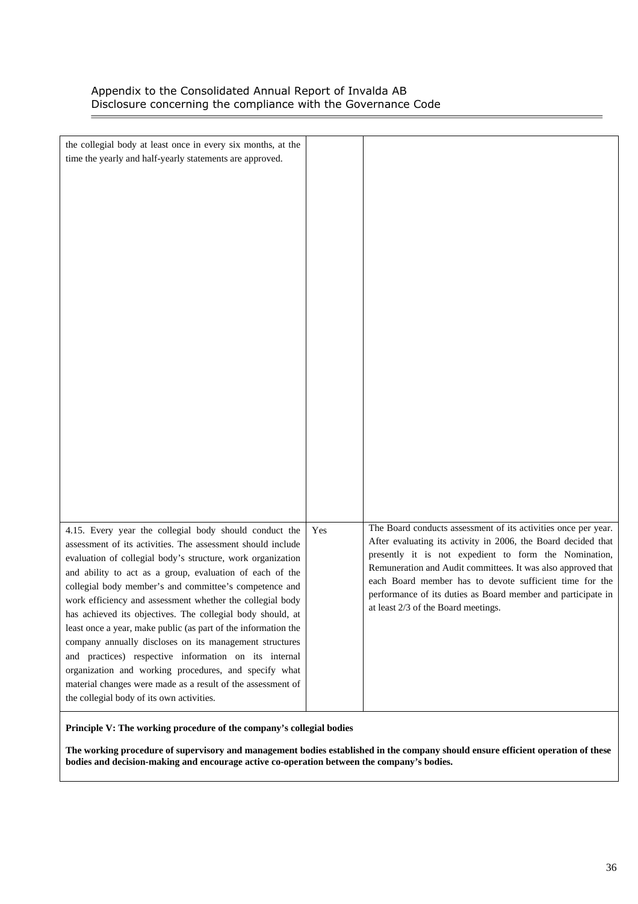| | | |
|---|---|---|
| the collegial body at least once in every six months, at the time the yearly and half-yearly statements are approved. | | |
| 4.15. Every year the collegial body should conduct the assessment of its activities. The assessment should include evaluation of collegial body's structure, work organization and ability to act as a group, evaluation of each of the collegial body member's and committee's competence and work efficiency and assessment whether the collegial body has achieved its objectives. The collegial body should, at least once a year, make public (as part of the information the company annually discloses on its management structures and practices) respective information on its internal organization and working procedures, and specify what material changes were made as a result of the assessment of the collegial body of its own activities. | Yes | The Board conducts assessment of its activities once per year. After evaluating its activity in 2006, the Board decided that presently it is not expedient to form the Nomination, Remuneration and Audit committees. It was also approved that each Board member has to devote sufficient time for the performance of its duties as Board member and participate in at least 2/3 of the Board meetings. |

**Principle V: The working procedure of the company's collegial bodies**

**The working procedure of supervisory and management bodies established in the company should ensure efficient operation of these bodies and decision-making and encourage active co-operation between the company's bodies.**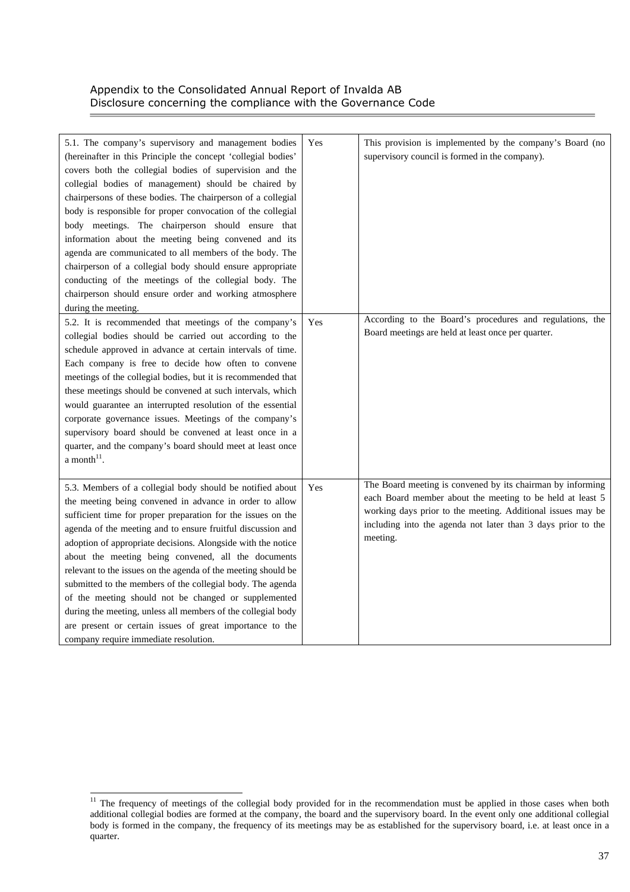| | | |
|---|---|---|
| 5.1. The company's supervisory and management bodies (hereinafter in this Principle the concept 'collegial bodies' covers both the collegial bodies of supervision and the collegial bodies of management) should be chaired by chairpersons of these bodies. The chairperson of a collegial body is responsible for proper convocation of the collegial body meetings. The chairperson should ensure that information about the meeting being convened and its agenda are communicated to all members of the body. The chairperson of a collegial body should ensure appropriate conducting of the meetings of the collegial body. The chairperson should ensure order and working atmosphere during the meeting. | Yes | This provision is implemented by the company's Board (no supervisory council is formed in the company). |
| 5.2. It is recommended that meetings of the company's collegial bodies should be carried out according to the schedule approved in advance at certain intervals of time. Each company is free to decide how often to convene meetings of the collegial bodies, but it is recommended that these meetings should be convened at such intervals, which would guarantee an interrupted resolution of the essential corporate governance issues. Meetings of the company's supervisory board should be convened at least once in a quarter, and the company's board should meet at least once a month[11]. | Yes | According to the Board's procedures and regulations, the Board meetings are held at least once per quarter. |
| 5.3. Members of a collegial body should be notified about the meeting being convened in advance in order to allow sufficient time for proper preparation for the issues on the agenda of the meeting and to ensure fruitful discussion and adoption of appropriate decisions. Alongside with the notice about the meeting being convened, all the documents relevant to the issues on the agenda of the meeting should be submitted to the members of the collegial body. The agenda of the meeting should not be changed or supplemented during the meeting, unless all members of the collegial body are present or certain issues of great importance to the company require immediate resolution. | Yes | The Board meeting is convened by its chairman by informing each Board member about the meeting to be held at least 5 working days prior to the meeting. Additional issues may be including into the agenda not later than 3 days prior to the meeting. |

[11] The frequency of meetings of the collegial body provided for in the recommendation must be applied in those cases when both additional collegial bodies are formed at the company, the board and the supervisory board. In the event only one additional collegial body is formed in the company, the frequency of its meetings may be as established for the supervisory board, i.e. at least once in a quarter.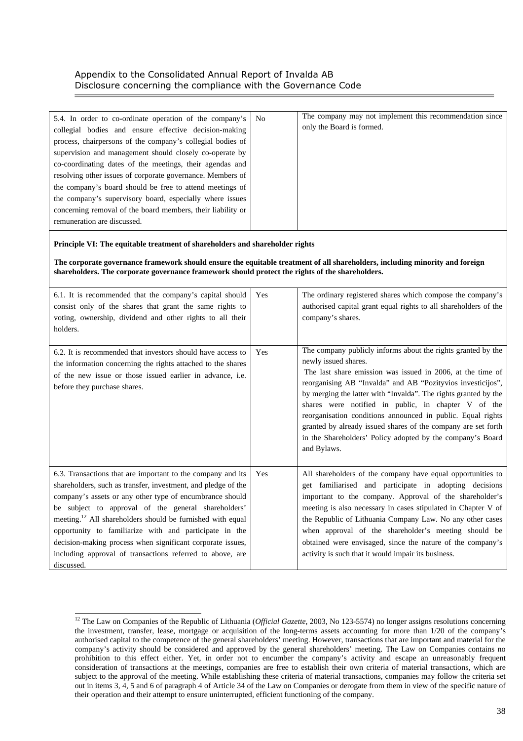| | | |
|---|---|---|
| 5.4. In order to co-ordinate operation of the company's collegial bodies and ensure effective decision-making process, chairpersons of the company's collegial bodies of supervision and management should closely co-operate by co-coordinating dates of the meetings, their agendas and resolving other issues of corporate governance. Members of the company's board should be free to attend meetings of the company's supervisory board, especially where issues concerning removal of the board members, their liability or remuneration are discussed. | No | The company may not implement this recommendation since only the Board is formed. |

**Principle VI: The equitable treatment of shareholders and shareholder rights**

**The corporate governance framework should ensure the equitable treatment of all shareholders, including minority and foreign shareholders. The corporate governance framework should protect the rights of the shareholders.**

| | | |
|---|---|---|
| 6.1. It is recommended that the company's capital should consist only of the shares that grant the same rights to voting, ownership, dividend and other rights to all their holders. | Yes | The ordinary registered shares which compose the company's authorised capital grant equal rights to all shareholders of the company's shares. |
| 6.2. It is recommended that investors should have access to the information concerning the rights attached to the shares of the new issue or those issued earlier in advance, i.e. before they purchase shares. | Yes | The company publicly informs about the rights granted by the newly issued shares. The last share emission was issued in 2006, at the time of reorganising AB "Invalda" and AB "Pozityvios investicijos", by merging the latter with "Invalda". The rights granted by the shares were notified in public, in chapter V of the reorganisation conditions announced in public. Equal rights granted by already issued shares of the company are set forth in the Shareholders' Policy adopted by the company's Board and Bylaws. |
| 6.3. Transactions that are important to the company and its shareholders, such as transfer, investment, and pledge of the company's assets or any other type of encumbrance should be subject to approval of the general shareholders' meeting.[12] All shareholders should be furnished with equal opportunity to familiarize with and participate in the decision-making process when significant corporate issues, including approval of transactions referred to above, are discussed. | Yes | All shareholders of the company have equal opportunities to get familiarised and participate in adopting decisions important to the company. Approval of the shareholder's meeting is also necessary in cases stipulated in Chapter V of the Republic of Lithuania Company Law. No any other cases when approval of the shareholder's meeting should be obtained were envisaged, since the nature of the company's activity is such that it would impair its business. |

[12] The Law on Companies of the Republic of Lithuania (*Official Gazette*, 2003, No 123-5574) no longer assigns resolutions concerning the investment, transfer, lease, mortgage or acquisition of the long-terms assets accounting for more than 1/20 of the company's authorised capital to the competence of the general shareholders' meeting. However, transactions that are important and material for the company's activity should be considered and approved by the general shareholders' meeting. The Law on Companies contains no prohibition to this effect either. Yet, in order not to encumber the company's activity and escape an unreasonably frequent consideration of transactions at the meetings, companies are free to establish their own criteria of material transactions, which are subject to the approval of the meeting. While establishing these criteria of material transactions, companies may follow the criteria set out in items 3, 4, 5 and 6 of paragraph 4 of Article 34 of the Law on Companies or derogate from them in view of the specific nature of their operation and their attempt to ensure uninterrupted, efficient functioning of the company.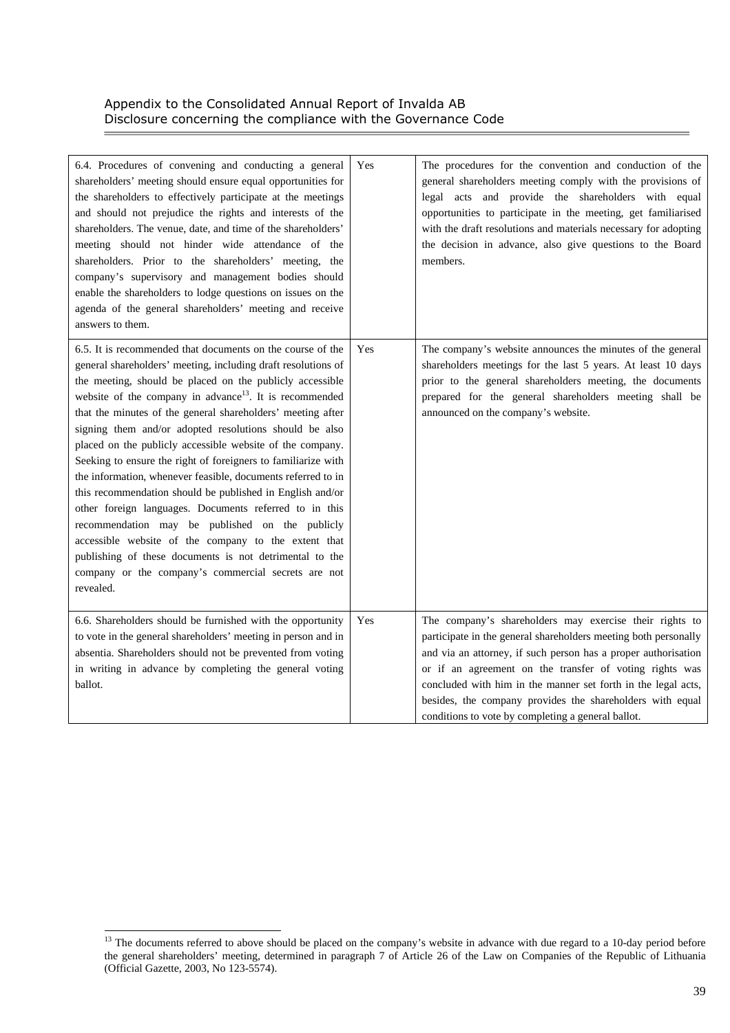| | | |
|---|---|---|
| 6.4. Procedures of convening and conducting a general shareholders' meeting should ensure equal opportunities for the shareholders to effectively participate at the meetings and should not prejudice the rights and interests of the shareholders. The venue, date, and time of the shareholders' meeting should not hinder wide attendance of the shareholders. Prior to the shareholders' meeting, the company's supervisory and management bodies should enable the shareholders to lodge questions on issues on the agenda of the general shareholders' meeting and receive answers to them. | Yes | The procedures for the convention and conduction of the general shareholders meeting comply with the provisions of legal acts and provide the shareholders with equal opportunities to participate in the meeting, get familiarised with the draft resolutions and materials necessary for adopting the decision in advance, also give questions to the Board members. |
| 6.5. It is recommended that documents on the course of the general shareholders' meeting, including draft resolutions of the meeting, should be placed on the publicly accessible website of the company in advance[13]. It is recommended that the minutes of the general shareholders' meeting after signing them and/or adopted resolutions should be also placed on the publicly accessible website of the company. Seeking to ensure the right of foreigners to familiarize with the information, whenever feasible, documents referred to in this recommendation should be published in English and/or other foreign languages. Documents referred to in this recommendation may be published on the publicly accessible website of the company to the extent that publishing of these documents is not detrimental to the company or the company's commercial secrets are not revealed. | Yes | The company's website announces the minutes of the general shareholders meetings for the last 5 years. At least 10 days prior to the general shareholders meeting, the documents prepared for the general shareholders meeting shall be announced on the company's website. |
| 6.6. Shareholders should be furnished with the opportunity to vote in the general shareholders' meeting in person and in absentia. Shareholders should not be prevented from voting in writing in advance by completing the general voting ballot. | Yes | The company's shareholders may exercise their rights to participate in the general shareholders meeting both personally and via an attorney, if such person has a proper authorisation or if an agreement on the transfer of voting rights was concluded with him in the manner set forth in the legal acts, besides, the company provides the shareholders with equal conditions to vote by completing a general ballot. |

[13] The documents referred to above should be placed on the company's website in advance with due regard to a 10-day period before the general shareholders' meeting, determined in paragraph 7 of Article 26 of the Law on Companies of the Republic of Lithuania (Official Gazette, 2003, No 123-5574).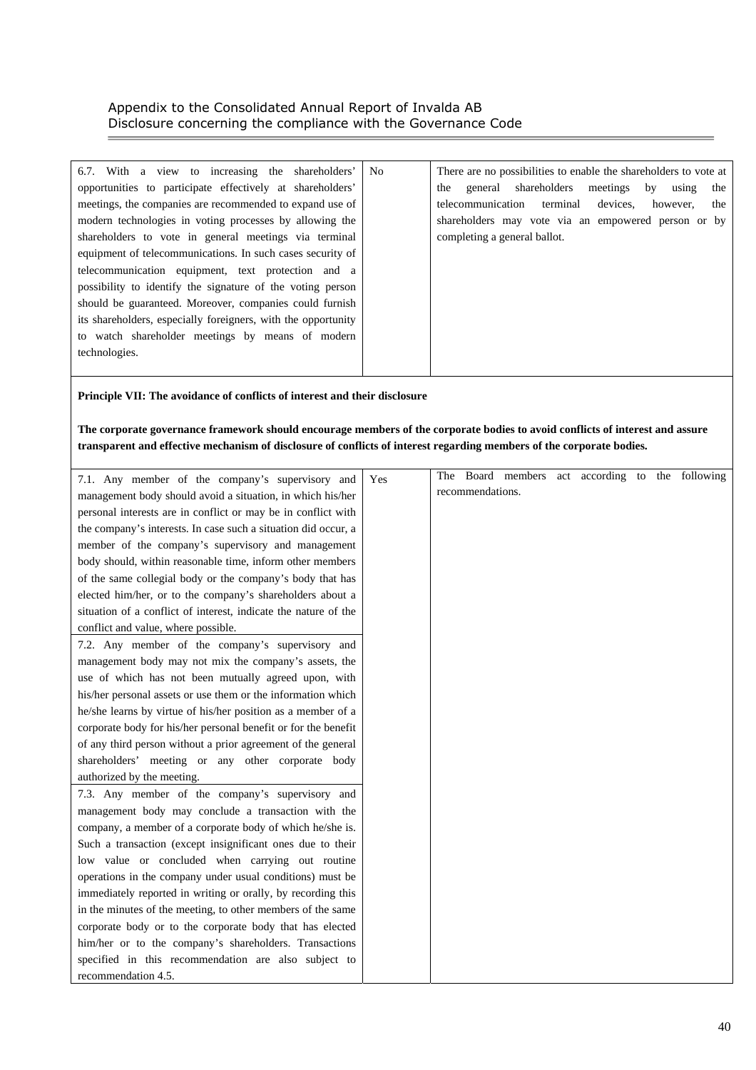| | | |
|---|---|---|
| 6.7. With a view to increasing the shareholders' opportunities to participate effectively at shareholders' meetings, the companies are recommended to expand use of modern technologies in voting processes by allowing the shareholders to vote in general meetings via terminal equipment of telecommunications. In such cases security of telecommunication equipment, text protection and a possibility to identify the signature of the voting person should be guaranteed. Moreover, companies could furnish its shareholders, especially foreigners, with the opportunity to watch shareholder meetings by means of modern technologies. | No | There are no possibilities to enable the shareholders to vote at the general shareholders meetings by using the telecommunication terminal devices, however, the shareholders may vote via an empowered person or by completing a general ballot. |

**Principle VII: The avoidance of conflicts of interest and their disclosure**

**The corporate governance framework should encourage members of the corporate bodies to avoid conflicts of interest and assure transparent and effective mechanism of disclosure of conflicts of interest regarding members of the corporate bodies.**

| | | |
|---|---|---|
| 7.1. Any member of the company's supervisory and management body should avoid a situation, in which his/her personal interests are in conflict or may be in conflict with the company's interests. In case such a situation did occur, a member of the company's supervisory and management body should, within reasonable time, inform other members of the same collegial body or the company's body that has elected him/her, or to the company's shareholders about a situation of a conflict of interest, indicate the nature of the conflict and value, where possible.<br>7.2. Any member of the company's supervisory and management body may not mix the company's assets, the use of which has not been mutually agreed upon, with his/her personal assets or use them or the information which he/she learns by virtue of his/her position as a member of a corporate body for his/her personal benefit or for the benefit of any third person without a prior agreement of the general shareholders' meeting or any other corporate body authorized by the meeting.<br>7.3. Any member of the company's supervisory and management body may conclude a transaction with the company, a member of a corporate body of which he/she is. Such a transaction (except insignificant ones due to their low value or concluded when carrying out routine operations in the company under usual conditions) must be immediately reported in writing or orally, by recording this in the minutes of the meeting, to other members of the same corporate body or to the corporate body that has elected him/her or to the company's shareholders. Transactions specified in this recommendation are also subject to recommendation 4.5. | Yes | The Board members act according to the following recommendations. |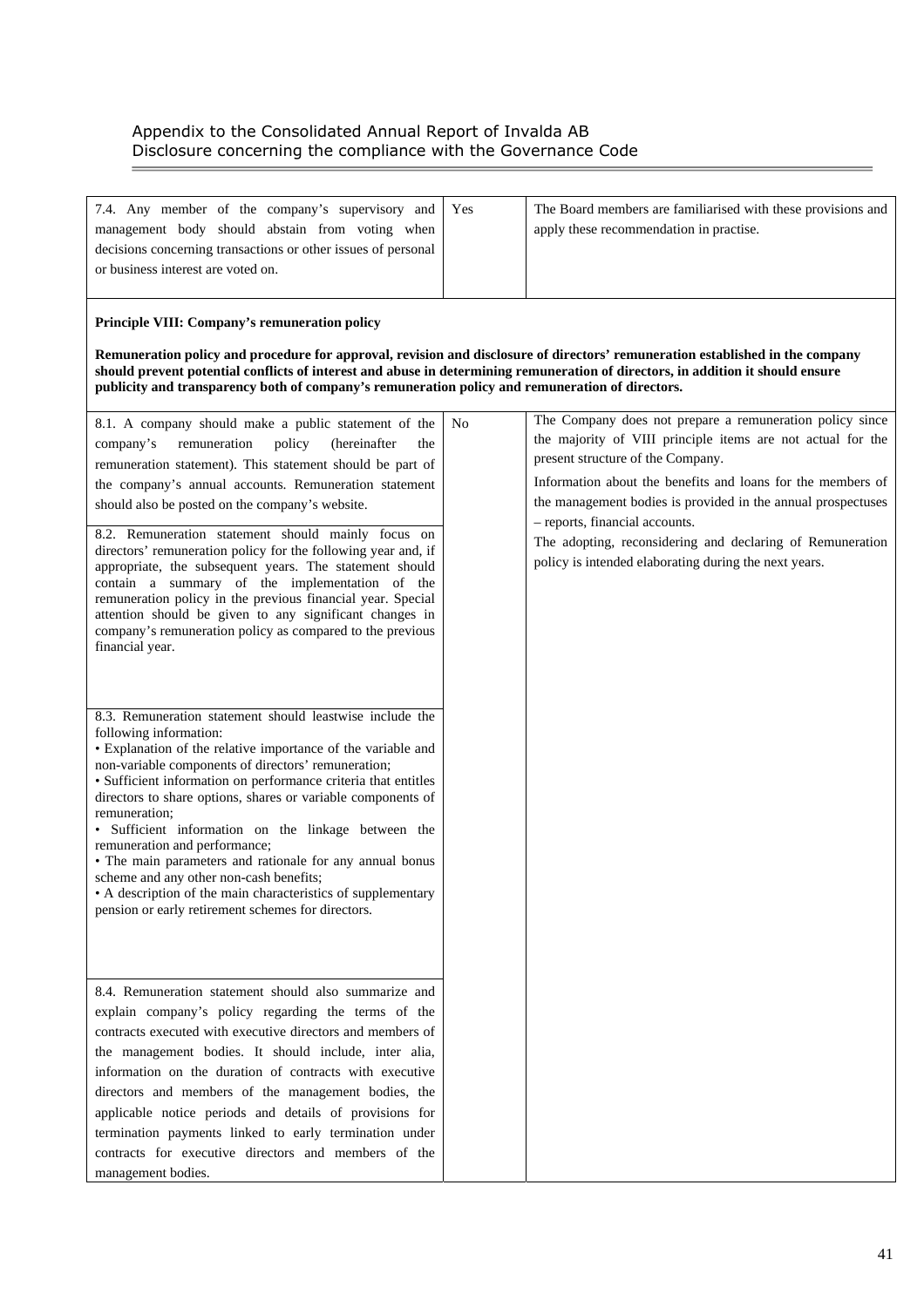Appendix to the Consolidated Annual Report of Invalda AB
Disclosure concerning the compliance with the Governance Code

| | | |
|---|---|---|
| 7.4. Any member of the company's supervisory and management body should abstain from voting when decisions concerning transactions or other issues of personal or business interest are voted on. | Yes | The Board members are familiarised with these provisions and apply these recommendation in practise. |
| **Principle VIII: Company's remuneration policy**<br><br>**Remuneration policy and procedure for approval, revision and disclosure of directors' remuneration established in the company should prevent potential conflicts of interest and abuse in determining remuneration of directors, in addition it should ensure publicity and transparency both of company's remuneration policy and remuneration of directors.** | | |
| 8.1. A company should make a public statement of the company's remuneration policy (hereinafter the remuneration statement). This statement should be part of the company's annual accounts. Remuneration statement should also be posted on the company's website. | No | The Company does not prepare a remuneration policy since the majority of VIII principle items are not actual for the present structure of the Company.<br><br>Information about the benefits and loans for the members of the management bodies is provided in the annual prospectuses – reports, financial accounts.<br><br>The adopting, reconsidering and declaring of Remuneration policy is intended elaborating during the next years. |
| 8.2. Remuneration statement should mainly focus on directors' remuneration policy for the following year and, if appropriate, the subsequent years. The statement should contain a summary of the implementation of the remuneration policy in the previous financial year. Special attention should be given to any significant changes in company's remuneration policy as compared to the previous financial year. | | |
| 8.3. Remuneration statement should leastwise include the following information:<br>• Explanation of the relative importance of the variable and non-variable components of directors' remuneration;<br>• Sufficient information on performance criteria that entitles directors to share options, shares or variable components of remuneration;<br>• Sufficient information on the linkage between the remuneration and performance;<br>• The main parameters and rationale for any annual bonus scheme and any other non-cash benefits;<br>• A description of the main characteristics of supplementary pension or early retirement schemes for directors. | | |
| 8.4. Remuneration statement should also summarize and explain company's policy regarding the terms of the contracts executed with executive directors and members of the management bodies. It should include, inter alia, information on the duration of contracts with executive directors and members of the management bodies, the applicable notice periods and details of provisions for termination payments linked to early termination under contracts for executive directors and members of the management bodies. | | |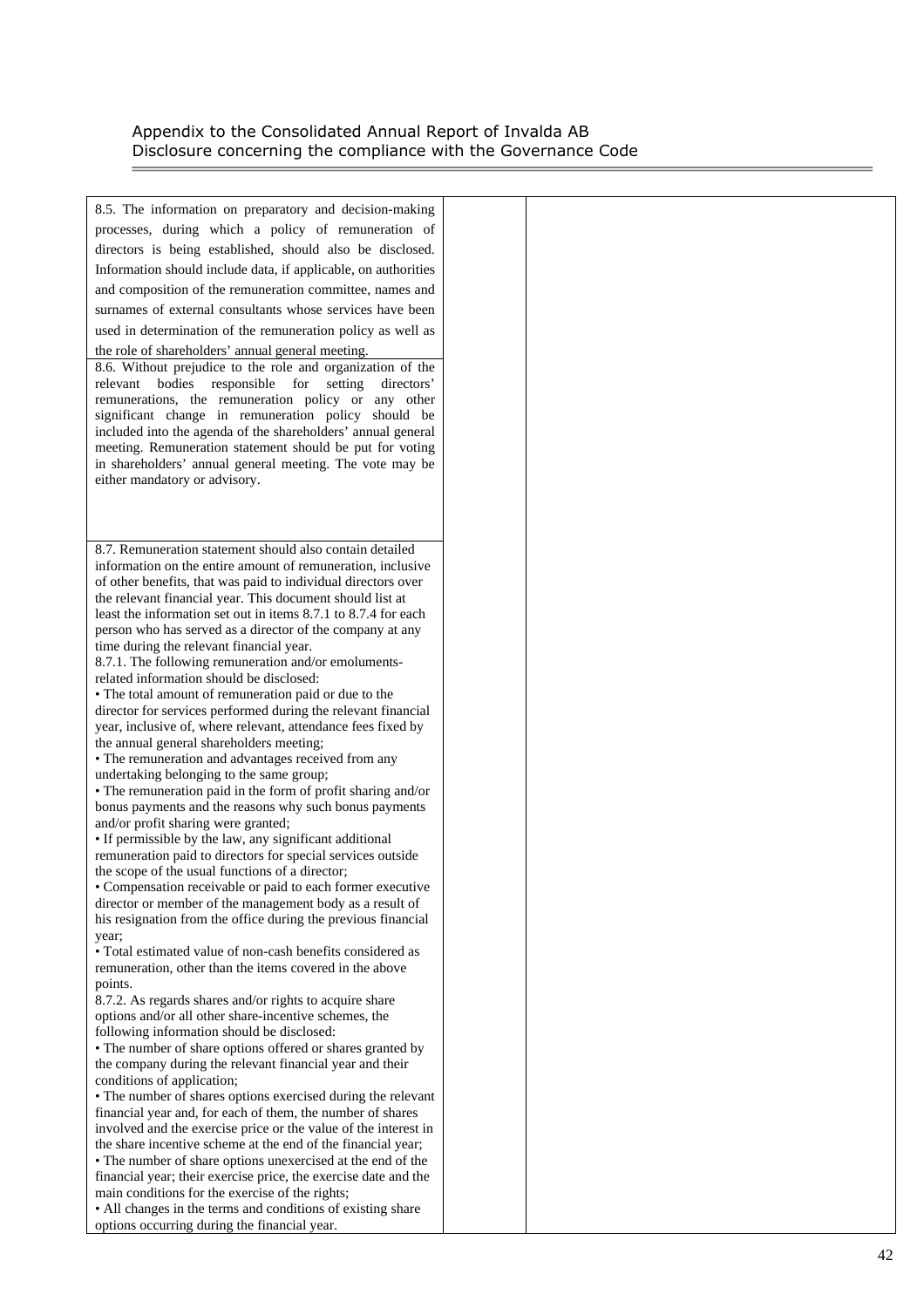| | | |
|---|---|---|
| 8.5. The information on preparatory and decision-making processes, during which a policy of remuneration of directors is being established, should also be disclosed. Information should include data, if applicable, on authorities and composition of the remuneration committee, names and surnames of external consultants whose services have been used in determination of the remuneration policy as well as the role of shareholders' annual general meeting. | | |
| 8.6. Without prejudice to the role and organization of the relevant bodies responsible for setting directors' remunerations, the remuneration policy or any other significant change in remuneration policy should be included into the agenda of the shareholders' annual general meeting. Remuneration statement should be put for voting in shareholders' annual general meeting. The vote may be either mandatory or advisory. | | |
| 8.7. Remuneration statement should also contain detailed information on the entire amount of remuneration, inclusive of other benefits, that was paid to individual directors over the relevant financial year. This document should list at least the information set out in items 8.7.1 to 8.7.4 for each person who has served as a director of the company at any time during the relevant financial year.<br>8.7.1. The following remuneration and/or emoluments-related information should be disclosed:<br>• The total amount of remuneration paid or due to the director for services performed during the relevant financial year, inclusive of, where relevant, attendance fees fixed by the annual general shareholders meeting;<br>• The remuneration and advantages received from any undertaking belonging to the same group;<br>• The remuneration paid in the form of profit sharing and/or bonus payments and the reasons why such bonus payments and/or profit sharing were granted;<br>• If permissible by the law, any significant additional remuneration paid to directors for special services outside the scope of the usual functions of a director;<br>• Compensation receivable or paid to each former executive director or member of the management body as a result of his resignation from the office during the previous financial year;<br>• Total estimated value of non-cash benefits considered as remuneration, other than the items covered in the above points.<br>8.7.2. As regards shares and/or rights to acquire share options and/or all other share-incentive schemes, the following information should be disclosed:<br>• The number of share options offered or shares granted by the company during the relevant financial year and their conditions of application;<br>• The number of shares options exercised during the relevant financial year and, for each of them, the number of shares involved and the exercise price or the value of the interest in the share incentive scheme at the end of the financial year;<br>• The number of share options unexercised at the end of the financial year; their exercise price, the exercise date and the main conditions for the exercise of the rights;<br>• All changes in the terms and conditions of existing share options occurring during the financial year. | | |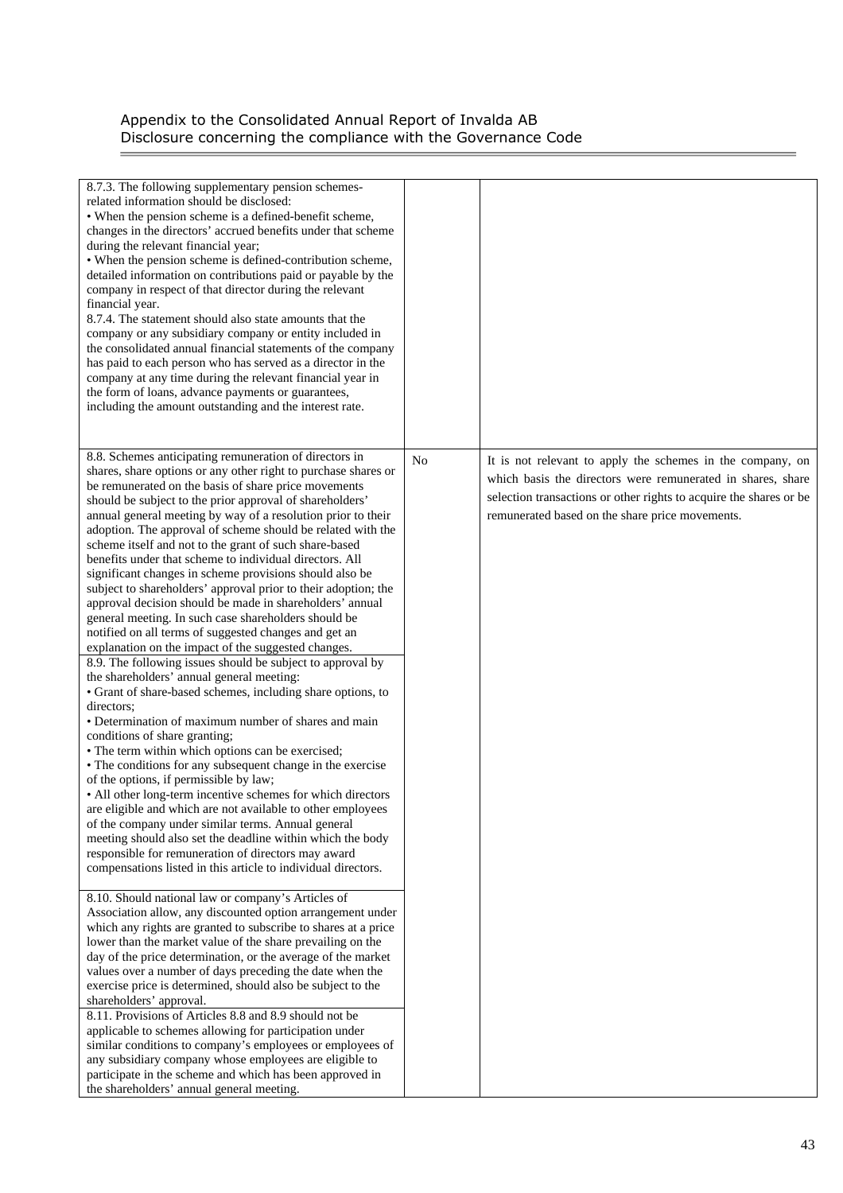| | | |
|---|---|---|
| 8.7.3. The following supplementary pension schemes-related information should be disclosed:<br>• When the pension scheme is a defined-benefit scheme, changes in the directors' accrued benefits under that scheme during the relevant financial year;<br>• When the pension scheme is defined-contribution scheme, detailed information on contributions paid or payable by the company in respect of that director during the relevant financial year.<br>8.7.4. The statement should also state amounts that the company or any subsidiary company or entity included in the consolidated annual financial statements of the company has paid to each person who has served as a director in the company at any time during the relevant financial year in the form of loans, advance payments or guarantees, including the amount outstanding and the interest rate. | | |
| 8.8. Schemes anticipating remuneration of directors in shares, share options or any other right to purchase shares or be remunerated on the basis of share price movements should be subject to the prior approval of shareholders' annual general meeting by way of a resolution prior to their adoption. The approval of scheme should be related with the scheme itself and not to the grant of such share-based benefits under that scheme to individual directors. All significant changes in scheme provisions should also be subject to shareholders' approval prior to their adoption; the approval decision should be made in shareholders' annual general meeting. In such case shareholders should be notified on all terms of suggested changes and get an explanation on the impact of the suggested changes.<br>8.9. The following issues should be subject to approval by the shareholders' annual general meeting:<br>• Grant of share-based schemes, including share options, to directors;<br>• Determination of maximum number of shares and main conditions of share granting;<br>• The term within which options can be exercised;<br>• The conditions for any subsequent change in the exercise of the options, if permissible by law;<br>• All other long-term incentive schemes for which directors are eligible and which are not available to other employees of the company under similar terms. Annual general meeting should also set the deadline within which the body responsible for remuneration of directors may award compensations listed in this article to individual directors.<br><br>8.10. Should national law or company's Articles of Association allow, any discounted option arrangement under which any rights are granted to subscribe to shares at a price lower than the market value of the share prevailing on the day of the price determination, or the average of the market values over a number of days preceding the date when the exercise price is determined, should also be subject to the shareholders' approval.<br>8.11. Provisions of Articles 8.8 and 8.9 should not be applicable to schemes allowing for participation under similar conditions to company's employees or employees of any subsidiary company whose employees are eligible to participate in the scheme and which has been approved in the shareholders' annual general meeting. | No | It is not relevant to apply the schemes in the company, on which basis the directors were remunerated in shares, share selection transactions or other rights to acquire the shares or be remunerated based on the share price movements. |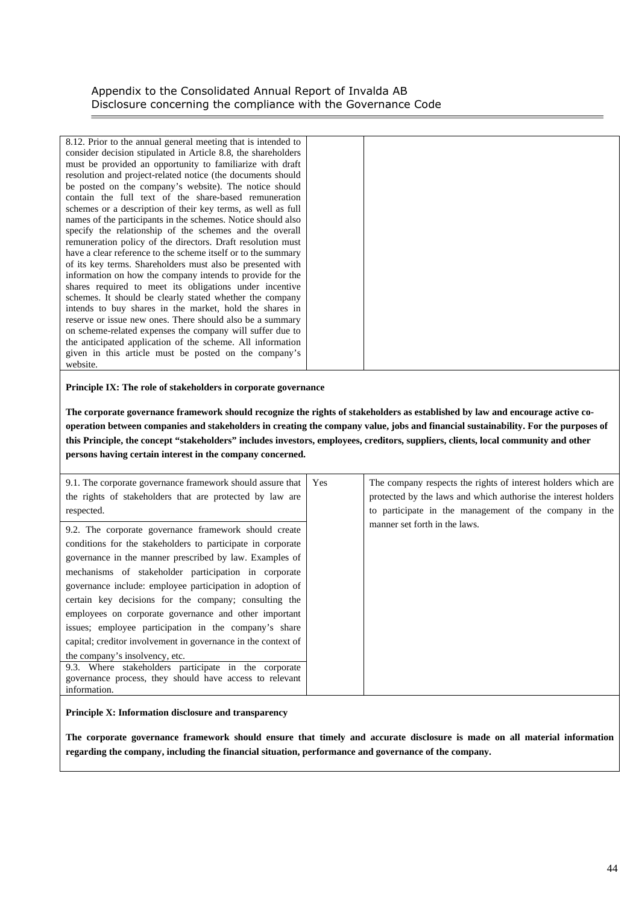| | | |
|---|---|---|
| 8.12. Prior to the annual general meeting that is intended to consider decision stipulated in Article 8.8, the shareholders must be provided an opportunity to familiarize with draft resolution and project-related notice (the documents should be posted on the company's website). The notice should contain the full text of the share-based remuneration schemes or a description of their key terms, as well as full names of the participants in the schemes. Notice should also specify the relationship of the schemes and the overall remuneration policy of the directors. Draft resolution must have a clear reference to the scheme itself or to the summary of its key terms. Shareholders must also be presented with information on how the company intends to provide for the shares required to meet its obligations under incentive schemes. It should be clearly stated whether the company intends to buy shares in the market, hold the shares in reserve or issue new ones. There should also be a summary on scheme-related expenses the company will suffer due to the anticipated application of the scheme. All information given in this article must be posted on the company's website. | | |

**Principle IX: The role of stakeholders in corporate governance**

**The corporate governance framework should recognize the rights of stakeholders as established by law and encourage active co-operation between companies and stakeholders in creating the company value, jobs and financial sustainability. For the purposes of this Principle, the concept "stakeholders" includes investors, employees, creditors, suppliers, clients, local community and other persons having certain interest in the company concerned.**

| | | |
|---|---|---|
| 9.1. The corporate governance framework should assure that the rights of stakeholders that are protected by law are respected. | Yes | The company respects the rights of interest holders which are protected by the laws and which authorise the interest holders to participate in the management of the company in the manner set forth in the laws. |
| 9.2. The corporate governance framework should create conditions for the stakeholders to participate in corporate governance in the manner prescribed by law. Examples of mechanisms of stakeholder participation in corporate governance include: employee participation in adoption of certain key decisions for the company; consulting the employees on corporate governance and other important issues; employee participation in the company's share capital; creditor involvement in governance in the context of the company's insolvency, etc. | | |
| 9.3. Where stakeholders participate in the corporate governance process, they should have access to relevant information. | | |

**Principle X: Information disclosure and transparency**

**The corporate governance framework should ensure that timely and accurate disclosure is made on all material information regarding the company, including the financial situation, performance and governance of the company.**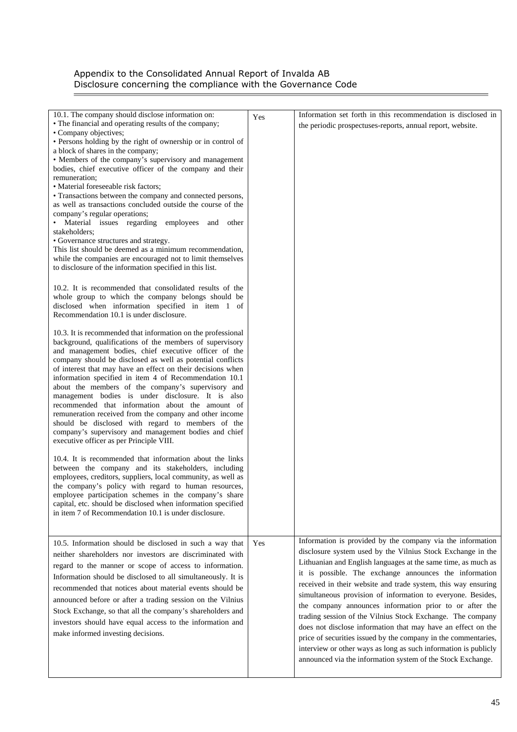Appendix to the Consolidated Annual Report of Invalda AB
Disclosure concerning the compliance with the Governance Code

| | | |
|---|---|---|
| 10.1. The company should disclose information on:<br>• The financial and operating results of the company;<br>• Company objectives;<br>• Persons holding by the right of ownership or in control of a block of shares in the company;<br>• Members of the company's supervisory and management bodies, chief executive officer of the company and their remuneration;<br>• Material foreseeable risk factors;<br>• Transactions between the company and connected persons, as well as transactions concluded outside the course of the company's regular operations;<br>• Material issues regarding employees and other stakeholders;<br>• Governance structures and strategy.<br>This list should be deemed as a minimum recommendation, while the companies are encouraged not to limit themselves to disclosure of the information specified in this list.<br><br>10.2. It is recommended that consolidated results of the whole group to which the company belongs should be disclosed when information specified in item 1 of Recommendation 10.1 is under disclosure.<br><br>10.3. It is recommended that information on the professional background, qualifications of the members of supervisory and management bodies, chief executive officer of the company should be disclosed as well as potential conflicts of interest that may have an effect on their decisions when information specified in item 4 of Recommendation 10.1 about the members of the company's supervisory and management bodies is under disclosure. It is also recommended that information about the amount of remuneration received from the company and other income should be disclosed with regard to members of the company's supervisory and management bodies and chief executive officer as per Principle VIII.<br><br>10.4. It is recommended that information about the links between the company and its stakeholders, including employees, creditors, suppliers, local community, as well as the company's policy with regard to human resources, employee participation schemes in the company's share capital, etc. should be disclosed when information specified in item 7 of Recommendation 10.1 is under disclosure. | Yes | Information set forth in this recommendation is disclosed in the periodic prospectuses-reports, annual report, website. |
| 10.5. Information should be disclosed in such a way that neither shareholders nor investors are discriminated with regard to the manner or scope of access to information. Information should be disclosed to all simultaneously. It is recommended that notices about material events should be announced before or after a trading session on the Vilnius Stock Exchange, so that all the company's shareholders and investors should have equal access to the information and make informed investing decisions. | Yes | Information is provided by the company via the information disclosure system used by the Vilnius Stock Exchange in the Lithuanian and English languages at the same time, as much as it is possible. The exchange announces the information received in their website and trade system, this way ensuring simultaneous provision of information to everyone. Besides, the company announces information prior to or after the trading session of the Vilnius Stock Exchange. The company does not disclose information that may have an effect on the price of securities issued by the company in the commentaries, interview or other ways as long as such information is publicly announced via the information system of the Stock Exchange. |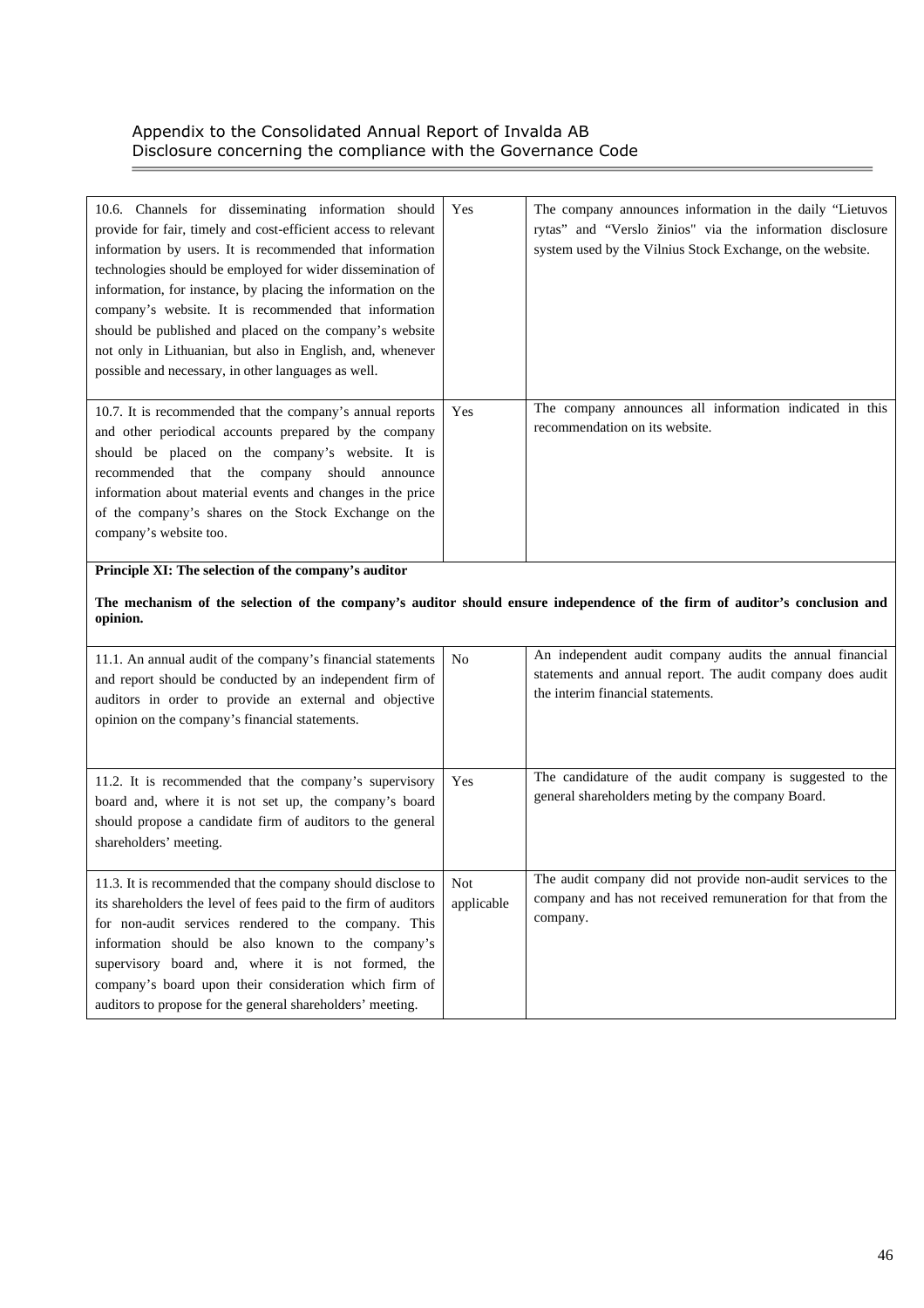| | | |
|---|---|---|
| 10.6. Channels for disseminating information should provide for fair, timely and cost-efficient access to relevant information by users. It is recommended that information technologies should be employed for wider dissemination of information, for instance, by placing the information on the company's website. It is recommended that information should be published and placed on the company's website not only in Lithuanian, but also in English, and, whenever possible and necessary, in other languages as well. | Yes | The company announces information in the daily "Lietuvos rytas" and "Verslo žinios" via the information disclosure system used by the Vilnius Stock Exchange, on the website. |
| 10.7. It is recommended that the company's annual reports and other periodical accounts prepared by the company should be placed on the company's website. It is recommended that the company should announce information about material events and changes in the price of the company's shares on the Stock Exchange on the company's website too. | Yes | The company announces all information indicated in this recommendation on its website. |
| **Principle XI: The selection of the company's auditor**<br><br>**The mechanism of the selection of the company's auditor should ensure independence of the firm of auditor's conclusion and opinion.** | | |
| 11.1. An annual audit of the company's financial statements and report should be conducted by an independent firm of auditors in order to provide an external and objective opinion on the company's financial statements. | No | An independent audit company audits the annual financial statements and annual report. The audit company does audit the interim financial statements. |
| 11.2. It is recommended that the company's supervisory board and, where it is not set up, the company's board should propose a candidate firm of auditors to the general shareholders' meeting. | Yes | The candidature of the audit company is suggested to the general shareholders meting by the company Board. |
| 11.3. It is recommended that the company should disclose to its shareholders the level of fees paid to the firm of auditors for non-audit services rendered to the company. This information should be also known to the company's supervisory board and, where it is not formed, the company's board upon their consideration which firm of auditors to propose for the general shareholders' meeting. | Not applicable | The audit company did not provide non-audit services to the company and has not received remuneration for that from the company. |